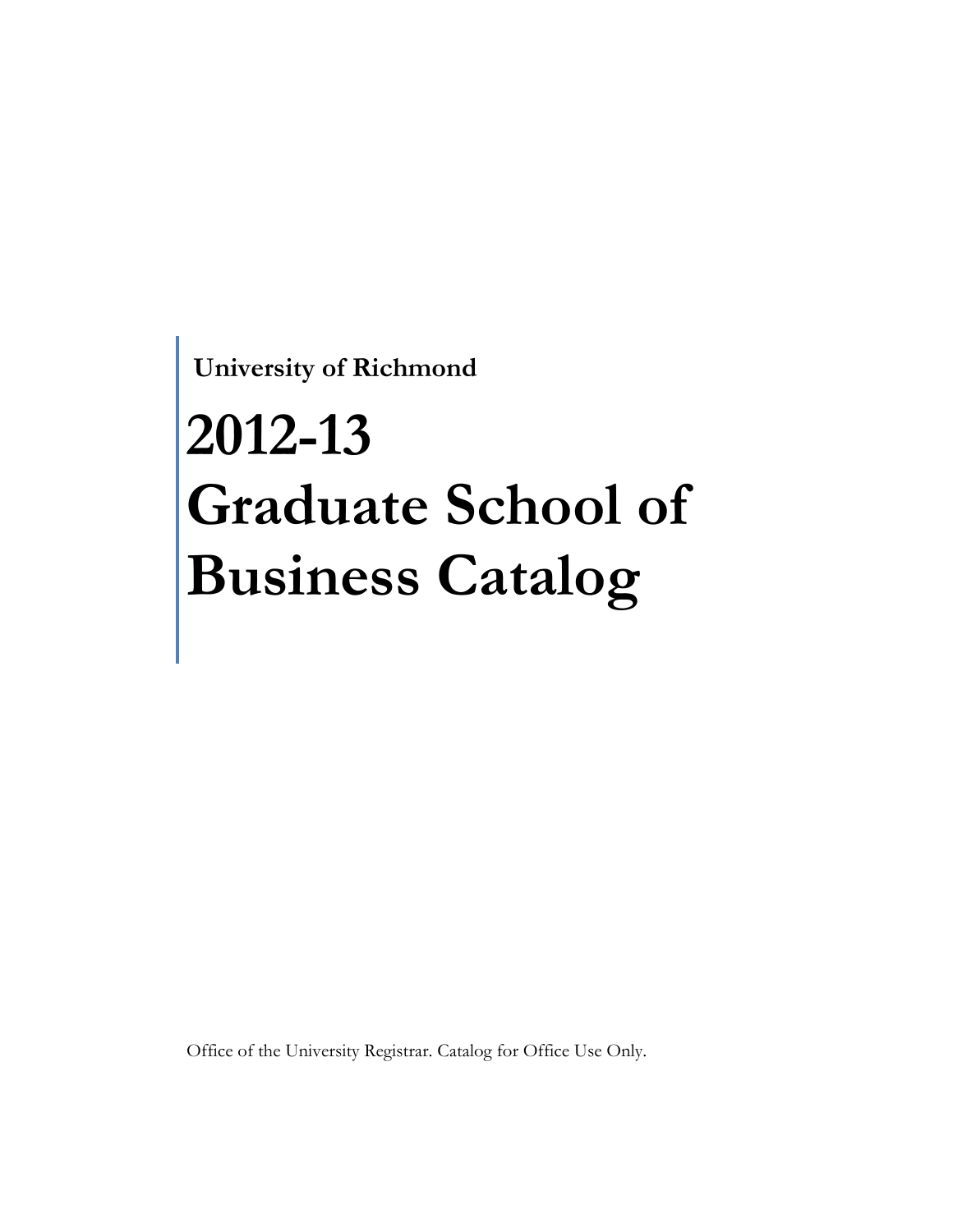**University of Richmond**

# 2012-13 Graduate School of Business Catalog

Office of the University Registrar. Catalog for Office Use Only.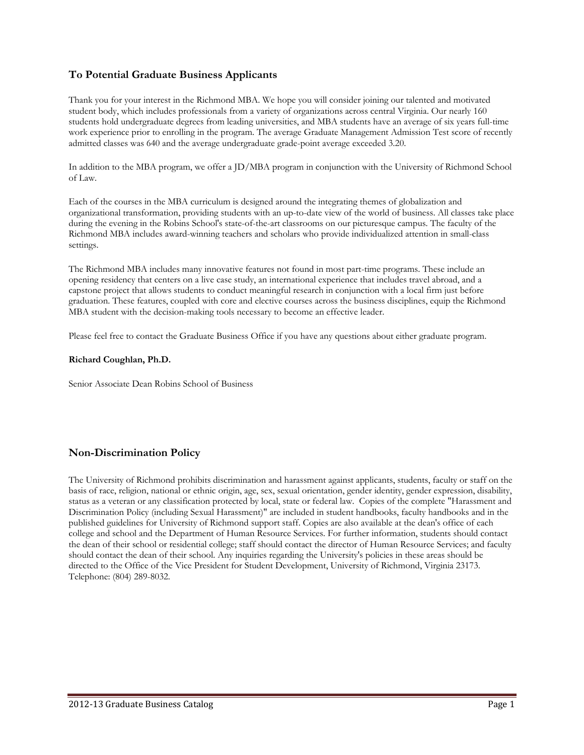## To Potential Graduate Business Applicants

Thank you for your interest in the Richmond MBA. We hope you will consider joining our talented and motivated student body, which includes professionals from a variety of organizations across central Virginia. Our nearly 160 students hold undergraduate degrees from leading universities, and MBA students have an average of six years full-time work experience prior to enrolling in the program. The average Graduate Management Admission Test score of recently admitted classes was 640 and the average undergraduate grade-point average exceeded 3.20.

In addition to the MBA program, we offer a JD/MBA program in conjunction with the University of Richmond School of Law.

Each of the courses in the MBA curriculum is designed around the integrating themes of globalization and organizational transformation, providing students with an up-to-date view of the world of business. All classes take place during the evening in the Robins School's state-of-the-art classrooms on our picturesque campus. The faculty of the Richmond MBA includes award-winning teachers and scholars who provide individualized attention in small-class settings.

The Richmond MBA includes many innovative features not found in most part-time programs. These include an opening residency that centers on a live case study, an international experience that includes travel abroad, and a capstone project that allows students to conduct meaningful research in conjunction with a local firm just before graduation. These features, coupled with core and elective courses across the business disciplines, equip the Richmond MBA student with the decision-making tools necessary to become an effective leader.

Please feel free to contact the Graduate Business Office if you have any questions about either graduate program.

**Richard Coughlan, Ph.D.**

Senior Associate Dean Robins School of Business

## Non-Discrimination Policy

The University of Richmond prohibits discrimination and harassment against applicants, students, faculty or staff on the basis of race, religion, national or ethnic origin, age, sex, sexual orientation, gender identity, gender expression, disability, status as a veteran or any classification protected by local, state or federal law. Copies of the complete "Harassment and Discrimination Policy (including Sexual Harassment)" are included in student handbooks, faculty handbooks and in the published guidelines for University of Richmond support staff. Copies are also available at the dean's office of each college and school and the Department of Human Resource Services. For further information, students should contact the dean of their school or residential college; staff should contact the director of Human Resource Services; and faculty should contact the dean of their school. Any inquiries regarding the University's policies in these areas should be directed to the Office of the Vice President for Student Development, University of Richmond, Virginia 23173. Telephone: (804) 289-8032.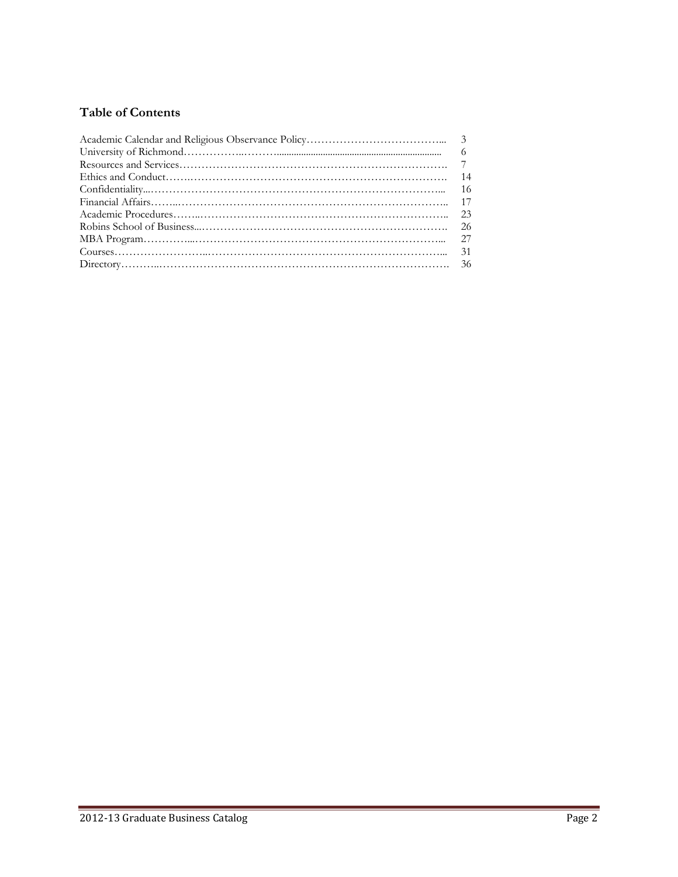## Table of Contents

| | |
|---|---|
| Academic Calendar and Religious Observance Policy | 3 |
| University of Richmond | 6 |
| Resources and Services | 7 |
| Ethics and Conduct | 14 |
| Confidentiality | 16 |
| Financial Affairs | 17 |
| Academic Procedures | 23 |
| Robins School of Business | 26 |
| MBA Program | 27 |
| Courses | 31 |
| Directory | 36 |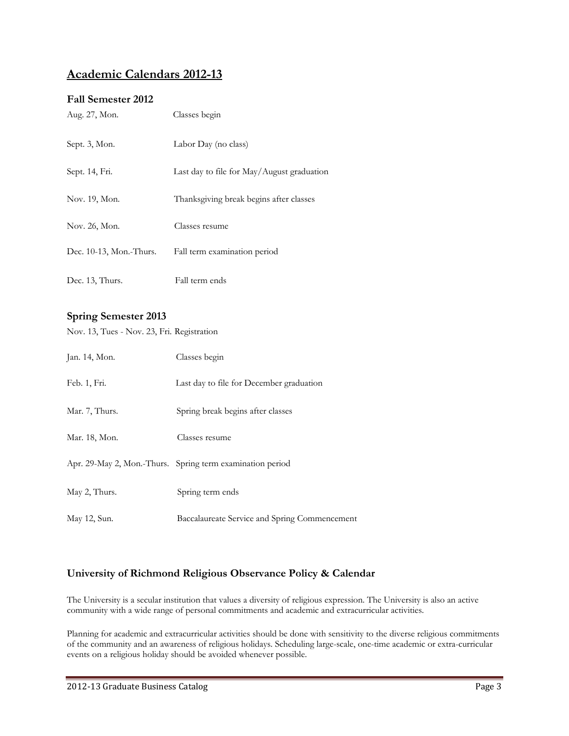# Academic Calendars 2012-13

### Fall Semester 2012

| | |
|---|---|
| Aug. 27, Mon. | Classes begin |
| Sept. 3, Mon. | Labor Day (no class) |
| Sept. 14, Fri. | Last day to file for May/August graduation |
| Nov. 19, Mon. | Thanksgiving break begins after classes |
| Nov. 26, Mon. | Classes resume |
| Dec. 10-13, Mon.-Thurs. | Fall term examination period |
| Dec. 13, Thurs. | Fall term ends |

### Spring Semester 2013

Nov. 13, Tues - Nov. 23, Fri. Registration

| | |
|---|---|
| Jan. 14, Mon. | Classes begin |
| Feb. 1, Fri. | Last day to file for December graduation |
| Mar. 7, Thurs. | Spring break begins after classes |
| Mar. 18, Mon. | Classes resume |
| Apr. 29-May 2, Mon.-Thurs. | Spring term examination period |
| May 2, Thurs. | Spring term ends |
| May 12, Sun. | Baccalaureate Service and Spring Commencement |

### University of Richmond Religious Observance Policy & Calendar

The University is a secular institution that values a diversity of religious expression. The University is also an active community with a wide range of personal commitments and academic and extracurricular activities.

Planning for academic and extracurricular activities should be done with sensitivity to the diverse religious commitments of the community and an awareness of religious holidays. Scheduling large-scale, one-time academic or extra-curricular events on a religious holiday should be avoided whenever possible.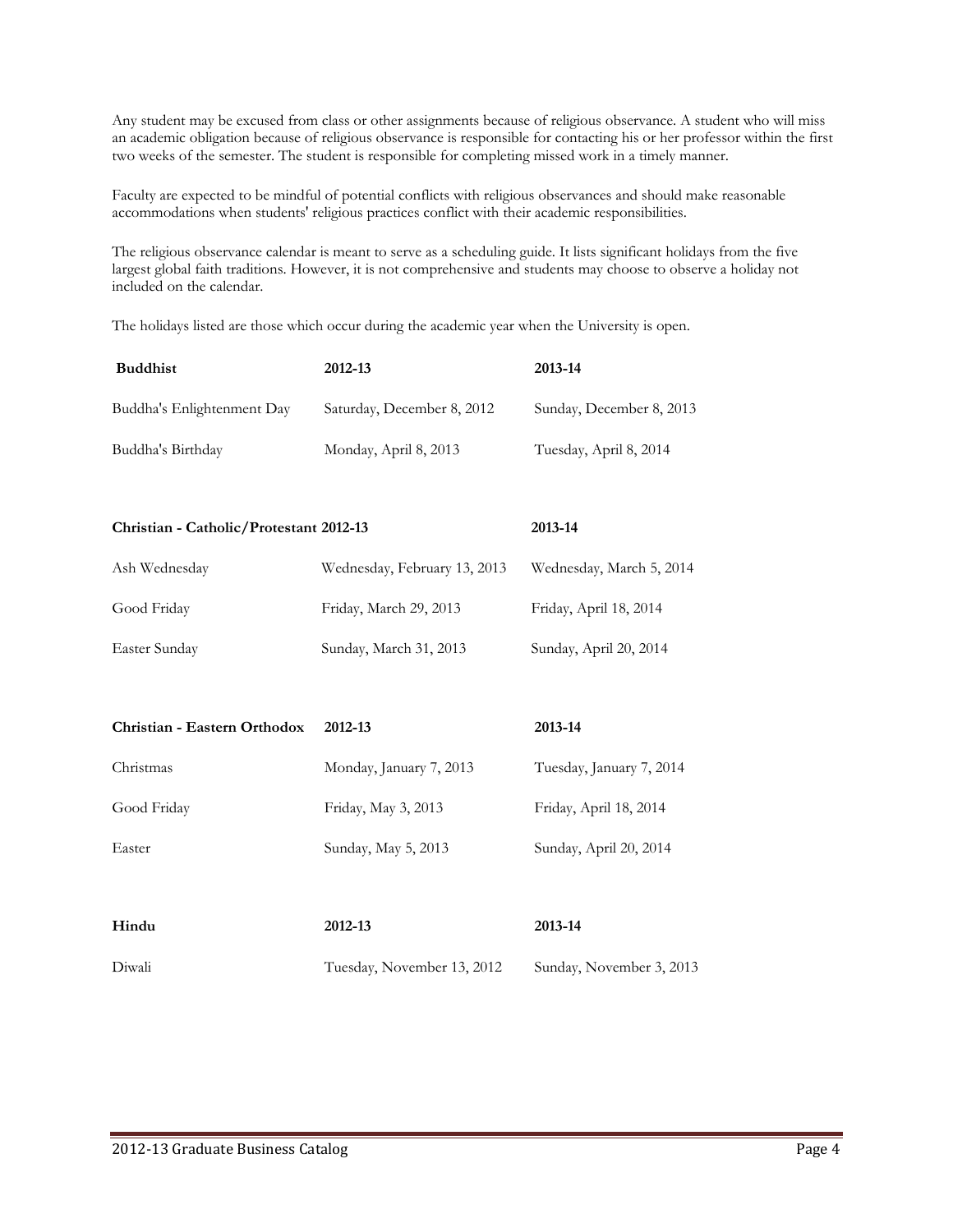Any student may be excused from class or other assignments because of religious observance. A student who will miss an academic obligation because of religious observance is responsible for contacting his or her professor within the first two weeks of the semester. The student is responsible for completing missed work in a timely manner.

Faculty are expected to be mindful of potential conflicts with religious observances and should make reasonable accommodations when students' religious practices conflict with their academic responsibilities.

The religious observance calendar is meant to serve as a scheduling guide. It lists significant holidays from the five largest global faith traditions. However, it is not comprehensive and students may choose to observe a holiday not included on the calendar.

The holidays listed are those which occur during the academic year when the University is open.

| **Buddhist** | **2012-13** | **2013-14** |
|---|---|---|
| Buddha's Enlightenment Day | Saturday, December 8, 2012 | Sunday, December 8, 2013 |
| Buddha's Birthday | Monday, April 8, 2013 | Tuesday, April 8, 2014 |

| **Christian - Catholic/Protestant** | **2012-13** | **2013-14** |
|---|---|---|
| Ash Wednesday | Wednesday, February 13, 2013 | Wednesday, March 5, 2014 |
| Good Friday | Friday, March 29, 2013 | Friday, April 18, 2014 |
| Easter Sunday | Sunday, March 31, 2013 | Sunday, April 20, 2014 |

| **Christian - Eastern Orthodox** | **2012-13** | **2013-14** |
|---|---|---|
| Christmas | Monday, January 7, 2013 | Tuesday, January 7, 2014 |
| Good Friday | Friday, May 3, 2013 | Friday, April 18, 2014 |
| Easter | Sunday, May 5, 2013 | Sunday, April 20, 2014 |

| **Hindu** | **2012-13** | **2013-14** |
|---|---|---|
| Diwali | Tuesday, November 13, 2012 | Sunday, November 3, 2013 |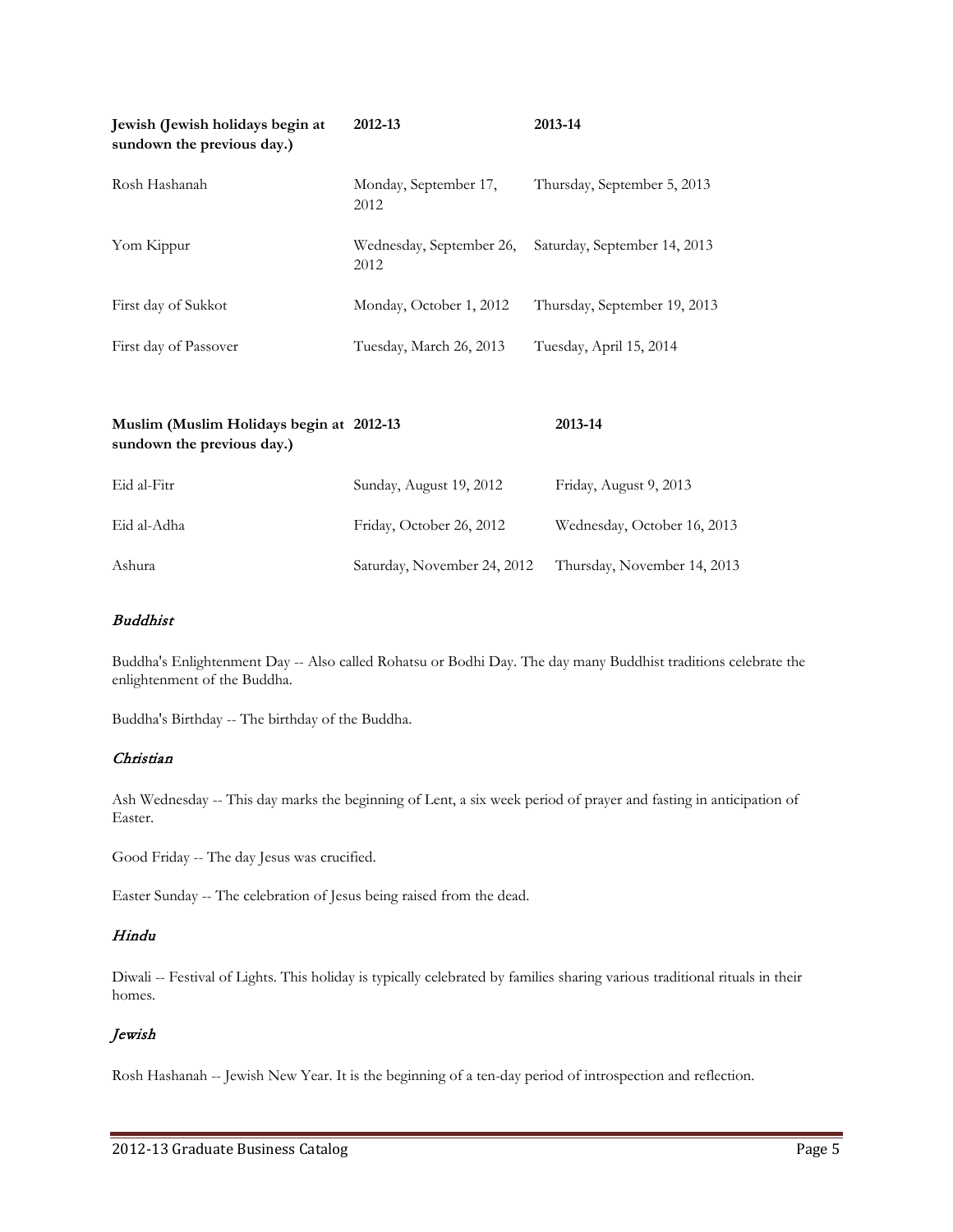| Jewish (Jewish holidays begin at sundown the previous day.) | 2012-13 | 2013-14 |
| --- | --- | --- |
| Rosh Hashanah | Monday, September 17, 2012 | Thursday, September 5, 2013 |
| Yom Kippur | Wednesday, September 26, 2012 | Saturday, September 14, 2013 |
| First day of Sukkot | Monday, October 1, 2012 | Thursday, September 19, 2013 |
| First day of Passover | Tuesday, March 26, 2013 | Tuesday, April 15, 2014 |

| Muslim (Muslim Holidays begin at sundown the previous day.) | 2012-13 | 2013-14 |
| --- | --- | --- |
| Eid al-Fitr | Sunday, August 19, 2012 | Friday, August 9, 2013 |
| Eid al-Adha | Friday, October 26, 2012 | Wednesday, October 16, 2013 |
| Ashura | Saturday, November 24, 2012 | Thursday, November 14, 2013 |

### *Buddhist*

Buddha's Enlightenment Day -- Also called Rohatsu or Bodhi Day. The day many Buddhist traditions celebrate the enlightenment of the Buddha.

Buddha's Birthday -- The birthday of the Buddha.

### *Christian*

Ash Wednesday -- This day marks the beginning of Lent, a six week period of prayer and fasting in anticipation of Easter.

Good Friday -- The day Jesus was crucified.

Easter Sunday -- The celebration of Jesus being raised from the dead.

### *Hindu*

Diwali -- Festival of Lights. This holiday is typically celebrated by families sharing various traditional rituals in their homes.

### *Jewish*

Rosh Hashanah -- Jewish New Year. It is the beginning of a ten-day period of introspection and reflection.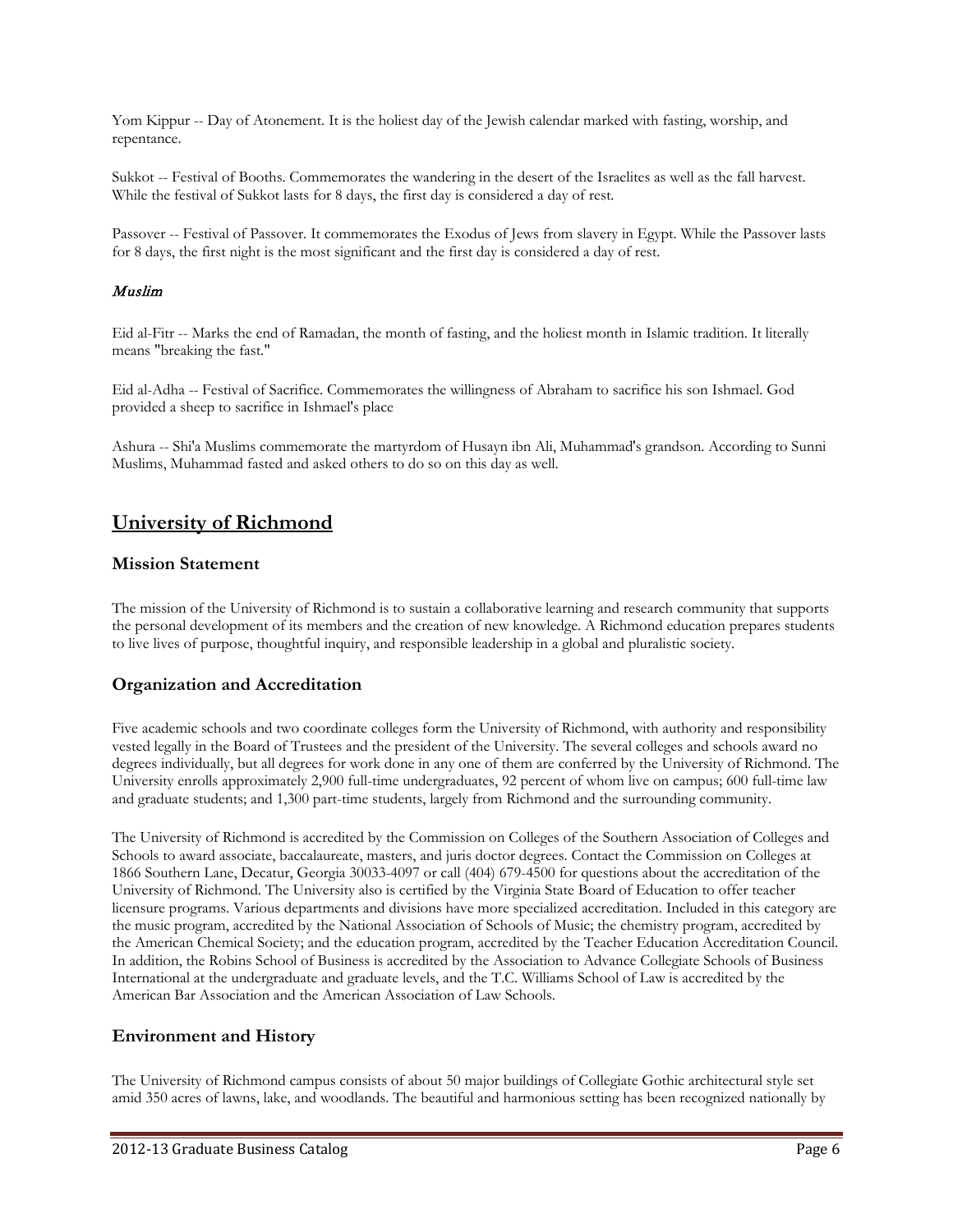Yom Kippur -- Day of Atonement. It is the holiest day of the Jewish calendar marked with fasting, worship, and repentance.

Sukkot -- Festival of Booths. Commemorates the wandering in the desert of the Israelites as well as the fall harvest. While the festival of Sukkot lasts for 8 days, the first day is considered a day of rest.

Passover -- Festival of Passover. It commemorates the Exodus of Jews from slavery in Egypt. While the Passover lasts for 8 days, the first night is the most significant and the first day is considered a day of rest.

*Muslim*

Eid al-Fitr -- Marks the end of Ramadan, the month of fasting, and the holiest month in Islamic tradition. It literally means "breaking the fast."

Eid al-Adha -- Festival of Sacrifice. Commemorates the willingness of Abraham to sacrifice his son Ishmael. God provided a sheep to sacrifice in Ishmael's place

Ashura -- Shi'a Muslims commemorate the martyrdom of Husayn ibn Ali, Muhammad's grandson. According to Sunni Muslims, Muhammad fasted and asked others to do so on this day as well.

# University of Richmond

## Mission Statement

The mission of the University of Richmond is to sustain a collaborative learning and research community that supports the personal development of its members and the creation of new knowledge. A Richmond education prepares students to live lives of purpose, thoughtful inquiry, and responsible leadership in a global and pluralistic society.

## Organization and Accreditation

Five academic schools and two coordinate colleges form the University of Richmond, with authority and responsibility vested legally in the Board of Trustees and the president of the University. The several colleges and schools award no degrees individually, but all degrees for work done in any one of them are conferred by the University of Richmond. The University enrolls approximately 2,900 full-time undergraduates, 92 percent of whom live on campus; 600 full-time law and graduate students; and 1,300 part-time students, largely from Richmond and the surrounding community.

The University of Richmond is accredited by the Commission on Colleges of the Southern Association of Colleges and Schools to award associate, baccalaureate, masters, and juris doctor degrees. Contact the Commission on Colleges at 1866 Southern Lane, Decatur, Georgia 30033-4097 or call (404) 679-4500 for questions about the accreditation of the University of Richmond. The University also is certified by the Virginia State Board of Education to offer teacher licensure programs. Various departments and divisions have more specialized accreditation. Included in this category are the music program, accredited by the National Association of Schools of Music; the chemistry program, accredited by the American Chemical Society; and the education program, accredited by the Teacher Education Accreditation Council. In addition, the Robins School of Business is accredited by the Association to Advance Collegiate Schools of Business International at the undergraduate and graduate levels, and the T.C. Williams School of Law is accredited by the American Bar Association and the American Association of Law Schools.

## Environment and History

The University of Richmond campus consists of about 50 major buildings of Collegiate Gothic architectural style set amid 350 acres of lawns, lake, and woodlands. The beautiful and harmonious setting has been recognized nationally by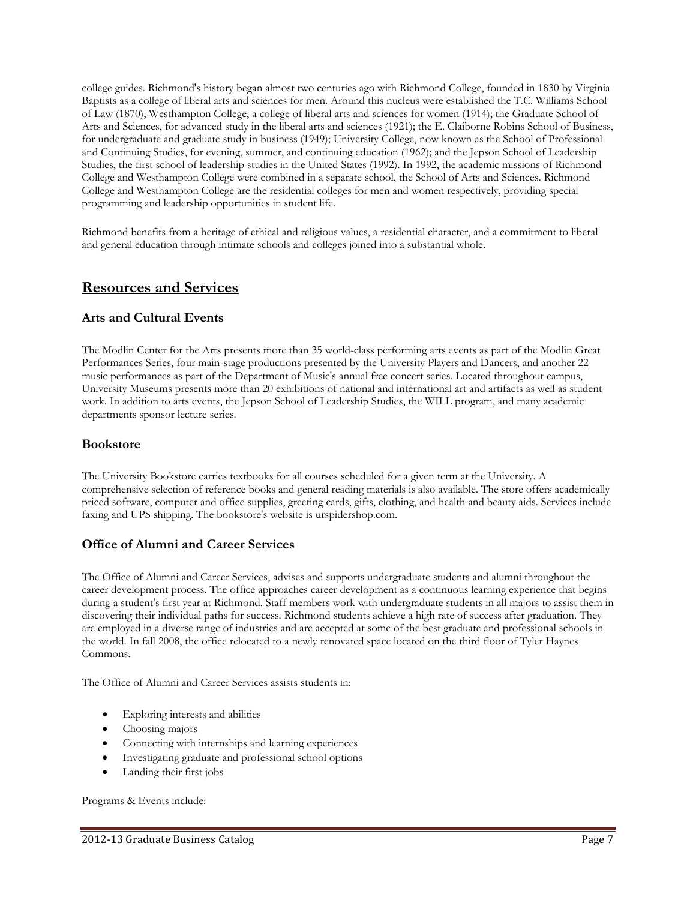college guides. Richmond's history began almost two centuries ago with Richmond College, founded in 1830 by Virginia Baptists as a college of liberal arts and sciences for men. Around this nucleus were established the T.C. Williams School of Law (1870); Westhampton College, a college of liberal arts and sciences for women (1914); the Graduate School of Arts and Sciences, for advanced study in the liberal arts and sciences (1921); the E. Claiborne Robins School of Business, for undergraduate and graduate study in business (1949); University College, now known as the School of Professional and Continuing Studies, for evening, summer, and continuing education (1962); and the Jepson School of Leadership Studies, the first school of leadership studies in the United States (1992). In 1992, the academic missions of Richmond College and Westhampton College were combined in a separate school, the School of Arts and Sciences. Richmond College and Westhampton College are the residential colleges for men and women respectively, providing special programming and leadership opportunities in student life.

Richmond benefits from a heritage of ethical and religious values, a residential character, and a commitment to liberal and general education through intimate schools and colleges joined into a substantial whole.

## Resources and Services

### Arts and Cultural Events

The Modlin Center for the Arts presents more than 35 world-class performing arts events as part of the Modlin Great Performances Series, four main-stage productions presented by the University Players and Dancers, and another 22 music performances as part of the Department of Music's annual free concert series. Located throughout campus, University Museums presents more than 20 exhibitions of national and international art and artifacts as well as student work. In addition to arts events, the Jepson School of Leadership Studies, the WILL program, and many academic departments sponsor lecture series.

### Bookstore

The University Bookstore carries textbooks for all courses scheduled for a given term at the University. A comprehensive selection of reference books and general reading materials is also available. The store offers academically priced software, computer and office supplies, greeting cards, gifts, clothing, and health and beauty aids. Services include faxing and UPS shipping. The bookstore's website is urspidershop.com.

### Office of Alumni and Career Services

The Office of Alumni and Career Services, advises and supports undergraduate students and alumni throughout the career development process. The office approaches career development as a continuous learning experience that begins during a student's first year at Richmond. Staff members work with undergraduate students in all majors to assist them in discovering their individual paths for success. Richmond students achieve a high rate of success after graduation. They are employed in a diverse range of industries and are accepted at some of the best graduate and professional schools in the world. In fall 2008, the office relocated to a newly renovated space located on the third floor of Tyler Haynes Commons.

The Office of Alumni and Career Services assists students in:

- Exploring interests and abilities
- Choosing majors
- Connecting with internships and learning experiences
- Investigating graduate and professional school options
- Landing their first jobs

Programs & Events include: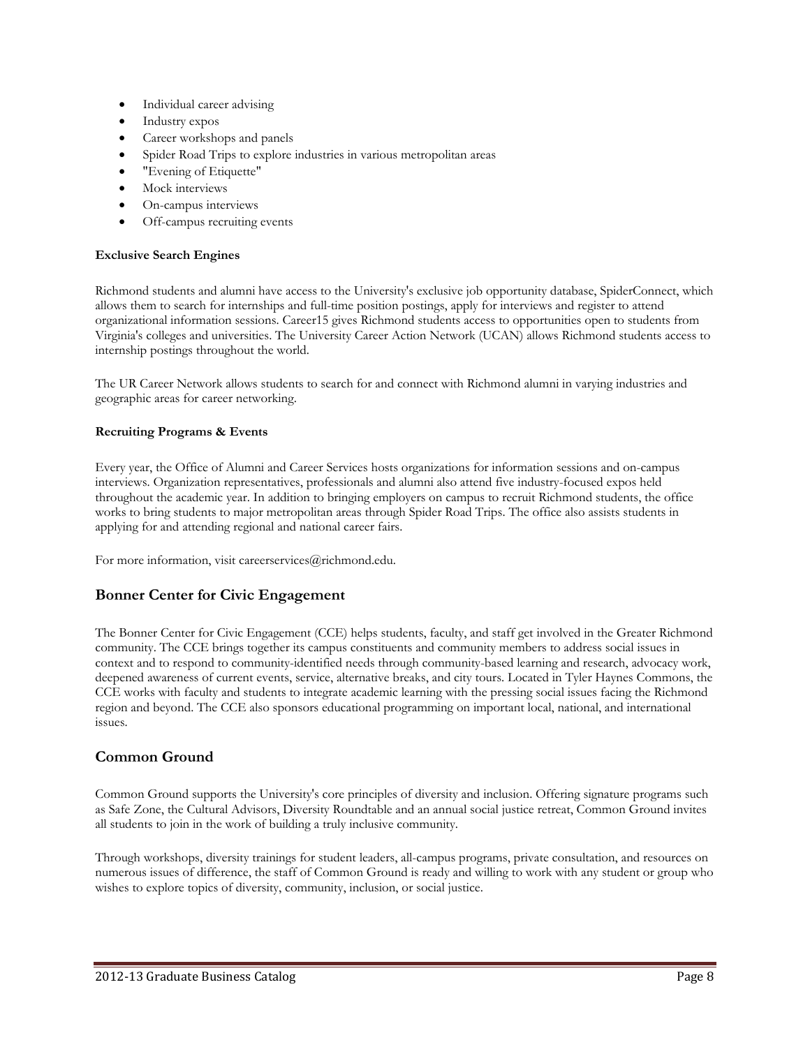- Individual career advising
- Industry expos
- Career workshops and panels
- Spider Road Trips to explore industries in various metropolitan areas
- "Evening of Etiquette"
- Mock interviews
- On-campus interviews
- Off-campus recruiting events

**Exclusive Search Engines**

Richmond students and alumni have access to the University's exclusive job opportunity database, SpiderConnect, which allows them to search for internships and full-time position postings, apply for interviews and register to attend organizational information sessions. Career15 gives Richmond students access to opportunities open to students from Virginia's colleges and universities. The University Career Action Network (UCAN) allows Richmond students access to internship postings throughout the world.

The UR Career Network allows students to search for and connect with Richmond alumni in varying industries and geographic areas for career networking.

**Recruiting Programs & Events**

Every year, the Office of Alumni and Career Services hosts organizations for information sessions and on-campus interviews. Organization representatives, professionals and alumni also attend five industry-focused expos held throughout the academic year. In addition to bringing employers on campus to recruit Richmond students, the office works to bring students to major metropolitan areas through Spider Road Trips. The office also assists students in applying for and attending regional and national career fairs.

For more information, visit careerservices@richmond.edu.

## Bonner Center for Civic Engagement

The Bonner Center for Civic Engagement (CCE) helps students, faculty, and staff get involved in the Greater Richmond community. The CCE brings together its campus constituents and community members to address social issues in context and to respond to community-identified needs through community-based learning and research, advocacy work, deepened awareness of current events, service, alternative breaks, and city tours. Located in Tyler Haynes Commons, the CCE works with faculty and students to integrate academic learning with the pressing social issues facing the Richmond region and beyond. The CCE also sponsors educational programming on important local, national, and international issues.

## Common Ground

Common Ground supports the University's core principles of diversity and inclusion. Offering signature programs such as Safe Zone, the Cultural Advisors, Diversity Roundtable and an annual social justice retreat, Common Ground invites all students to join in the work of building a truly inclusive community.

Through workshops, diversity trainings for student leaders, all-campus programs, private consultation, and resources on numerous issues of difference, the staff of Common Ground is ready and willing to work with any student or group who wishes to explore topics of diversity, community, inclusion, or social justice.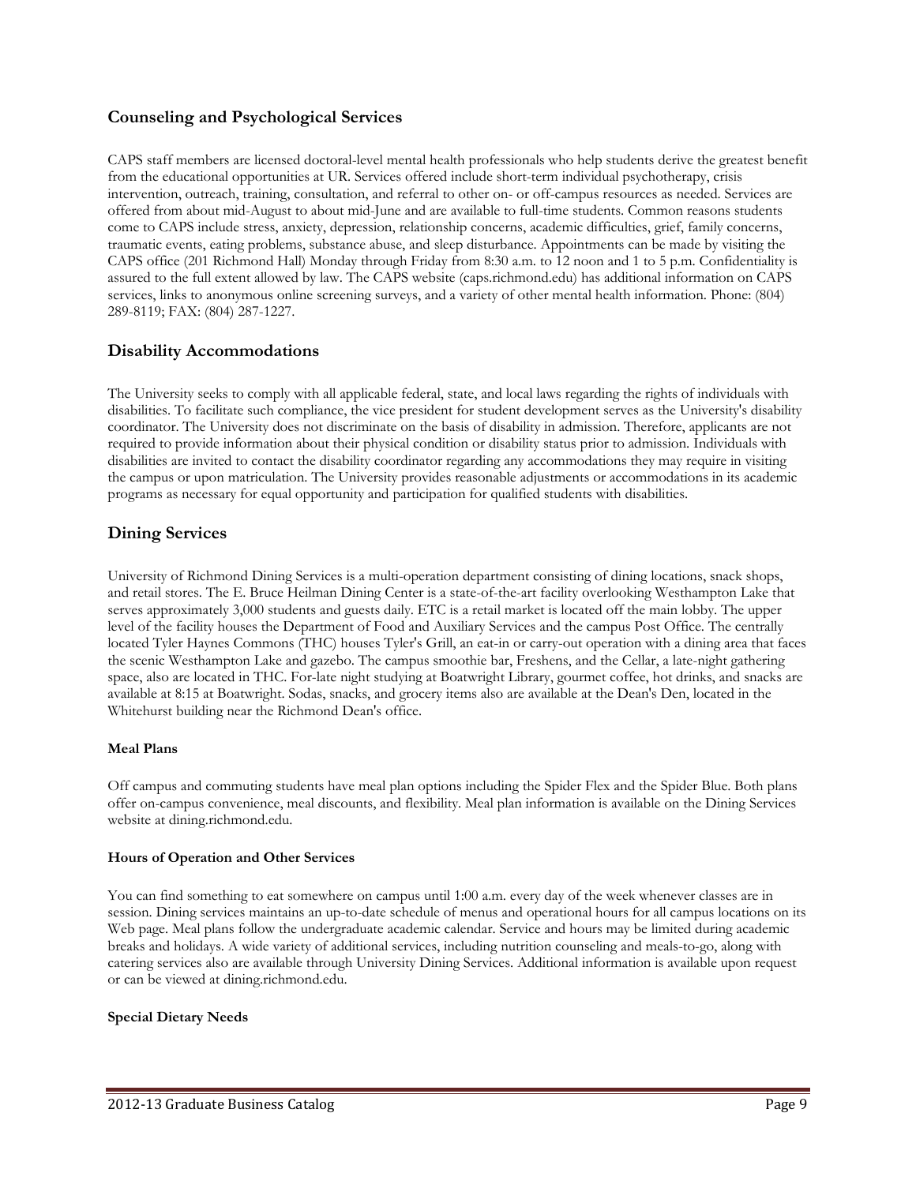## Counseling and Psychological Services

CAPS staff members are licensed doctoral-level mental health professionals who help students derive the greatest benefit from the educational opportunities at UR. Services offered include short-term individual psychotherapy, crisis intervention, outreach, training, consultation, and referral to other on- or off-campus resources as needed. Services are offered from about mid-August to about mid-June and are available to full-time students. Common reasons students come to CAPS include stress, anxiety, depression, relationship concerns, academic difficulties, grief, family concerns, traumatic events, eating problems, substance abuse, and sleep disturbance. Appointments can be made by visiting the CAPS office (201 Richmond Hall) Monday through Friday from 8:30 a.m. to 12 noon and 1 to 5 p.m. Confidentiality is assured to the full extent allowed by law. The CAPS website (caps.richmond.edu) has additional information on CAPS services, links to anonymous online screening surveys, and a variety of other mental health information. Phone: (804) 289-8119; FAX: (804) 287-1227.

## Disability Accommodations

The University seeks to comply with all applicable federal, state, and local laws regarding the rights of individuals with disabilities. To facilitate such compliance, the vice president for student development serves as the University's disability coordinator. The University does not discriminate on the basis of disability in admission. Therefore, applicants are not required to provide information about their physical condition or disability status prior to admission. Individuals with disabilities are invited to contact the disability coordinator regarding any accommodations they may require in visiting the campus or upon matriculation. The University provides reasonable adjustments or accommodations in its academic programs as necessary for equal opportunity and participation for qualified students with disabilities.

## Dining Services

University of Richmond Dining Services is a multi-operation department consisting of dining locations, snack shops, and retail stores. The E. Bruce Heilman Dining Center is a state-of-the-art facility overlooking Westhampton Lake that serves approximately 3,000 students and guests daily. ETC is a retail market is located off the main lobby. The upper level of the facility houses the Department of Food and Auxiliary Services and the campus Post Office. The centrally located Tyler Haynes Commons (THC) houses Tyler's Grill, an eat-in or carry-out operation with a dining area that faces the scenic Westhampton Lake and gazebo. The campus smoothie bar, Freshens, and the Cellar, a late-night gathering space, also are located in THC. For-late night studying at Boatwright Library, gourmet coffee, hot drinks, and snacks are available at 8:15 at Boatwright. Sodas, snacks, and grocery items also are available at the Dean's Den, located in the Whitehurst building near the Richmond Dean's office.

#### Meal Plans

Off campus and commuting students have meal plan options including the Spider Flex and the Spider Blue. Both plans offer on-campus convenience, meal discounts, and flexibility. Meal plan information is available on the Dining Services website at dining.richmond.edu.

#### Hours of Operation and Other Services

You can find something to eat somewhere on campus until 1:00 a.m. every day of the week whenever classes are in session. Dining services maintains an up-to-date schedule of menus and operational hours for all campus locations on its Web page. Meal plans follow the undergraduate academic calendar. Service and hours may be limited during academic breaks and holidays. A wide variety of additional services, including nutrition counseling and meals-to-go, along with catering services also are available through University Dining Services. Additional information is available upon request or can be viewed at dining.richmond.edu.

#### Special Dietary Needs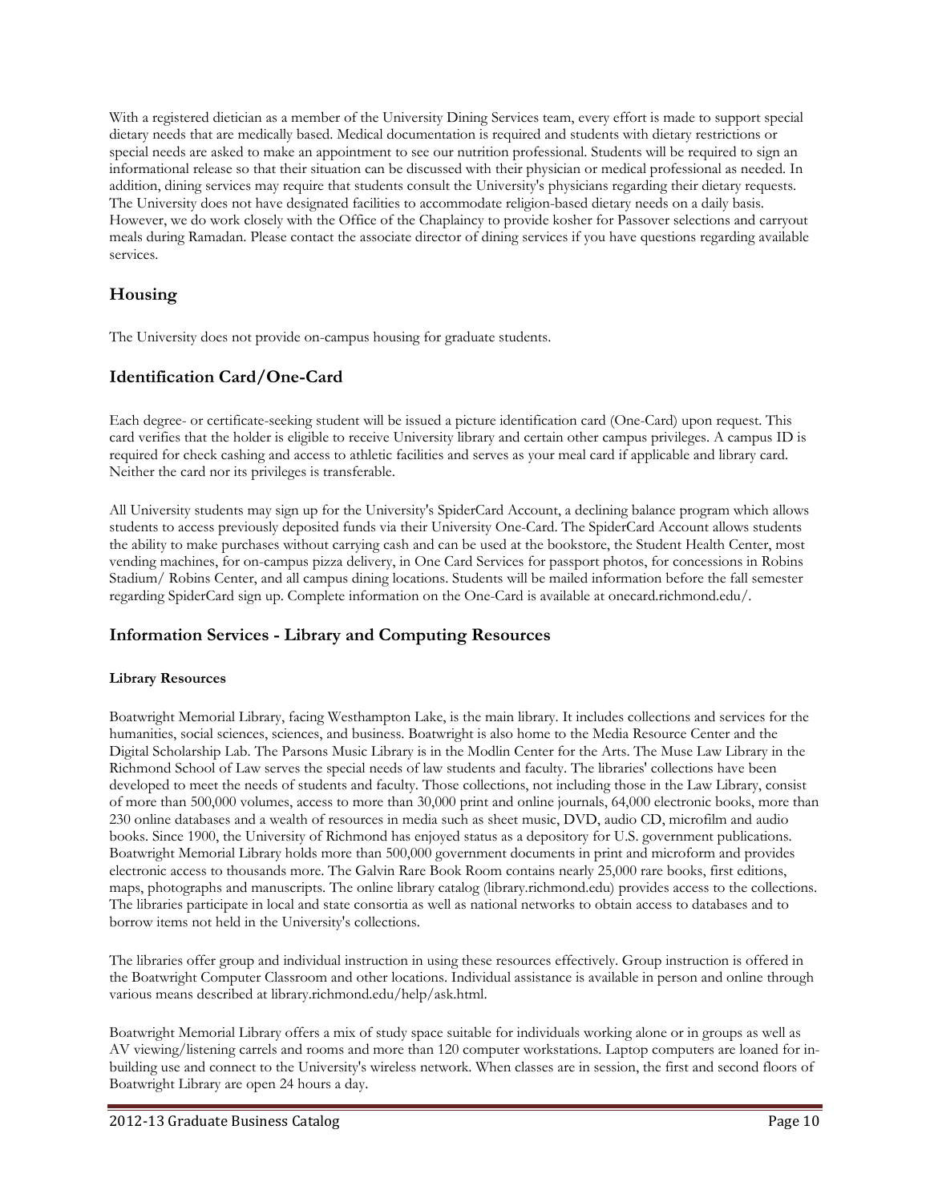With a registered dietician as a member of the University Dining Services team, every effort is made to support special dietary needs that are medically based. Medical documentation is required and students with dietary restrictions or special needs are asked to make an appointment to see our nutrition professional. Students will be required to sign an informational release so that their situation can be discussed with their physician or medical professional as needed. In addition, dining services may require that students consult the University's physicians regarding their dietary requests. The University does not have designated facilities to accommodate religion-based dietary needs on a daily basis. However, we do work closely with the Office of the Chaplaincy to provide kosher for Passover selections and carryout meals during Ramadan. Please contact the associate director of dining services if you have questions regarding available services.

## Housing

The University does not provide on-campus housing for graduate students.

## Identification Card/One-Card

Each degree- or certificate-seeking student will be issued a picture identification card (One-Card) upon request. This card verifies that the holder is eligible to receive University library and certain other campus privileges. A campus ID is required for check cashing and access to athletic facilities and serves as your meal card if applicable and library card. Neither the card nor its privileges is transferable.

All University students may sign up for the University's SpiderCard Account, a declining balance program which allows students to access previously deposited funds via their University One-Card. The SpiderCard Account allows students the ability to make purchases without carrying cash and can be used at the bookstore, the Student Health Center, most vending machines, for on-campus pizza delivery, in One Card Services for passport photos, for concessions in Robins Stadium/ Robins Center, and all campus dining locations. Students will be mailed information before the fall semester regarding SpiderCard sign up. Complete information on the One-Card is available at onecard.richmond.edu/.

## Information Services - Library and Computing Resources

### Library Resources

Boatwright Memorial Library, facing Westhampton Lake, is the main library. It includes collections and services for the humanities, social sciences, sciences, and business. Boatwright is also home to the Media Resource Center and the Digital Scholarship Lab. The Parsons Music Library is in the Modlin Center for the Arts. The Muse Law Library in the Richmond School of Law serves the special needs of law students and faculty. The libraries' collections have been developed to meet the needs of students and faculty. Those collections, not including those in the Law Library, consist of more than 500,000 volumes, access to more than 30,000 print and online journals, 64,000 electronic books, more than 230 online databases and a wealth of resources in media such as sheet music, DVD, audio CD, microfilm and audio books. Since 1900, the University of Richmond has enjoyed status as a depository for U.S. government publications. Boatwright Memorial Library holds more than 500,000 government documents in print and microform and provides electronic access to thousands more. The Galvin Rare Book Room contains nearly 25,000 rare books, first editions, maps, photographs and manuscripts. The online library catalog (library.richmond.edu) provides access to the collections. The libraries participate in local and state consortia as well as national networks to obtain access to databases and to borrow items not held in the University's collections.

The libraries offer group and individual instruction in using these resources effectively. Group instruction is offered in the Boatwright Computer Classroom and other locations. Individual assistance is available in person and online through various means described at library.richmond.edu/help/ask.html.

Boatwright Memorial Library offers a mix of study space suitable for individuals working alone or in groups as well as AV viewing/listening carrels and rooms and more than 120 computer workstations. Laptop computers are loaned for in-building use and connect to the University's wireless network. When classes are in session, the first and second floors of Boatwright Library are open 24 hours a day.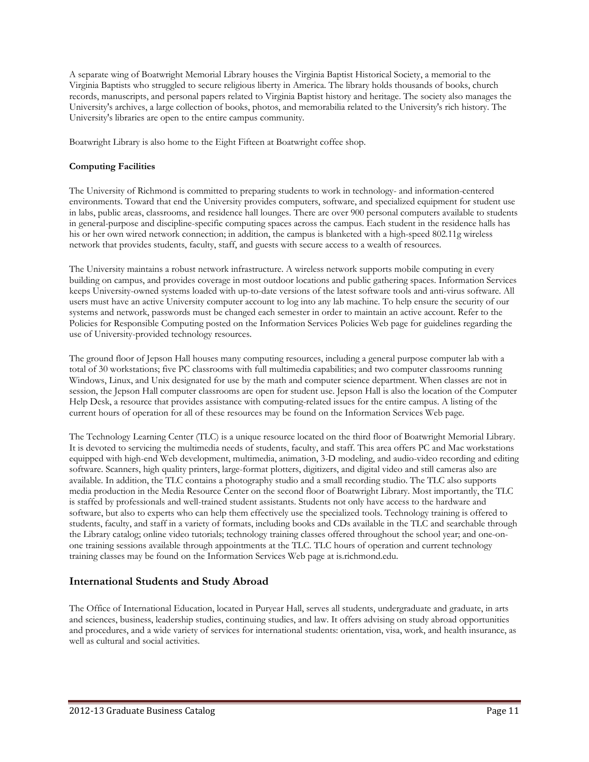A separate wing of Boatwright Memorial Library houses the Virginia Baptist Historical Society, a memorial to the Virginia Baptists who struggled to secure religious liberty in America. The library holds thousands of books, church records, manuscripts, and personal papers related to Virginia Baptist history and heritage. The society also manages the University's archives, a large collection of books, photos, and memorabilia related to the University's rich history. The University's libraries are open to the entire campus community.

Boatwright Library is also home to the Eight Fifteen at Boatwright coffee shop.

**Computing Facilities**

The University of Richmond is committed to preparing students to work in technology- and information-centered environments. Toward that end the University provides computers, software, and specialized equipment for student use in labs, public areas, classrooms, and residence hall lounges. There are over 900 personal computers available to students in general-purpose and discipline-specific computing spaces across the campus. Each student in the residence halls has his or her own wired network connection; in addition, the campus is blanketed with a high-speed 802.11g wireless network that provides students, faculty, staff, and guests with secure access to a wealth of resources.

The University maintains a robust network infrastructure. A wireless network supports mobile computing in every building on campus, and provides coverage in most outdoor locations and public gathering spaces. Information Services keeps University-owned systems loaded with up-to-date versions of the latest software tools and anti-virus software. All users must have an active University computer account to log into any lab machine. To help ensure the security of our systems and network, passwords must be changed each semester in order to maintain an active account. Refer to the Policies for Responsible Computing posted on the Information Services Policies Web page for guidelines regarding the use of University-provided technology resources.

The ground floor of Jepson Hall houses many computing resources, including a general purpose computer lab with a total of 30 workstations; five PC classrooms with full multimedia capabilities; and two computer classrooms running Windows, Linux, and Unix designated for use by the math and computer science department. When classes are not in session, the Jepson Hall computer classrooms are open for student use. Jepson Hall is also the location of the Computer Help Desk, a resource that provides assistance with computing-related issues for the entire campus. A listing of the current hours of operation for all of these resources may be found on the Information Services Web page.

The Technology Learning Center (TLC) is a unique resource located on the third floor of Boatwright Memorial Library. It is devoted to servicing the multimedia needs of students, faculty, and staff. This area offers PC and Mac workstations equipped with high-end Web development, multimedia, animation, 3-D modeling, and audio-video recording and editing software. Scanners, high quality printers, large-format plotters, digitizers, and digital video and still cameras also are available. In addition, the TLC contains a photography studio and a small recording studio. The TLC also supports media production in the Media Resource Center on the second floor of Boatwright Library. Most importantly, the TLC is staffed by professionals and well-trained student assistants. Students not only have access to the hardware and software, but also to experts who can help them effectively use the specialized tools. Technology training is offered to students, faculty, and staff in a variety of formats, including books and CDs available in the TLC and searchable through the Library catalog; online video tutorials; technology training classes offered throughout the school year; and one-on-one training sessions available through appointments at the TLC. TLC hours of operation and current technology training classes may be found on the Information Services Web page at is.richmond.edu.

## International Students and Study Abroad

The Office of International Education, located in Puryear Hall, serves all students, undergraduate and graduate, in arts and sciences, business, leadership studies, continuing studies, and law. It offers advising on study abroad opportunities and procedures, and a wide variety of services for international students: orientation, visa, work, and health insurance, as well as cultural and social activities.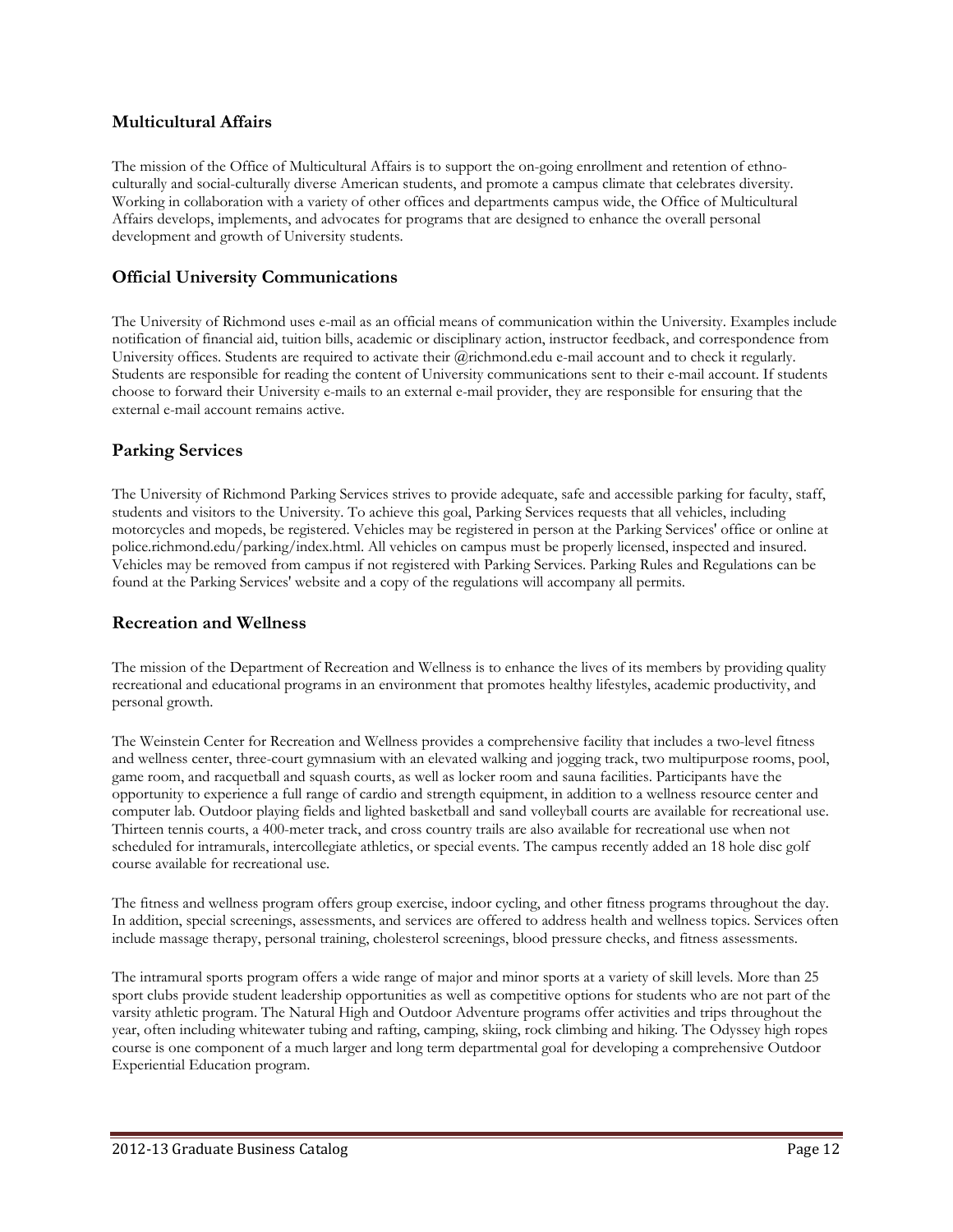## Multicultural Affairs

The mission of the Office of Multicultural Affairs is to support the on-going enrollment and retention of ethno-culturally and social-culturally diverse American students, and promote a campus climate that celebrates diversity. Working in collaboration with a variety of other offices and departments campus wide, the Office of Multicultural Affairs develops, implements, and advocates for programs that are designed to enhance the overall personal development and growth of University students.

## Official University Communications

The University of Richmond uses e-mail as an official means of communication within the University. Examples include notification of financial aid, tuition bills, academic or disciplinary action, instructor feedback, and correspondence from University offices. Students are required to activate their @richmond.edu e-mail account and to check it regularly. Students are responsible for reading the content of University communications sent to their e-mail account. If students choose to forward their University e-mails to an external e-mail provider, they are responsible for ensuring that the external e-mail account remains active.

## Parking Services

The University of Richmond Parking Services strives to provide adequate, safe and accessible parking for faculty, staff, students and visitors to the University. To achieve this goal, Parking Services requests that all vehicles, including motorcycles and mopeds, be registered. Vehicles may be registered in person at the Parking Services' office or online at police.richmond.edu/parking/index.html. All vehicles on campus must be properly licensed, inspected and insured. Vehicles may be removed from campus if not registered with Parking Services. Parking Rules and Regulations can be found at the Parking Services' website and a copy of the regulations will accompany all permits.

## Recreation and Wellness

The mission of the Department of Recreation and Wellness is to enhance the lives of its members by providing quality recreational and educational programs in an environment that promotes healthy lifestyles, academic productivity, and personal growth.

The Weinstein Center for Recreation and Wellness provides a comprehensive facility that includes a two-level fitness and wellness center, three-court gymnasium with an elevated walking and jogging track, two multipurpose rooms, pool, game room, and racquetball and squash courts, as well as locker room and sauna facilities. Participants have the opportunity to experience a full range of cardio and strength equipment, in addition to a wellness resource center and computer lab. Outdoor playing fields and lighted basketball and sand volleyball courts are available for recreational use. Thirteen tennis courts, a 400-meter track, and cross country trails are also available for recreational use when not scheduled for intramurals, intercollegiate athletics, or special events. The campus recently added an 18 hole disc golf course available for recreational use.

The fitness and wellness program offers group exercise, indoor cycling, and other fitness programs throughout the day. In addition, special screenings, assessments, and services are offered to address health and wellness topics. Services often include massage therapy, personal training, cholesterol screenings, blood pressure checks, and fitness assessments.

The intramural sports program offers a wide range of major and minor sports at a variety of skill levels. More than 25 sport clubs provide student leadership opportunities as well as competitive options for students who are not part of the varsity athletic program. The Natural High and Outdoor Adventure programs offer activities and trips throughout the year, often including whitewater tubing and rafting, camping, skiing, rock climbing and hiking. The Odyssey high ropes course is one component of a much larger and long term departmental goal for developing a comprehensive Outdoor Experiential Education program.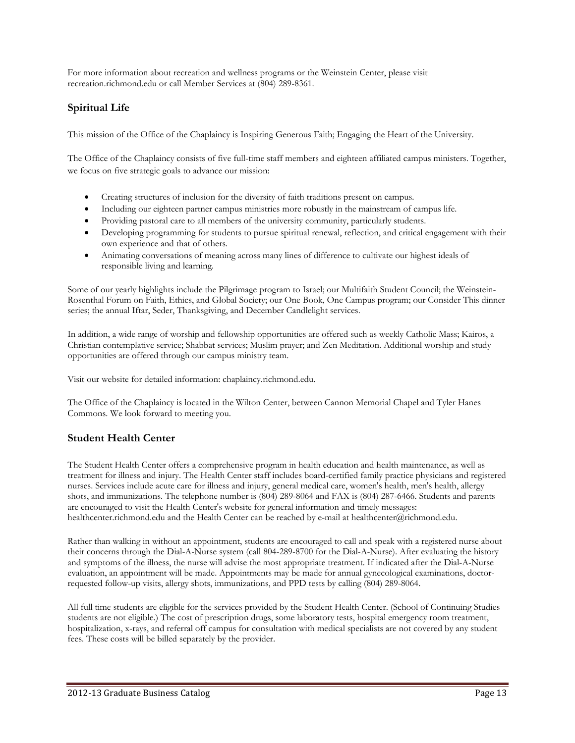For more information about recreation and wellness programs or the Weinstein Center, please visit recreation.richmond.edu or call Member Services at (804) 289-8361.

## Spiritual Life

This mission of the Office of the Chaplaincy is Inspiring Generous Faith; Engaging the Heart of the University.

The Office of the Chaplaincy consists of five full-time staff members and eighteen affiliated campus ministers. Together, we focus on five strategic goals to advance our mission:

- Creating structures of inclusion for the diversity of faith traditions present on campus.
- Including our eighteen partner campus ministries more robustly in the mainstream of campus life.
- Providing pastoral care to all members of the university community, particularly students.
- Developing programming for students to pursue spiritual renewal, reflection, and critical engagement with their own experience and that of others.
- Animating conversations of meaning across many lines of difference to cultivate our highest ideals of responsible living and learning.

Some of our yearly highlights include the Pilgrimage program to Israel; our Multifaith Student Council; the Weinstein-Rosenthal Forum on Faith, Ethics, and Global Society; our One Book, One Campus program; our Consider This dinner series; the annual Iftar, Seder, Thanksgiving, and December Candlelight services.

In addition, a wide range of worship and fellowship opportunities are offered such as weekly Catholic Mass; Kairos, a Christian contemplative service; Shabbat services; Muslim prayer; and Zen Meditation. Additional worship and study opportunities are offered through our campus ministry team.

Visit our website for detailed information: chaplaincy.richmond.edu.

The Office of the Chaplaincy is located in the Wilton Center, between Cannon Memorial Chapel and Tyler Hanes Commons. We look forward to meeting you.

## Student Health Center

The Student Health Center offers a comprehensive program in health education and health maintenance, as well as treatment for illness and injury. The Health Center staff includes board-certified family practice physicians and registered nurses. Services include acute care for illness and injury, general medical care, women's health, men's health, allergy shots, and immunizations. The telephone number is (804) 289-8064 and FAX is (804) 287-6466. Students and parents are encouraged to visit the Health Center's website for general information and timely messages: healthcenter.richmond.edu and the Health Center can be reached by e-mail at healthcenter@richmond.edu.

Rather than walking in without an appointment, students are encouraged to call and speak with a registered nurse about their concerns through the Dial-A-Nurse system (call 804-289-8700 for the Dial-A-Nurse). After evaluating the history and symptoms of the illness, the nurse will advise the most appropriate treatment. If indicated after the Dial-A-Nurse evaluation, an appointment will be made. Appointments may be made for annual gynecological examinations, doctor-requested follow-up visits, allergy shots, immunizations, and PPD tests by calling (804) 289-8064.

All full time students are eligible for the services provided by the Student Health Center. (School of Continuing Studies students are not eligible.) The cost of prescription drugs, some laboratory tests, hospital emergency room treatment, hospitalization, x-rays, and referral off campus for consultation with medical specialists are not covered by any student fees. These costs will be billed separately by the provider.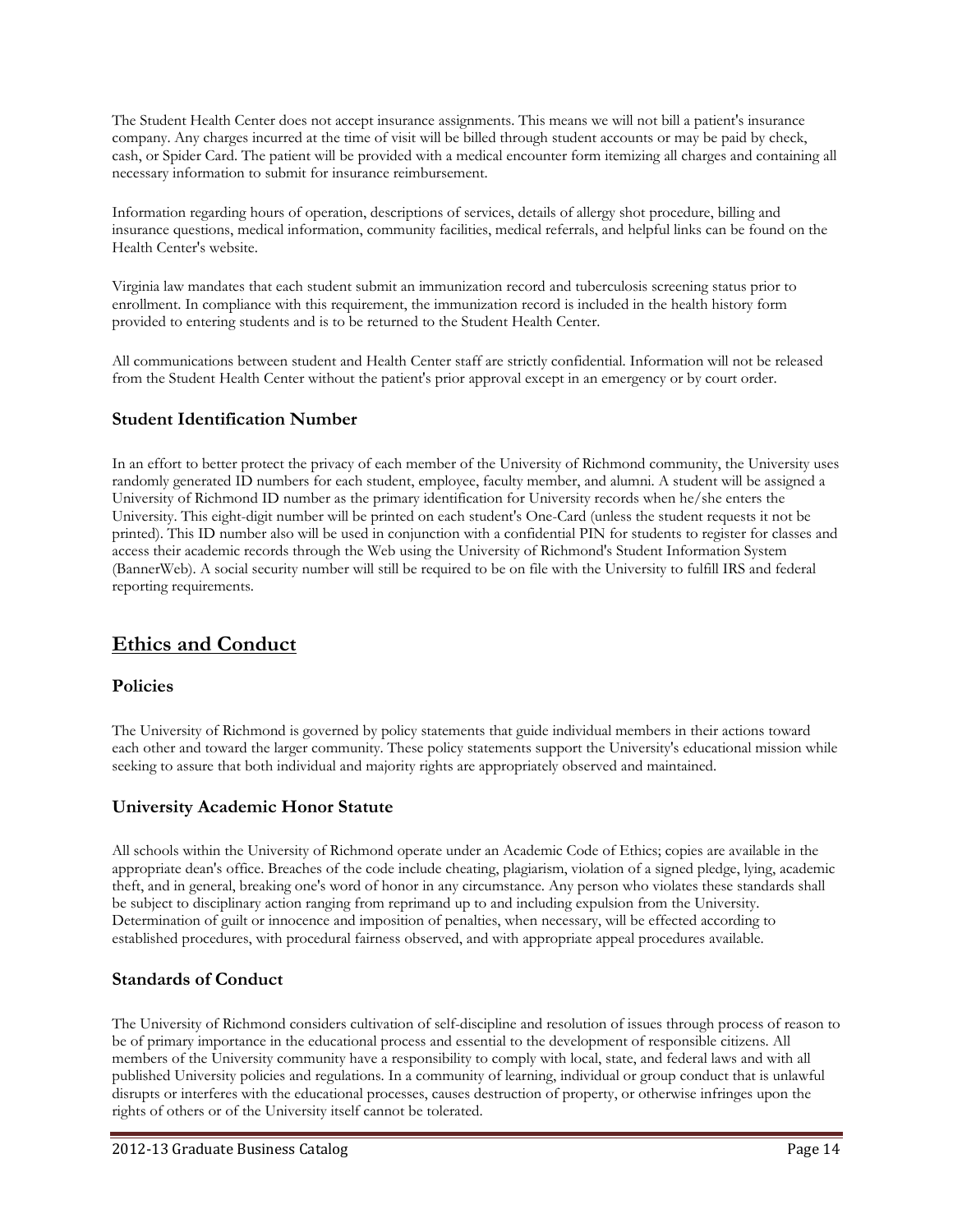The Student Health Center does not accept insurance assignments. This means we will not bill a patient's insurance company. Any charges incurred at the time of visit will be billed through student accounts or may be paid by check, cash, or Spider Card. The patient will be provided with a medical encounter form itemizing all charges and containing all necessary information to submit for insurance reimbursement.

Information regarding hours of operation, descriptions of services, details of allergy shot procedure, billing and insurance questions, medical information, community facilities, medical referrals, and helpful links can be found on the Health Center's website.

Virginia law mandates that each student submit an immunization record and tuberculosis screening status prior to enrollment. In compliance with this requirement, the immunization record is included in the health history form provided to entering students and is to be returned to the Student Health Center.

All communications between student and Health Center staff are strictly confidential. Information will not be released from the Student Health Center without the patient's prior approval except in an emergency or by court order.

### Student Identification Number

In an effort to better protect the privacy of each member of the University of Richmond community, the University uses randomly generated ID numbers for each student, employee, faculty member, and alumni. A student will be assigned a University of Richmond ID number as the primary identification for University records when he/she enters the University. This eight-digit number will be printed on each student's One-Card (unless the student requests it not be printed). This ID number also will be used in conjunction with a confidential PIN for students to register for classes and access their academic records through the Web using the University of Richmond's Student Information System (BannerWeb). A social security number will still be required to be on file with the University to fulfill IRS and federal reporting requirements.

## Ethics and Conduct

### Policies

The University of Richmond is governed by policy statements that guide individual members in their actions toward each other and toward the larger community. These policy statements support the University's educational mission while seeking to assure that both individual and majority rights are appropriately observed and maintained.

### University Academic Honor Statute

All schools within the University of Richmond operate under an Academic Code of Ethics; copies are available in the appropriate dean's office. Breaches of the code include cheating, plagiarism, violation of a signed pledge, lying, academic theft, and in general, breaking one's word of honor in any circumstance. Any person who violates these standards shall be subject to disciplinary action ranging from reprimand up to and including expulsion from the University. Determination of guilt or innocence and imposition of penalties, when necessary, will be effected according to established procedures, with procedural fairness observed, and with appropriate appeal procedures available.

### Standards of Conduct

The University of Richmond considers cultivation of self-discipline and resolution of issues through process of reason to be of primary importance in the educational process and essential to the development of responsible citizens. All members of the University community have a responsibility to comply with local, state, and federal laws and with all published University policies and regulations. In a community of learning, individual or group conduct that is unlawful disrupts or interferes with the educational processes, causes destruction of property, or otherwise infringes upon the rights of others or of the University itself cannot be tolerated.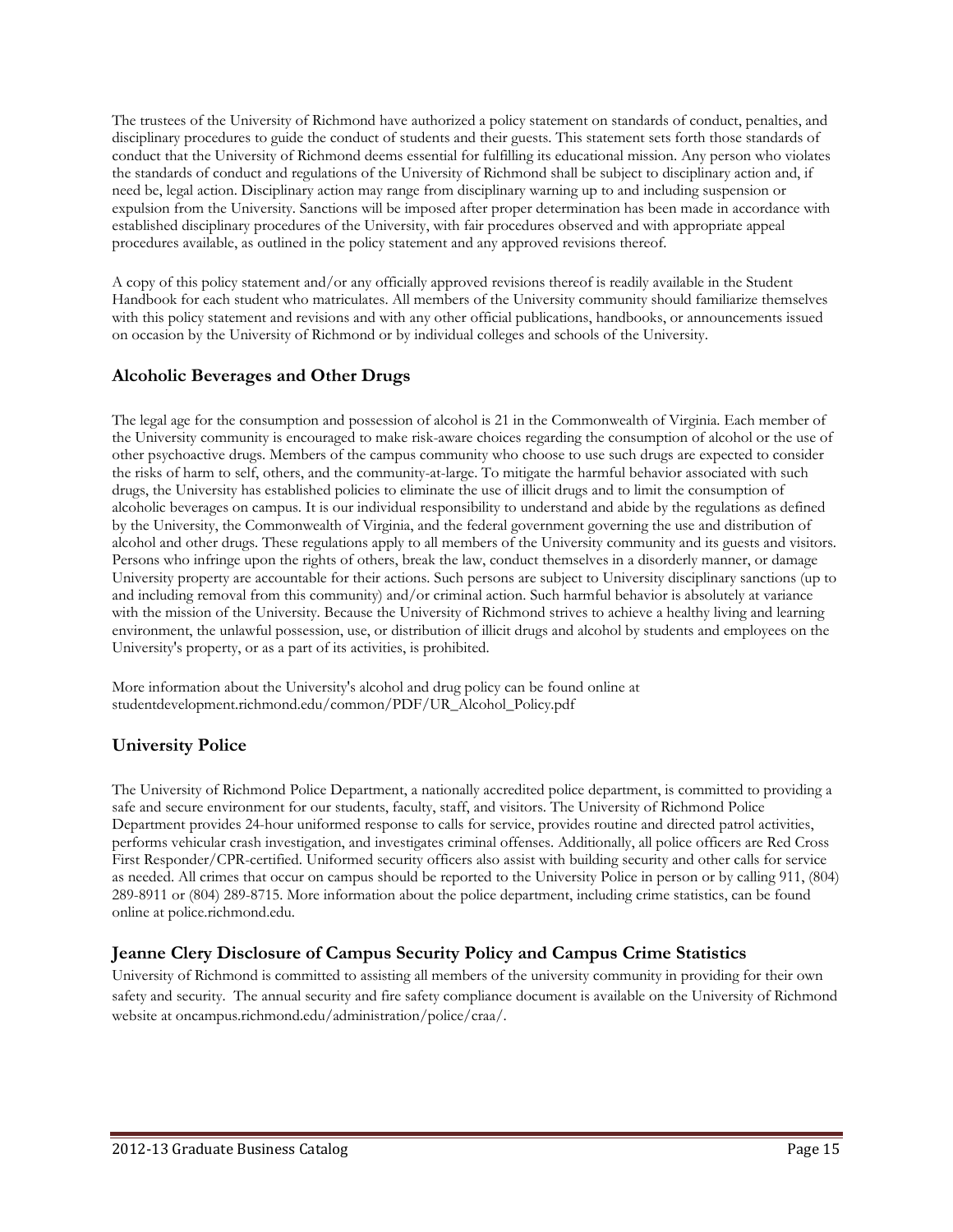The trustees of the University of Richmond have authorized a policy statement on standards of conduct, penalties, and disciplinary procedures to guide the conduct of students and their guests. This statement sets forth those standards of conduct that the University of Richmond deems essential for fulfilling its educational mission. Any person who violates the standards of conduct and regulations of the University of Richmond shall be subject to disciplinary action and, if need be, legal action. Disciplinary action may range from disciplinary warning up to and including suspension or expulsion from the University. Sanctions will be imposed after proper determination has been made in accordance with established disciplinary procedures of the University, with fair procedures observed and with appropriate appeal procedures available, as outlined in the policy statement and any approved revisions thereof.

A copy of this policy statement and/or any officially approved revisions thereof is readily available in the Student Handbook for each student who matriculates. All members of the University community should familiarize themselves with this policy statement and revisions and with any other official publications, handbooks, or announcements issued on occasion by the University of Richmond or by individual colleges and schools of the University.

## Alcoholic Beverages and Other Drugs

The legal age for the consumption and possession of alcohol is 21 in the Commonwealth of Virginia. Each member of the University community is encouraged to make risk-aware choices regarding the consumption of alcohol or the use of other psychoactive drugs. Members of the campus community who choose to use such drugs are expected to consider the risks of harm to self, others, and the community-at-large. To mitigate the harmful behavior associated with such drugs, the University has established policies to eliminate the use of illicit drugs and to limit the consumption of alcoholic beverages on campus. It is our individual responsibility to understand and abide by the regulations as defined by the University, the Commonwealth of Virginia, and the federal government governing the use and distribution of alcohol and other drugs. These regulations apply to all members of the University community and its guests and visitors. Persons who infringe upon the rights of others, break the law, conduct themselves in a disorderly manner, or damage University property are accountable for their actions. Such persons are subject to University disciplinary sanctions (up to and including removal from this community) and/or criminal action. Such harmful behavior is absolutely at variance with the mission of the University. Because the University of Richmond strives to achieve a healthy living and learning environment, the unlawful possession, use, or distribution of illicit drugs and alcohol by students and employees on the University's property, or as a part of its activities, is prohibited.

More information about the University's alcohol and drug policy can be found online at studentdevelopment.richmond.edu/common/PDF/UR_Alcohol_Policy.pdf

## University Police

The University of Richmond Police Department, a nationally accredited police department, is committed to providing a safe and secure environment for our students, faculty, staff, and visitors. The University of Richmond Police Department provides 24-hour uniformed response to calls for service, provides routine and directed patrol activities, performs vehicular crash investigation, and investigates criminal offenses. Additionally, all police officers are Red Cross First Responder/CPR-certified. Uniformed security officers also assist with building security and other calls for service as needed. All crimes that occur on campus should be reported to the University Police in person or by calling 911, (804) 289-8911 or (804) 289-8715. More information about the police department, including crime statistics, can be found online at police.richmond.edu.

## Jeanne Clery Disclosure of Campus Security Policy and Campus Crime Statistics

University of Richmond is committed to assisting all members of the university community in providing for their own safety and security. The annual security and fire safety compliance document is available on the University of Richmond website at oncampus.richmond.edu/administration/police/craa/.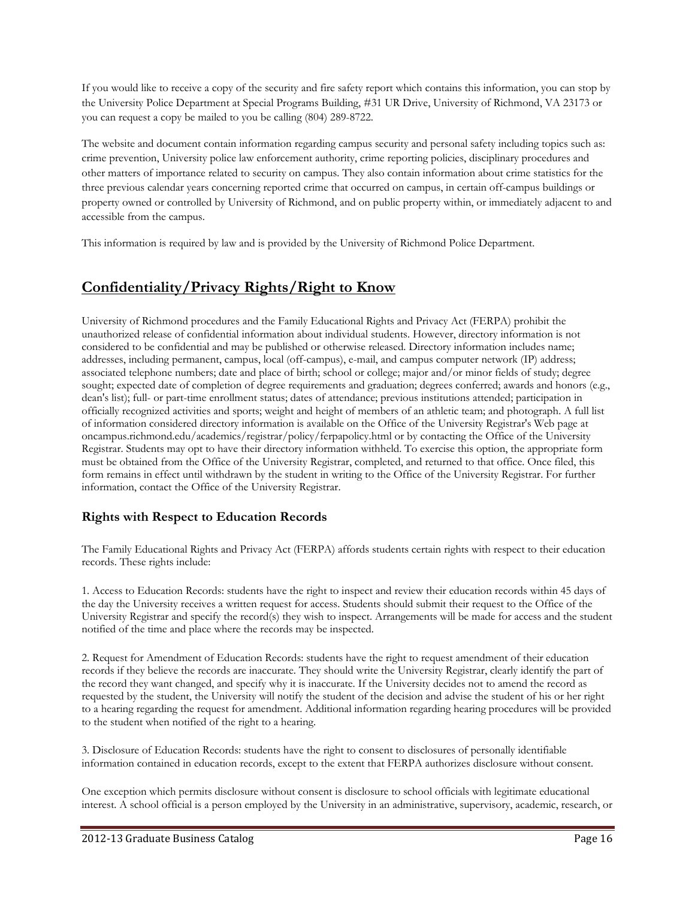If you would like to receive a copy of the security and fire safety report which contains this information, you can stop by the University Police Department at Special Programs Building, #31 UR Drive, University of Richmond, VA 23173 or you can request a copy be mailed to you be calling (804) 289-8722.

The website and document contain information regarding campus security and personal safety including topics such as: crime prevention, University police law enforcement authority, crime reporting policies, disciplinary procedures and other matters of importance related to security on campus. They also contain information about crime statistics for the three previous calendar years concerning reported crime that occurred on campus, in certain off-campus buildings or property owned or controlled by University of Richmond, and on public property within, or immediately adjacent to and accessible from the campus.

This information is required by law and is provided by the University of Richmond Police Department.

## Confidentiality/Privacy Rights/Right to Know

University of Richmond procedures and the Family Educational Rights and Privacy Act (FERPA) prohibit the unauthorized release of confidential information about individual students. However, directory information is not considered to be confidential and may be published or otherwise released. Directory information includes name; addresses, including permanent, campus, local (off-campus), e-mail, and campus computer network (IP) address; associated telephone numbers; date and place of birth; school or college; major and/or minor fields of study; degree sought; expected date of completion of degree requirements and graduation; degrees conferred; awards and honors (e.g., dean's list); full- or part-time enrollment status; dates of attendance; previous institutions attended; participation in officially recognized activities and sports; weight and height of members of an athletic team; and photograph. A full list of information considered directory information is available on the Office of the University Registrar's Web page at oncampus.richmond.edu/academics/registrar/policy/ferpapolicy.html or by contacting the Office of the University Registrar. Students may opt to have their directory information withheld. To exercise this option, the appropriate form must be obtained from the Office of the University Registrar, completed, and returned to that office. Once filed, this form remains in effect until withdrawn by the student in writing to the Office of the University Registrar. For further information, contact the Office of the University Registrar.

### Rights with Respect to Education Records

The Family Educational Rights and Privacy Act (FERPA) affords students certain rights with respect to their education records. These rights include:

1. Access to Education Records: students have the right to inspect and review their education records within 45 days of the day the University receives a written request for access. Students should submit their request to the Office of the University Registrar and specify the record(s) they wish to inspect. Arrangements will be made for access and the student notified of the time and place where the records may be inspected.

2. Request for Amendment of Education Records: students have the right to request amendment of their education records if they believe the records are inaccurate. They should write the University Registrar, clearly identify the part of the record they want changed, and specify why it is inaccurate. If the University decides not to amend the record as requested by the student, the University will notify the student of the decision and advise the student of his or her right to a hearing regarding the request for amendment. Additional information regarding hearing procedures will be provided to the student when notified of the right to a hearing.

3. Disclosure of Education Records: students have the right to consent to disclosures of personally identifiable information contained in education records, except to the extent that FERPA authorizes disclosure without consent.

One exception which permits disclosure without consent is disclosure to school officials with legitimate educational interest. A school official is a person employed by the University in an administrative, supervisory, academic, research, or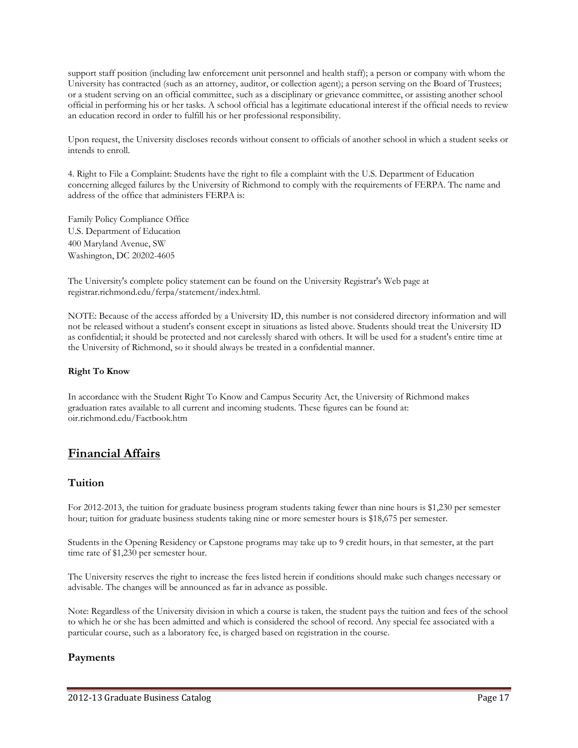support staff position (including law enforcement unit personnel and health staff); a person or company with whom the University has contracted (such as an attorney, auditor, or collection agent); a person serving on the Board of Trustees; or a student serving on an official committee, such as a disciplinary or grievance committee, or assisting another school official in performing his or her tasks. A school official has a legitimate educational interest if the official needs to review an education record in order to fulfill his or her professional responsibility.

Upon request, the University discloses records without consent to officials of another school in which a student seeks or intends to enroll.

4. Right to File a Complaint: Students have the right to file a complaint with the U.S. Department of Education concerning alleged failures by the University of Richmond to comply with the requirements of FERPA. The name and address of the office that administers FERPA is:

Family Policy Compliance Office
U.S. Department of Education
400 Maryland Avenue, SW
Washington, DC 20202-4605

The University's complete policy statement can be found on the University Registrar's Web page at registrar.richmond.edu/ferpa/statement/index.html.

NOTE: Because of the access afforded by a University ID, this number is not considered directory information and will not be released without a student's consent except in situations as listed above. Students should treat the University ID as confidential; it should be protected and not carelessly shared with others. It will be used for a student's entire time at the University of Richmond, so it should always be treated in a confidential manner.

**Right To Know**

In accordance with the Student Right To Know and Campus Security Act, the University of Richmond makes graduation rates available to all current and incoming students. These figures can be found at: oir.richmond.edu/Factbook.htm

# Financial Affairs

## Tuition

For 2012-2013, the tuition for graduate business program students taking fewer than nine hours is $1,230 per semester hour; tuition for graduate business students taking nine or more semester hours is $18,675 per semester.

Students in the Opening Residency or Capstone programs may take up to 9 credit hours, in that semester, at the part time rate of $1,230 per semester hour.

The University reserves the right to increase the fees listed herein if conditions should make such changes necessary or advisable. The changes will be announced as far in advance as possible.

Note: Regardless of the University division in which a course is taken, the student pays the tuition and fees of the school to which he or she has been admitted and which is considered the school of record. Any special fee associated with a particular course, such as a laboratory fee, is charged based on registration in the course.

## Payments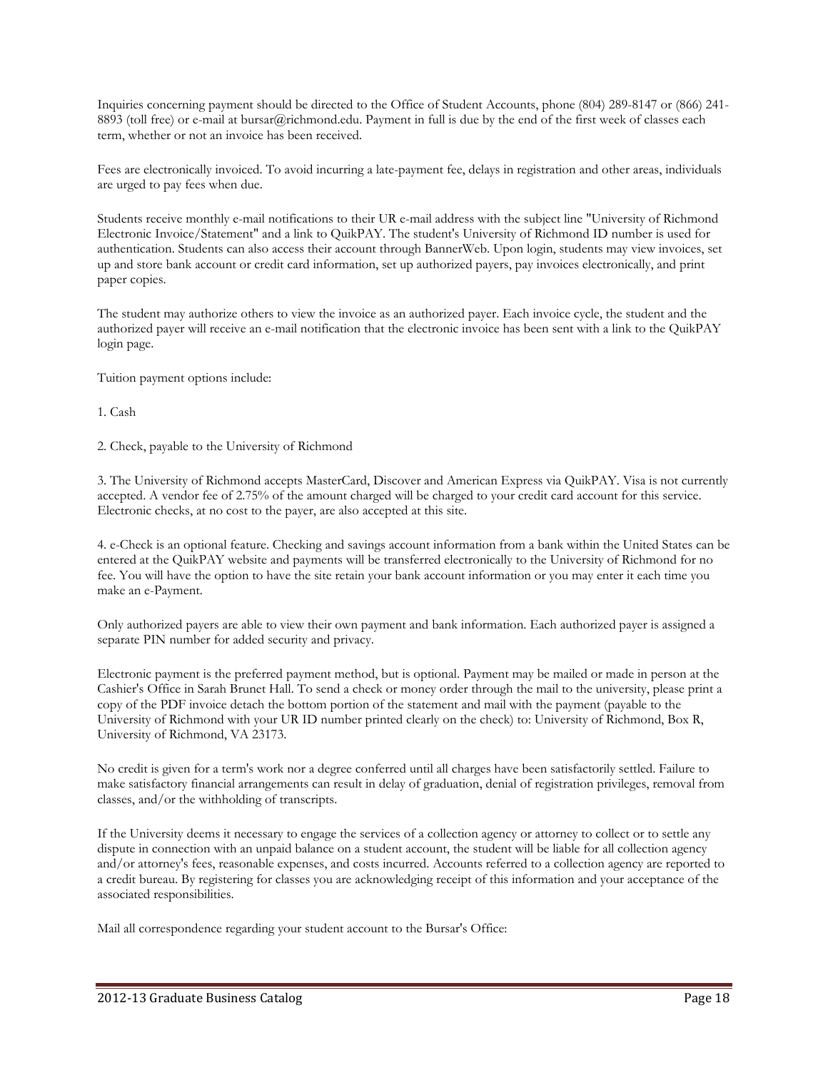Inquiries concerning payment should be directed to the Office of Student Accounts, phone (804) 289-8147 or (866) 241-8893 (toll free) or e-mail at bursar@richmond.edu. Payment in full is due by the end of the first week of classes each term, whether or not an invoice has been received.

Fees are electronically invoiced. To avoid incurring a late-payment fee, delays in registration and other areas, individuals are urged to pay fees when due.

Students receive monthly e-mail notifications to their UR e-mail address with the subject line "University of Richmond Electronic Invoice/Statement" and a link to QuikPAY. The student's University of Richmond ID number is used for authentication. Students can also access their account through BannerWeb. Upon login, students may view invoices, set up and store bank account or credit card information, set up authorized payers, pay invoices electronically, and print paper copies.

The student may authorize others to view the invoice as an authorized payer. Each invoice cycle, the student and the authorized payer will receive an e-mail notification that the electronic invoice has been sent with a link to the QuikPAY login page.

Tuition payment options include:

1. Cash

2. Check, payable to the University of Richmond

3. The University of Richmond accepts MasterCard, Discover and American Express via QuikPAY. Visa is not currently accepted. A vendor fee of 2.75% of the amount charged will be charged to your credit card account for this service. Electronic checks, at no cost to the payer, are also accepted at this site.

4. e-Check is an optional feature. Checking and savings account information from a bank within the United States can be entered at the QuikPAY website and payments will be transferred electronically to the University of Richmond for no fee. You will have the option to have the site retain your bank account information or you may enter it each time you make an e-Payment.

Only authorized payers are able to view their own payment and bank information. Each authorized payer is assigned a separate PIN number for added security and privacy.

Electronic payment is the preferred payment method, but is optional. Payment may be mailed or made in person at the Cashier's Office in Sarah Brunet Hall. To send a check or money order through the mail to the university, please print a copy of the PDF invoice detach the bottom portion of the statement and mail with the payment (payable to the University of Richmond with your UR ID number printed clearly on the check) to: University of Richmond, Box R, University of Richmond, VA 23173.

No credit is given for a term's work nor a degree conferred until all charges have been satisfactorily settled. Failure to make satisfactory financial arrangements can result in delay of graduation, denial of registration privileges, removal from classes, and/or the withholding of transcripts.

If the University deems it necessary to engage the services of a collection agency or attorney to collect or to settle any dispute in connection with an unpaid balance on a student account, the student will be liable for all collection agency and/or attorney's fees, reasonable expenses, and costs incurred. Accounts referred to a collection agency are reported to a credit bureau. By registering for classes you are acknowledging receipt of this information and your acceptance of the associated responsibilities.

Mail all correspondence regarding your student account to the Bursar's Office: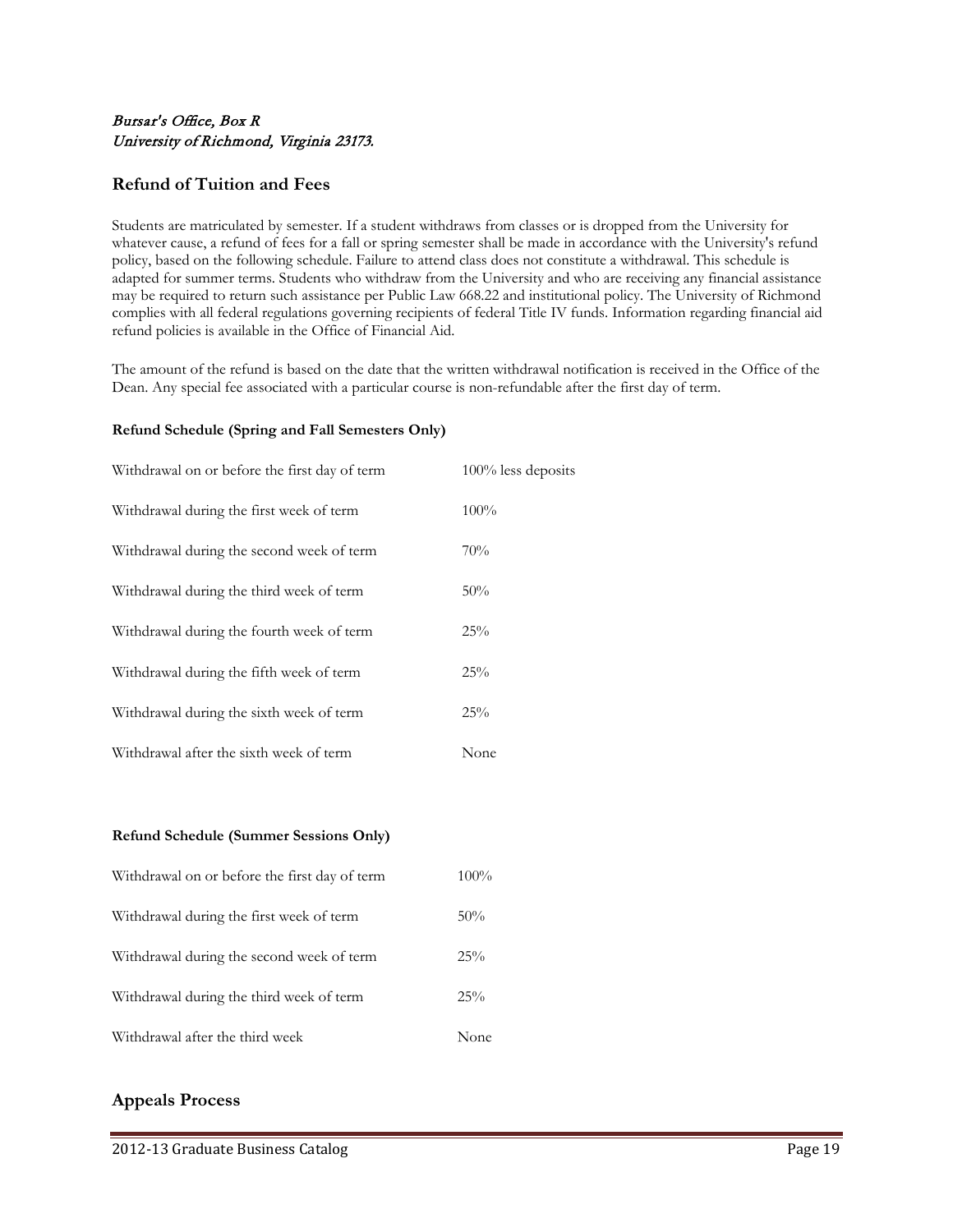*Bursar's Office, Box R*
*University of Richmond, Virginia 23173.*

## Refund of Tuition and Fees

Students are matriculated by semester. If a student withdraws from classes or is dropped from the University for whatever cause, a refund of fees for a fall or spring semester shall be made in accordance with the University's refund policy, based on the following schedule. Failure to attend class does not constitute a withdrawal. This schedule is adapted for summer terms. Students who withdraw from the University and who are receiving any financial assistance may be required to return such assistance per Public Law 668.22 and institutional policy. The University of Richmond complies with all federal regulations governing recipients of federal Title IV funds. Information regarding financial aid refund policies is available in the Office of Financial Aid.

The amount of the refund is based on the date that the written withdrawal notification is received in the Office of the Dean. Any special fee associated with a particular course is non-refundable after the first day of term.

**Refund Schedule (Spring and Fall Semesters Only)**

| | |
|---|---|
| Withdrawal on or before the first day of term | 100% less deposits |
| Withdrawal during the first week of term | 100% |
| Withdrawal during the second week of term | 70% |
| Withdrawal during the third week of term | 50% |
| Withdrawal during the fourth week of term | 25% |
| Withdrawal during the fifth week of term | 25% |
| Withdrawal during the sixth week of term | 25% |
| Withdrawal after the sixth week of term | None |

**Refund Schedule (Summer Sessions Only)**

| | |
|---|---|
| Withdrawal on or before the first day of term | 100% |
| Withdrawal during the first week of term | 50% |
| Withdrawal during the second week of term | 25% |
| Withdrawal during the third week of term | 25% |
| Withdrawal after the third week | None |

## Appeals Process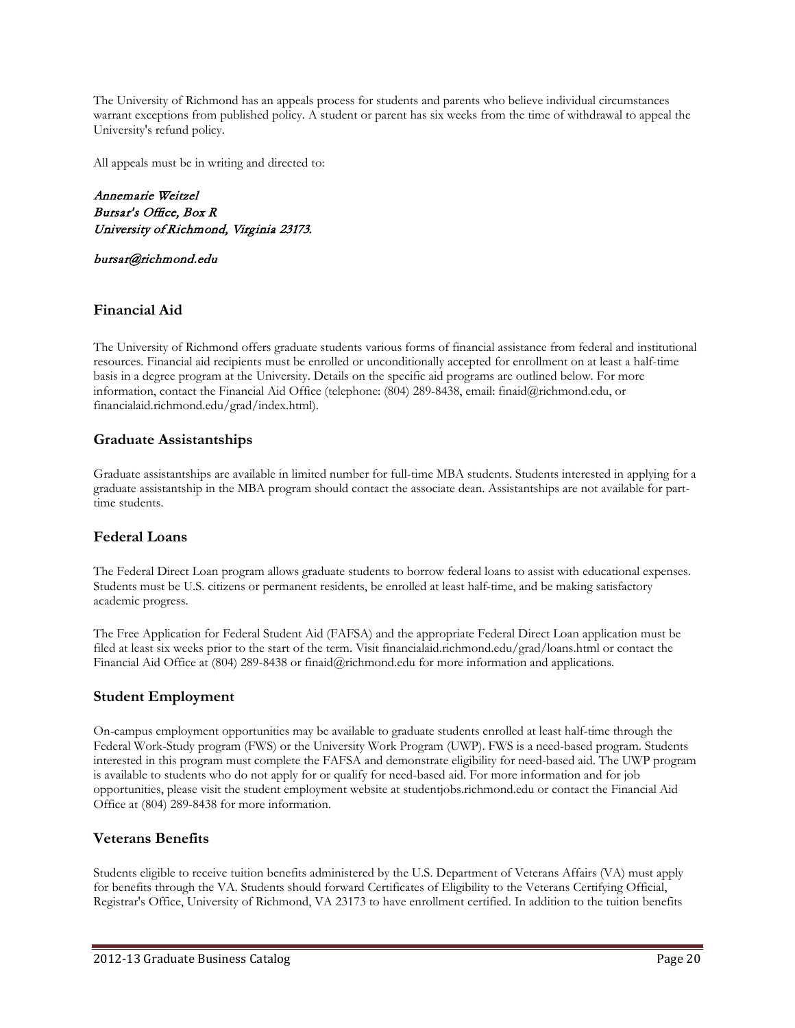The University of Richmond has an appeals process for students and parents who believe individual circumstances warrant exceptions from published policy. A student or parent has six weeks from the time of withdrawal to appeal the University's refund policy.

All appeals must be in writing and directed to:

*Annemarie Weitzel*
*Bursar's Office, Box R*
*University of Richmond, Virginia 23173.*

*bursar@richmond.edu*

## Financial Aid

The University of Richmond offers graduate students various forms of financial assistance from federal and institutional resources. Financial aid recipients must be enrolled or unconditionally accepted for enrollment on at least a half-time basis in a degree program at the University. Details on the specific aid programs are outlined below. For more information, contact the Financial Aid Office (telephone: (804) 289-8438, email: finaid@richmond.edu, or financialaid.richmond.edu/grad/index.html).

## Graduate Assistantships

Graduate assistantships are available in limited number for full-time MBA students. Students interested in applying for a graduate assistantship in the MBA program should contact the associate dean. Assistantships are not available for part-time students.

## Federal Loans

The Federal Direct Loan program allows graduate students to borrow federal loans to assist with educational expenses. Students must be U.S. citizens or permanent residents, be enrolled at least half-time, and be making satisfactory academic progress.

The Free Application for Federal Student Aid (FAFSA) and the appropriate Federal Direct Loan application must be filed at least six weeks prior to the start of the term. Visit financialaid.richmond.edu/grad/loans.html or contact the Financial Aid Office at (804) 289-8438 or finaid@richmond.edu for more information and applications.

## Student Employment

On-campus employment opportunities may be available to graduate students enrolled at least half-time through the Federal Work-Study program (FWS) or the University Work Program (UWP). FWS is a need-based program. Students interested in this program must complete the FAFSA and demonstrate eligibility for need-based aid. The UWP program is available to students who do not apply for or qualify for need-based aid. For more information and for job opportunities, please visit the student employment website at studentjobs.richmond.edu or contact the Financial Aid Office at (804) 289-8438 for more information.

## Veterans Benefits

Students eligible to receive tuition benefits administered by the U.S. Department of Veterans Affairs (VA) must apply for benefits through the VA. Students should forward Certificates of Eligibility to the Veterans Certifying Official, Registrar's Office, University of Richmond, VA 23173 to have enrollment certified. In addition to the tuition benefits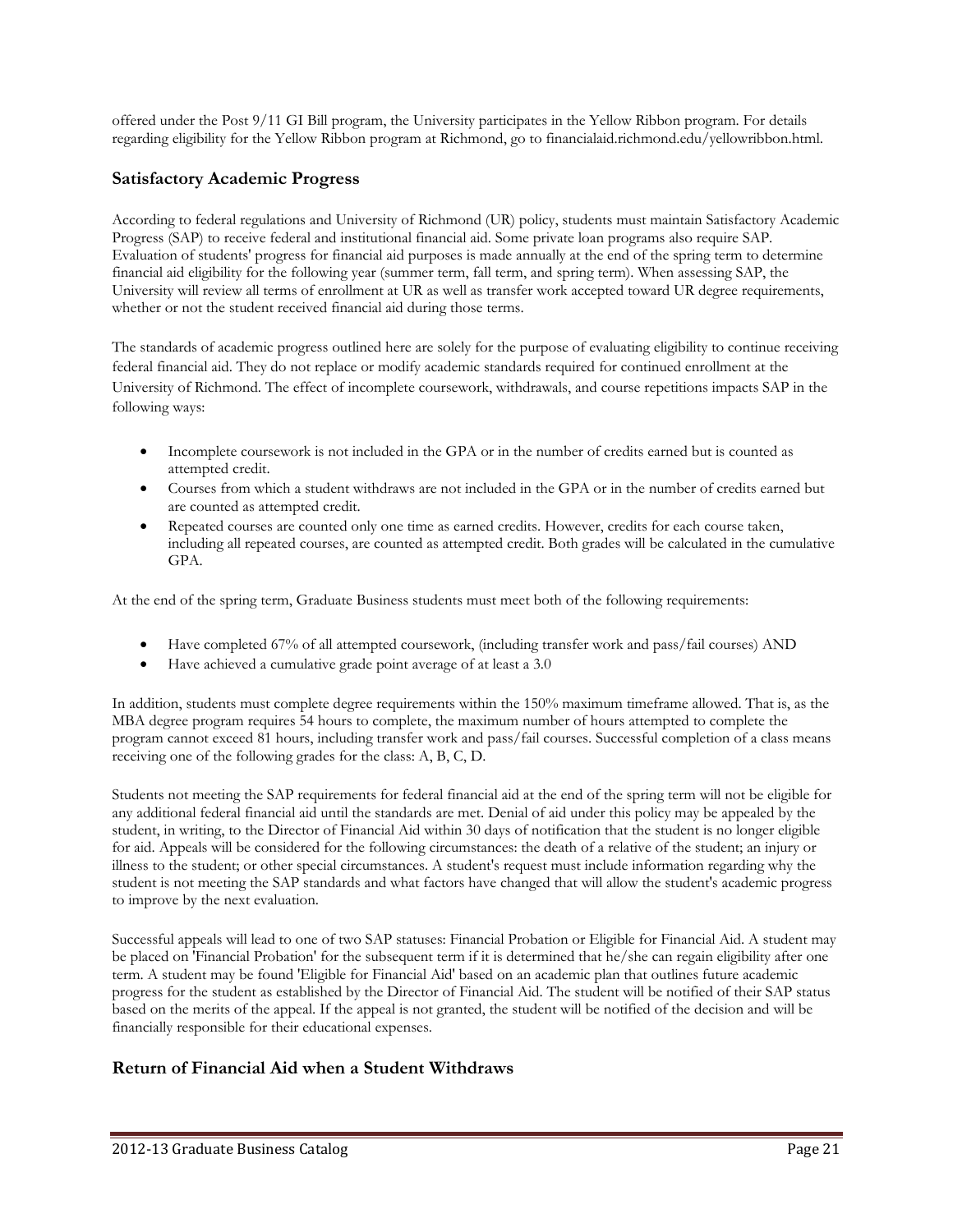offered under the Post 9/11 GI Bill program, the University participates in the Yellow Ribbon program. For details regarding eligibility for the Yellow Ribbon program at Richmond, go to financialaid.richmond.edu/yellowribbon.html.

## Satisfactory Academic Progress

According to federal regulations and University of Richmond (UR) policy, students must maintain Satisfactory Academic Progress (SAP) to receive federal and institutional financial aid. Some private loan programs also require SAP. Evaluation of students' progress for financial aid purposes is made annually at the end of the spring term to determine financial aid eligibility for the following year (summer term, fall term, and spring term). When assessing SAP, the University will review all terms of enrollment at UR as well as transfer work accepted toward UR degree requirements, whether or not the student received financial aid during those terms.

The standards of academic progress outlined here are solely for the purpose of evaluating eligibility to continue receiving federal financial aid. They do not replace or modify academic standards required for continued enrollment at the University of Richmond. The effect of incomplete coursework, withdrawals, and course repetitions impacts SAP in the following ways:

- Incomplete coursework is not included in the GPA or in the number of credits earned but is counted as attempted credit.
- Courses from which a student withdraws are not included in the GPA or in the number of credits earned but are counted as attempted credit.
- Repeated courses are counted only one time as earned credits. However, credits for each course taken, including all repeated courses, are counted as attempted credit. Both grades will be calculated in the cumulative GPA.

At the end of the spring term, Graduate Business students must meet both of the following requirements:

- Have completed 67% of all attempted coursework, (including transfer work and pass/fail courses) AND
- Have achieved a cumulative grade point average of at least a 3.0

In addition, students must complete degree requirements within the 150% maximum timeframe allowed. That is, as the MBA degree program requires 54 hours to complete, the maximum number of hours attempted to complete the program cannot exceed 81 hours, including transfer work and pass/fail courses. Successful completion of a class means receiving one of the following grades for the class: A, B, C, D.

Students not meeting the SAP requirements for federal financial aid at the end of the spring term will not be eligible for any additional federal financial aid until the standards are met. Denial of aid under this policy may be appealed by the student, in writing, to the Director of Financial Aid within 30 days of notification that the student is no longer eligible for aid. Appeals will be considered for the following circumstances: the death of a relative of the student; an injury or illness to the student; or other special circumstances. A student's request must include information regarding why the student is not meeting the SAP standards and what factors have changed that will allow the student's academic progress to improve by the next evaluation.

Successful appeals will lead to one of two SAP statuses: Financial Probation or Eligible for Financial Aid. A student may be placed on 'Financial Probation' for the subsequent term if it is determined that he/she can regain eligibility after one term. A student may be found 'Eligible for Financial Aid' based on an academic plan that outlines future academic progress for the student as established by the Director of Financial Aid. The student will be notified of their SAP status based on the merits of the appeal. If the appeal is not granted, the student will be notified of the decision and will be financially responsible for their educational expenses.

## Return of Financial Aid when a Student Withdraws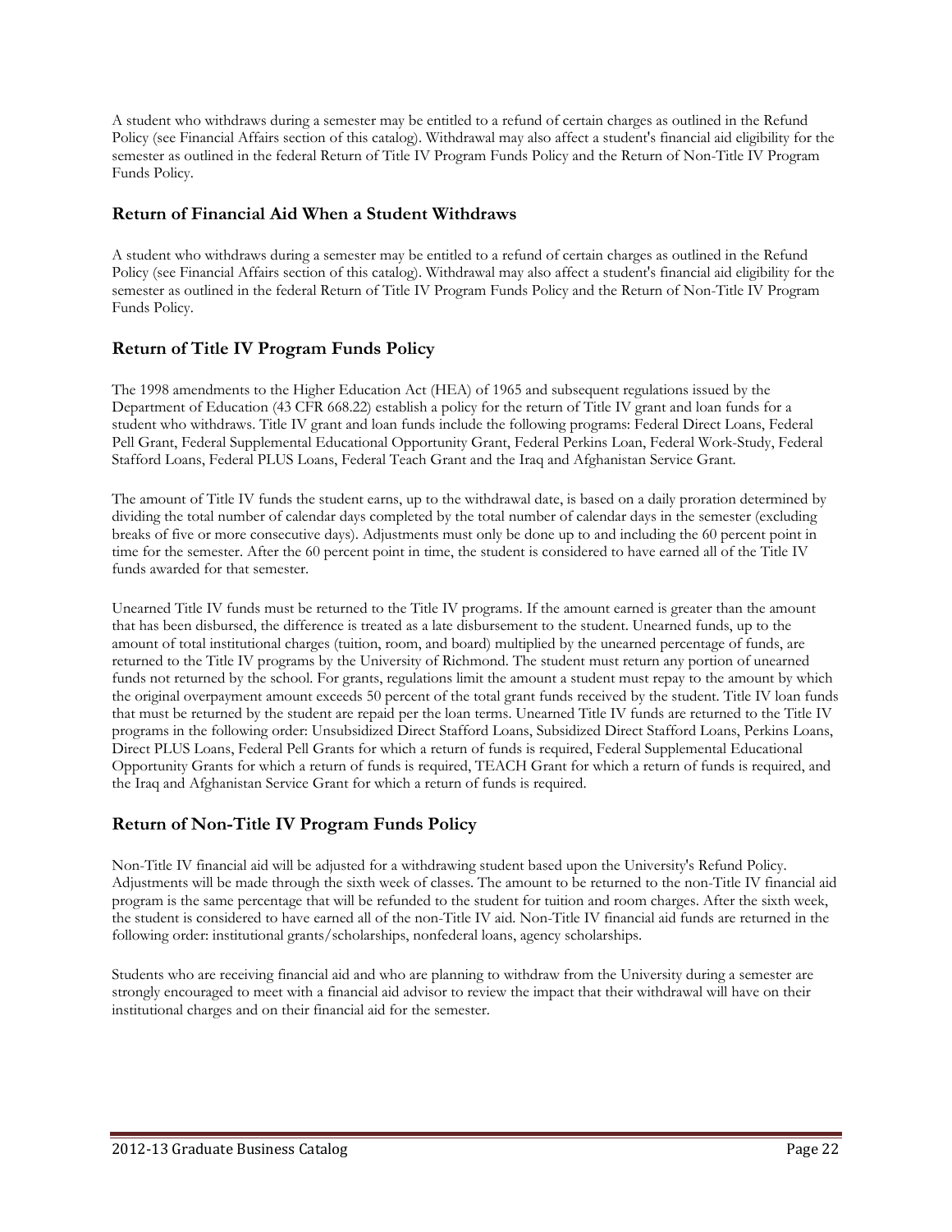A student who withdraws during a semester may be entitled to a refund of certain charges as outlined in the Refund Policy (see Financial Affairs section of this catalog). Withdrawal may also affect a student's financial aid eligibility for the semester as outlined in the federal Return of Title IV Program Funds Policy and the Return of Non-Title IV Program Funds Policy.

### Return of Financial Aid When a Student Withdraws

A student who withdraws during a semester may be entitled to a refund of certain charges as outlined in the Refund Policy (see Financial Affairs section of this catalog). Withdrawal may also affect a student's financial aid eligibility for the semester as outlined in the federal Return of Title IV Program Funds Policy and the Return of Non-Title IV Program Funds Policy.

### Return of Title IV Program Funds Policy

The 1998 amendments to the Higher Education Act (HEA) of 1965 and subsequent regulations issued by the Department of Education (43 CFR 668.22) establish a policy for the return of Title IV grant and loan funds for a student who withdraws. Title IV grant and loan funds include the following programs: Federal Direct Loans, Federal Pell Grant, Federal Supplemental Educational Opportunity Grant, Federal Perkins Loan, Federal Work-Study, Federal Stafford Loans, Federal PLUS Loans, Federal Teach Grant and the Iraq and Afghanistan Service Grant.

The amount of Title IV funds the student earns, up to the withdrawal date, is based on a daily proration determined by dividing the total number of calendar days completed by the total number of calendar days in the semester (excluding breaks of five or more consecutive days). Adjustments must only be done up to and including the 60 percent point in time for the semester. After the 60 percent point in time, the student is considered to have earned all of the Title IV funds awarded for that semester.

Unearned Title IV funds must be returned to the Title IV programs. If the amount earned is greater than the amount that has been disbursed, the difference is treated as a late disbursement to the student. Unearned funds, up to the amount of total institutional charges (tuition, room, and board) multiplied by the unearned percentage of funds, are returned to the Title IV programs by the University of Richmond. The student must return any portion of unearned funds not returned by the school. For grants, regulations limit the amount a student must repay to the amount by which the original overpayment amount exceeds 50 percent of the total grant funds received by the student. Title IV loan funds that must be returned by the student are repaid per the loan terms. Unearned Title IV funds are returned to the Title IV programs in the following order: Unsubsidized Direct Stafford Loans, Subsidized Direct Stafford Loans, Perkins Loans, Direct PLUS Loans, Federal Pell Grants for which a return of funds is required, Federal Supplemental Educational Opportunity Grants for which a return of funds is required, TEACH Grant for which a return of funds is required, and the Iraq and Afghanistan Service Grant for which a return of funds is required.

### Return of Non-Title IV Program Funds Policy

Non-Title IV financial aid will be adjusted for a withdrawing student based upon the University's Refund Policy. Adjustments will be made through the sixth week of classes. The amount to be returned to the non-Title IV financial aid program is the same percentage that will be refunded to the student for tuition and room charges. After the sixth week, the student is considered to have earned all of the non-Title IV aid. Non-Title IV financial aid funds are returned in the following order: institutional grants/scholarships, nonfederal loans, agency scholarships.

Students who are receiving financial aid and who are planning to withdraw from the University during a semester are strongly encouraged to meet with a financial aid advisor to review the impact that their withdrawal will have on their institutional charges and on their financial aid for the semester.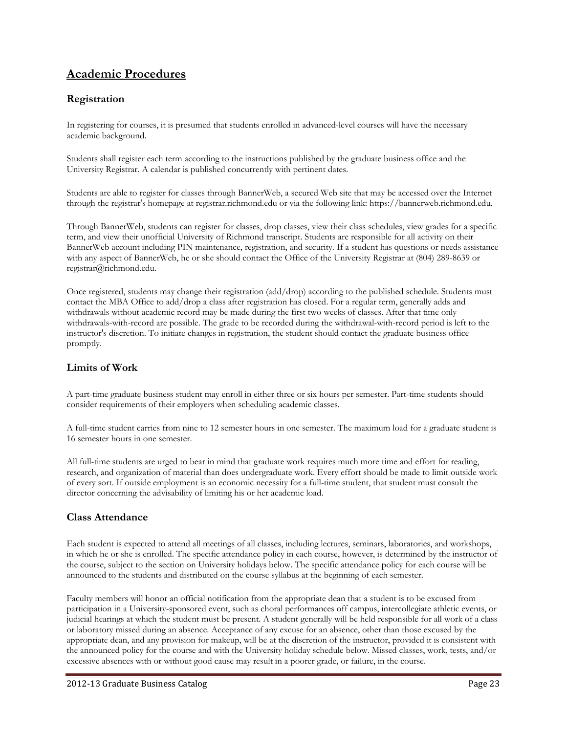## Academic Procedures

### Registration

In registering for courses, it is presumed that students enrolled in advanced-level courses will have the necessary academic background.

Students shall register each term according to the instructions published by the graduate business office and the University Registrar. A calendar is published concurrently with pertinent dates.

Students are able to register for classes through BannerWeb, a secured Web site that may be accessed over the Internet through the registrar's homepage at registrar.richmond.edu or via the following link: https://bannerweb.richmond.edu.

Through BannerWeb, students can register for classes, drop classes, view their class schedules, view grades for a specific term, and view their unofficial University of Richmond transcript. Students are responsible for all activity on their BannerWeb account including PIN maintenance, registration, and security. If a student has questions or needs assistance with any aspect of BannerWeb, he or she should contact the Office of the University Registrar at (804) 289-8639 or registrar@richmond.edu.

Once registered, students may change their registration (add/drop) according to the published schedule. Students must contact the MBA Office to add/drop a class after registration has closed. For a regular term, generally adds and withdrawals without academic record may be made during the first two weeks of classes. After that time only withdrawals-with-record are possible. The grade to be recorded during the withdrawal-with-record period is left to the instructor's discretion. To initiate changes in registration, the student should contact the graduate business office promptly.

### Limits of Work

A part-time graduate business student may enroll in either three or six hours per semester. Part-time students should consider requirements of their employers when scheduling academic classes.

A full-time student carries from nine to 12 semester hours in one semester. The maximum load for a graduate student is 16 semester hours in one semester.

All full-time students are urged to bear in mind that graduate work requires much more time and effort for reading, research, and organization of material than does undergraduate work. Every effort should be made to limit outside work of every sort. If outside employment is an economic necessity for a full-time student, that student must consult the director concerning the advisability of limiting his or her academic load.

### Class Attendance

Each student is expected to attend all meetings of all classes, including lectures, seminars, laboratories, and workshops, in which he or she is enrolled. The specific attendance policy in each course, however, is determined by the instructor of the course, subject to the section on University holidays below. The specific attendance policy for each course will be announced to the students and distributed on the course syllabus at the beginning of each semester.

Faculty members will honor an official notification from the appropriate dean that a student is to be excused from participation in a University-sponsored event, such as choral performances off campus, intercollegiate athletic events, or judicial hearings at which the student must be present. A student generally will be held responsible for all work of a class or laboratory missed during an absence. Acceptance of any excuse for an absence, other than those excused by the appropriate dean, and any provision for makeup, will be at the discretion of the instructor, provided it is consistent with the announced policy for the course and with the University holiday schedule below. Missed classes, work, tests, and/or excessive absences with or without good cause may result in a poorer grade, or failure, in the course.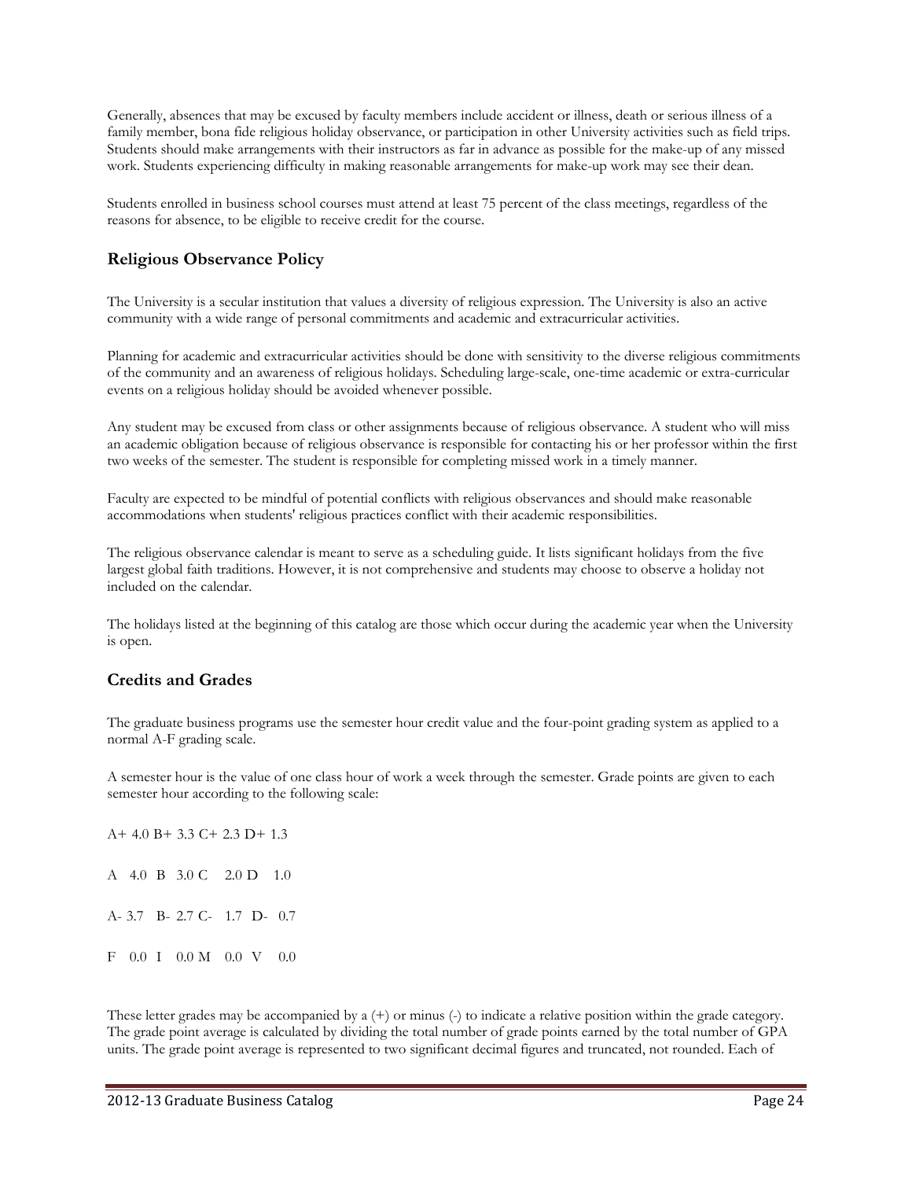Generally, absences that may be excused by faculty members include accident or illness, death or serious illness of a family member, bona fide religious holiday observance, or participation in other University activities such as field trips. Students should make arrangements with their instructors as far in advance as possible for the make-up of any missed work. Students experiencing difficulty in making reasonable arrangements for make-up work may see their dean.

Students enrolled in business school courses must attend at least 75 percent of the class meetings, regardless of the reasons for absence, to be eligible to receive credit for the course.

## Religious Observance Policy

The University is a secular institution that values a diversity of religious expression. The University is also an active community with a wide range of personal commitments and academic and extracurricular activities.

Planning for academic and extracurricular activities should be done with sensitivity to the diverse religious commitments of the community and an awareness of religious holidays. Scheduling large-scale, one-time academic or extra-curricular events on a religious holiday should be avoided whenever possible.

Any student may be excused from class or other assignments because of religious observance. A student who will miss an academic obligation because of religious observance is responsible for contacting his or her professor within the first two weeks of the semester. The student is responsible for completing missed work in a timely manner.

Faculty are expected to be mindful of potential conflicts with religious observances and should make reasonable accommodations when students' religious practices conflict with their academic responsibilities.

The religious observance calendar is meant to serve as a scheduling guide. It lists significant holidays from the five largest global faith traditions. However, it is not comprehensive and students may choose to observe a holiday not included on the calendar.

The holidays listed at the beginning of this catalog are those which occur during the academic year when the University is open.

## Credits and Grades

The graduate business programs use the semester hour credit value and the four-point grading system as applied to a normal A-F grading scale.

A semester hour is the value of one class hour of work a week through the semester. Grade points are given to each semester hour according to the following scale:

A+ 4.0 B+ 3.3 C+ 2.3 D+ 1.3

A 4.0 B 3.0 C 2.0 D 1.0

A- 3.7 B- 2.7 C- 1.7 D- 0.7

F 0.0 I 0.0 M 0.0 V 0.0

These letter grades may be accompanied by a (+) or minus (-) to indicate a relative position within the grade category. The grade point average is calculated by dividing the total number of grade points earned by the total number of GPA units. The grade point average is represented to two significant decimal figures and truncated, not rounded. Each of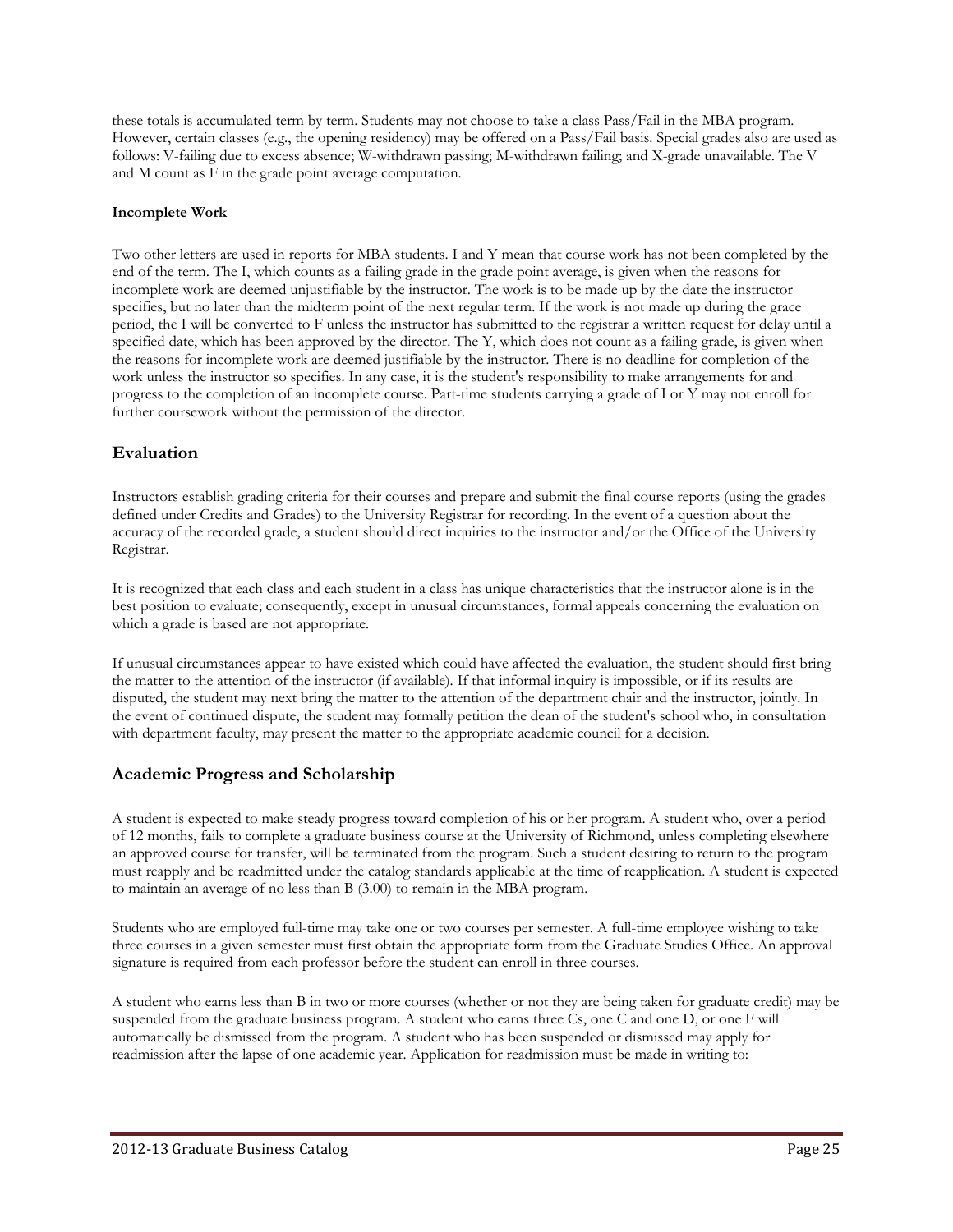these totals is accumulated term by term. Students may not choose to take a class Pass/Fail in the MBA program. However, certain classes (e.g., the opening residency) may be offered on a Pass/Fail basis. Special grades also are used as follows: V-failing due to excess absence; W-withdrawn passing; M-withdrawn failing; and X-grade unavailable. The V and M count as F in the grade point average computation.

#### Incomplete Work

Two other letters are used in reports for MBA students. I and Y mean that course work has not been completed by the end of the term. The I, which counts as a failing grade in the grade point average, is given when the reasons for incomplete work are deemed unjustifiable by the instructor. The work is to be made up by the date the instructor specifies, but no later than the midterm point of the next regular term. If the work is not made up during the grace period, the I will be converted to F unless the instructor has submitted to the registrar a written request for delay until a specified date, which has been approved by the director. The Y, which does not count as a failing grade, is given when the reasons for incomplete work are deemed justifiable by the instructor. There is no deadline for completion of the work unless the instructor so specifies. In any case, it is the student's responsibility to make arrangements for and progress to the completion of an incomplete course. Part-time students carrying a grade of I or Y may not enroll for further coursework without the permission of the director.

## Evaluation

Instructors establish grading criteria for their courses and prepare and submit the final course reports (using the grades defined under Credits and Grades) to the University Registrar for recording. In the event of a question about the accuracy of the recorded grade, a student should direct inquiries to the instructor and/or the Office of the University Registrar.

It is recognized that each class and each student in a class has unique characteristics that the instructor alone is in the best position to evaluate; consequently, except in unusual circumstances, formal appeals concerning the evaluation on which a grade is based are not appropriate.

If unusual circumstances appear to have existed which could have affected the evaluation, the student should first bring the matter to the attention of the instructor (if available). If that informal inquiry is impossible, or if its results are disputed, the student may next bring the matter to the attention of the department chair and the instructor, jointly. In the event of continued dispute, the student may formally petition the dean of the student's school who, in consultation with department faculty, may present the matter to the appropriate academic council for a decision.

## Academic Progress and Scholarship

A student is expected to make steady progress toward completion of his or her program. A student who, over a period of 12 months, fails to complete a graduate business course at the University of Richmond, unless completing elsewhere an approved course for transfer, will be terminated from the program. Such a student desiring to return to the program must reapply and be readmitted under the catalog standards applicable at the time of reapplication. A student is expected to maintain an average of no less than B (3.00) to remain in the MBA program.

Students who are employed full-time may take one or two courses per semester. A full-time employee wishing to take three courses in a given semester must first obtain the appropriate form from the Graduate Studies Office. An approval signature is required from each professor before the student can enroll in three courses.

A student who earns less than B in two or more courses (whether or not they are being taken for graduate credit) may be suspended from the graduate business program. A student who earns three Cs, one C and one D, or one F will automatically be dismissed from the program. A student who has been suspended or dismissed may apply for readmission after the lapse of one academic year. Application for readmission must be made in writing to: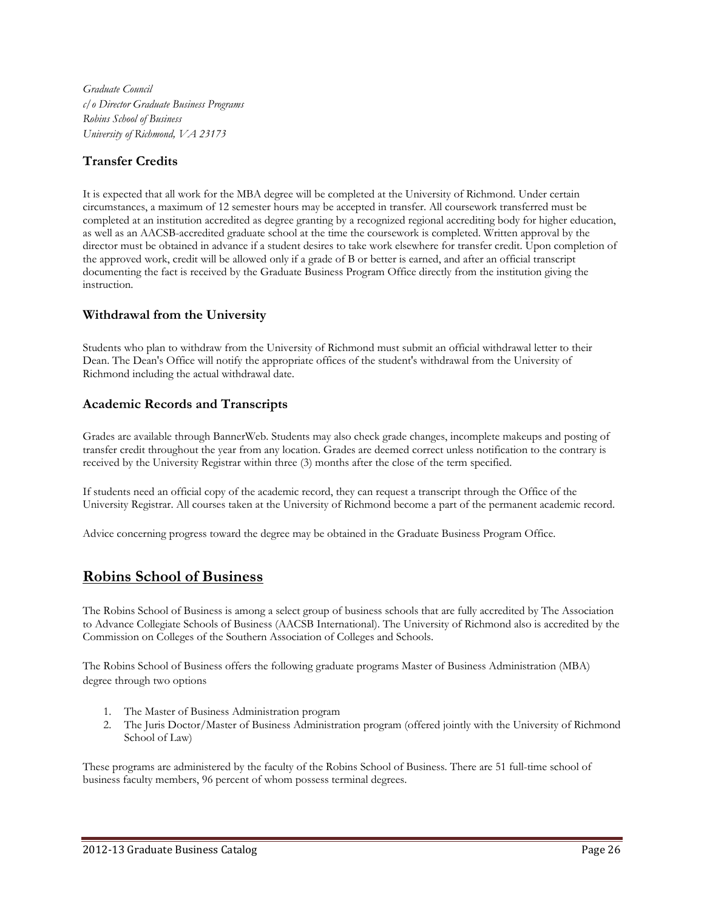*Graduate Council*
*c/o Director Graduate Business Programs*
*Robins School of Business*
*University of Richmond, VA 23173*

### Transfer Credits

It is expected that all work for the MBA degree will be completed at the University of Richmond. Under certain circumstances, a maximum of 12 semester hours may be accepted in transfer. All coursework transferred must be completed at an institution accredited as degree granting by a recognized regional accrediting body for higher education, as well as an AACSB-accredited graduate school at the time the coursework is completed. Written approval by the director must be obtained in advance if a student desires to take work elsewhere for transfer credit. Upon completion of the approved work, credit will be allowed only if a grade of B or better is earned, and after an official transcript documenting the fact is received by the Graduate Business Program Office directly from the institution giving the instruction.

### Withdrawal from the University

Students who plan to withdraw from the University of Richmond must submit an official withdrawal letter to their Dean. The Dean's Office will notify the appropriate offices of the student's withdrawal from the University of Richmond including the actual withdrawal date.

### Academic Records and Transcripts

Grades are available through BannerWeb. Students may also check grade changes, incomplete makeups and posting of transfer credit throughout the year from any location. Grades are deemed correct unless notification to the contrary is received by the University Registrar within three (3) months after the close of the term specified.

If students need an official copy of the academic record, they can request a transcript through the Office of the University Registrar. All courses taken at the University of Richmond become a part of the permanent academic record.

Advice concerning progress toward the degree may be obtained in the Graduate Business Program Office.

## Robins School of Business

The Robins School of Business is among a select group of business schools that are fully accredited by The Association to Advance Collegiate Schools of Business (AACSB International). The University of Richmond also is accredited by the Commission on Colleges of the Southern Association of Colleges and Schools.

The Robins School of Business offers the following graduate programs Master of Business Administration (MBA) degree through two options

1. The Master of Business Administration program
2. The Juris Doctor/Master of Business Administration program (offered jointly with the University of Richmond School of Law)

These programs are administered by the faculty of the Robins School of Business. There are 51 full-time school of business faculty members, 96 percent of whom possess terminal degrees.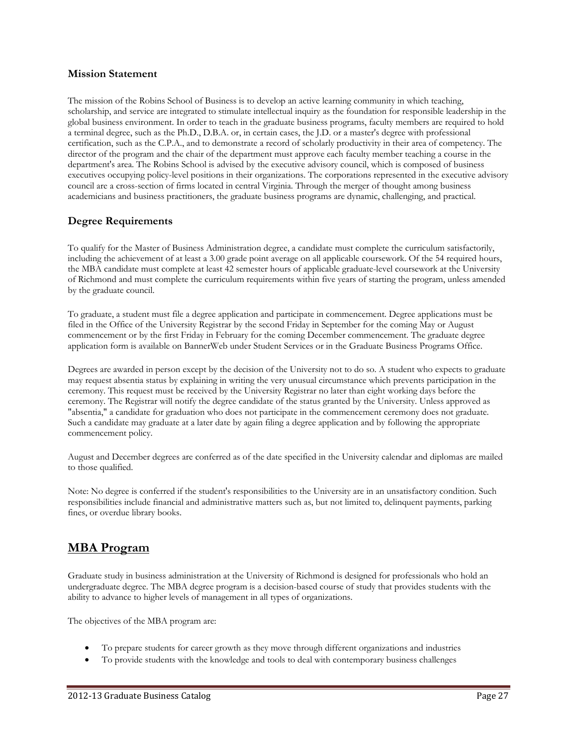### Mission Statement

The mission of the Robins School of Business is to develop an active learning community in which teaching, scholarship, and service are integrated to stimulate intellectual inquiry as the foundation for responsible leadership in the global business environment. In order to teach in the graduate business programs, faculty members are required to hold a terminal degree, such as the Ph.D., D.B.A. or, in certain cases, the J.D. or a master's degree with professional certification, such as the C.P.A., and to demonstrate a record of scholarly productivity in their area of competency. The director of the program and the chair of the department must approve each faculty member teaching a course in the department's area. The Robins School is advised by the executive advisory council, which is composed of business executives occupying policy-level positions in their organizations. The corporations represented in the executive advisory council are a cross-section of firms located in central Virginia. Through the merger of thought among business academicians and business practitioners, the graduate business programs are dynamic, challenging, and practical.

### Degree Requirements

To qualify for the Master of Business Administration degree, a candidate must complete the curriculum satisfactorily, including the achievement of at least a 3.00 grade point average on all applicable coursework. Of the 54 required hours, the MBA candidate must complete at least 42 semester hours of applicable graduate-level coursework at the University of Richmond and must complete the curriculum requirements within five years of starting the program, unless amended by the graduate council.

To graduate, a student must file a degree application and participate in commencement. Degree applications must be filed in the Office of the University Registrar by the second Friday in September for the coming May or August commencement or by the first Friday in February for the coming December commencement. The graduate degree application form is available on BannerWeb under Student Services or in the Graduate Business Programs Office.

Degrees are awarded in person except by the decision of the University not to do so. A student who expects to graduate may request absentia status by explaining in writing the very unusual circumstance which prevents participation in the ceremony. This request must be received by the University Registrar no later than eight working days before the ceremony. The Registrar will notify the degree candidate of the status granted by the University. Unless approved as "absentia," a candidate for graduation who does not participate in the commencement ceremony does not graduate. Such a candidate may graduate at a later date by again filing a degree application and by following the appropriate commencement policy.

August and December degrees are conferred as of the date specified in the University calendar and diplomas are mailed to those qualified.

Note: No degree is conferred if the student's responsibilities to the University are in an unsatisfactory condition. Such responsibilities include financial and administrative matters such as, but not limited to, delinquent payments, parking fines, or overdue library books.

## MBA Program

Graduate study in business administration at the University of Richmond is designed for professionals who hold an undergraduate degree. The MBA degree program is a decision-based course of study that provides students with the ability to advance to higher levels of management in all types of organizations.

The objectives of the MBA program are:

- To prepare students for career growth as they move through different organizations and industries
- To provide students with the knowledge and tools to deal with contemporary business challenges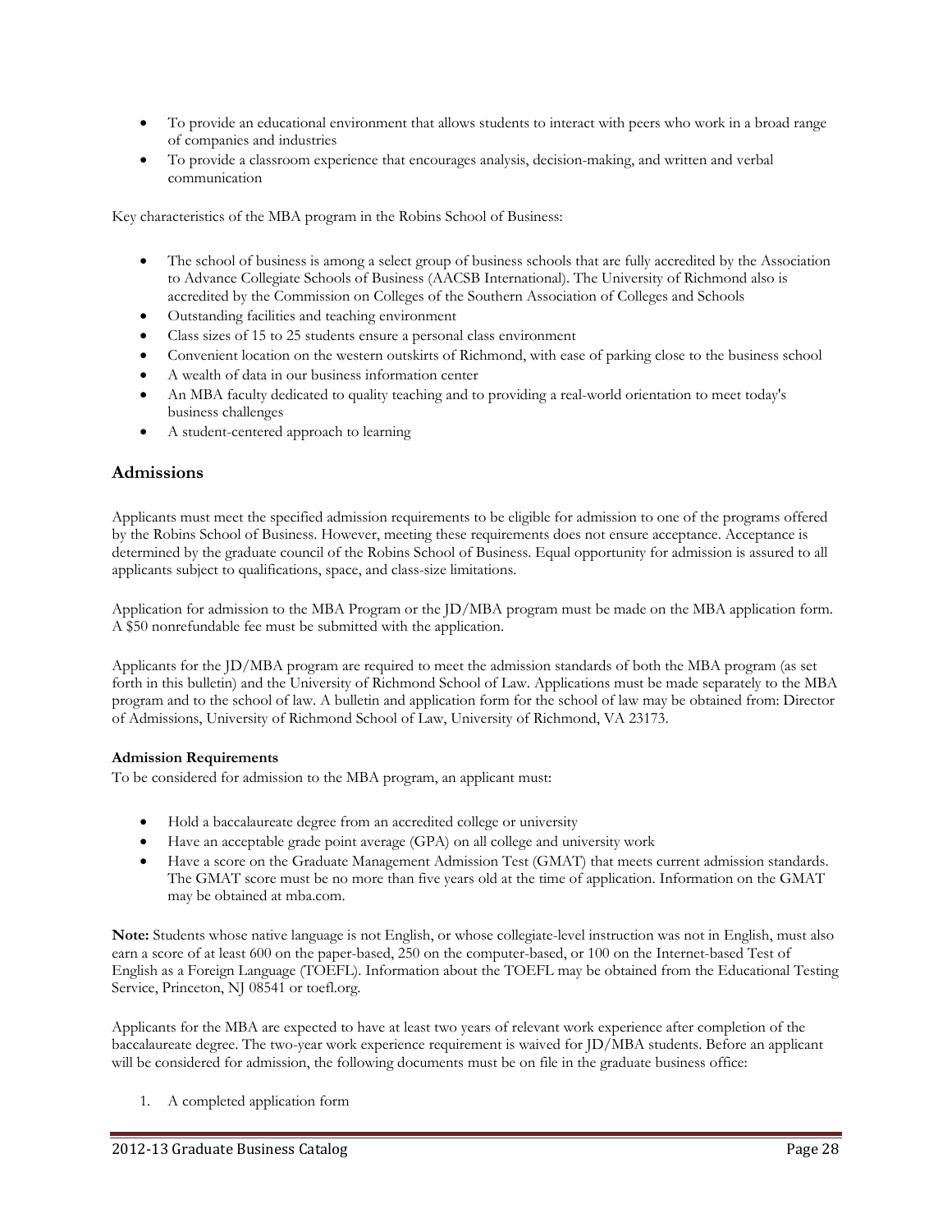- To provide an educational environment that allows students to interact with peers who work in a broad range of companies and industries
- To provide a classroom experience that encourages analysis, decision-making, and written and verbal communication

Key characteristics of the MBA program in the Robins School of Business:

- The school of business is among a select group of business schools that are fully accredited by the Association to Advance Collegiate Schools of Business (AACSB International). The University of Richmond also is accredited by the Commission on Colleges of the Southern Association of Colleges and Schools
- Outstanding facilities and teaching environment
- Class sizes of 15 to 25 students ensure a personal class environment
- Convenient location on the western outskirts of Richmond, with ease of parking close to the business school
- A wealth of data in our business information center
- An MBA faculty dedicated to quality teaching and to providing a real-world orientation to meet today's business challenges
- A student-centered approach to learning

## Admissions

Applicants must meet the specified admission requirements to be eligible for admission to one of the programs offered by the Robins School of Business. However, meeting these requirements does not ensure acceptance. Acceptance is determined by the graduate council of the Robins School of Business. Equal opportunity for admission is assured to all applicants subject to qualifications, space, and class-size limitations.

Application for admission to the MBA Program or the JD/MBA program must be made on the MBA application form. A $50 nonrefundable fee must be submitted with the application.

Applicants for the JD/MBA program are required to meet the admission standards of both the MBA program (as set forth in this bulletin) and the University of Richmond School of Law. Applications must be made separately to the MBA program and to the school of law. A bulletin and application form for the school of law may be obtained from: Director of Admissions, University of Richmond School of Law, University of Richmond, VA 23173.

**Admission Requirements**

To be considered for admission to the MBA program, an applicant must:

- Hold a baccalaureate degree from an accredited college or university
- Have an acceptable grade point average (GPA) on all college and university work
- Have a score on the Graduate Management Admission Test (GMAT) that meets current admission standards. The GMAT score must be no more than five years old at the time of application. Information on the GMAT may be obtained at mba.com.

**Note:** Students whose native language is not English, or whose collegiate-level instruction was not in English, must also earn a score of at least 600 on the paper-based, 250 on the computer-based, or 100 on the Internet-based Test of English as a Foreign Language (TOEFL). Information about the TOEFL may be obtained from the Educational Testing Service, Princeton, NJ 08541 or toefl.org.

Applicants for the MBA are expected to have at least two years of relevant work experience after completion of the baccalaureate degree. The two-year work experience requirement is waived for JD/MBA students. Before an applicant will be considered for admission, the following documents must be on file in the graduate business office:

1. A completed application form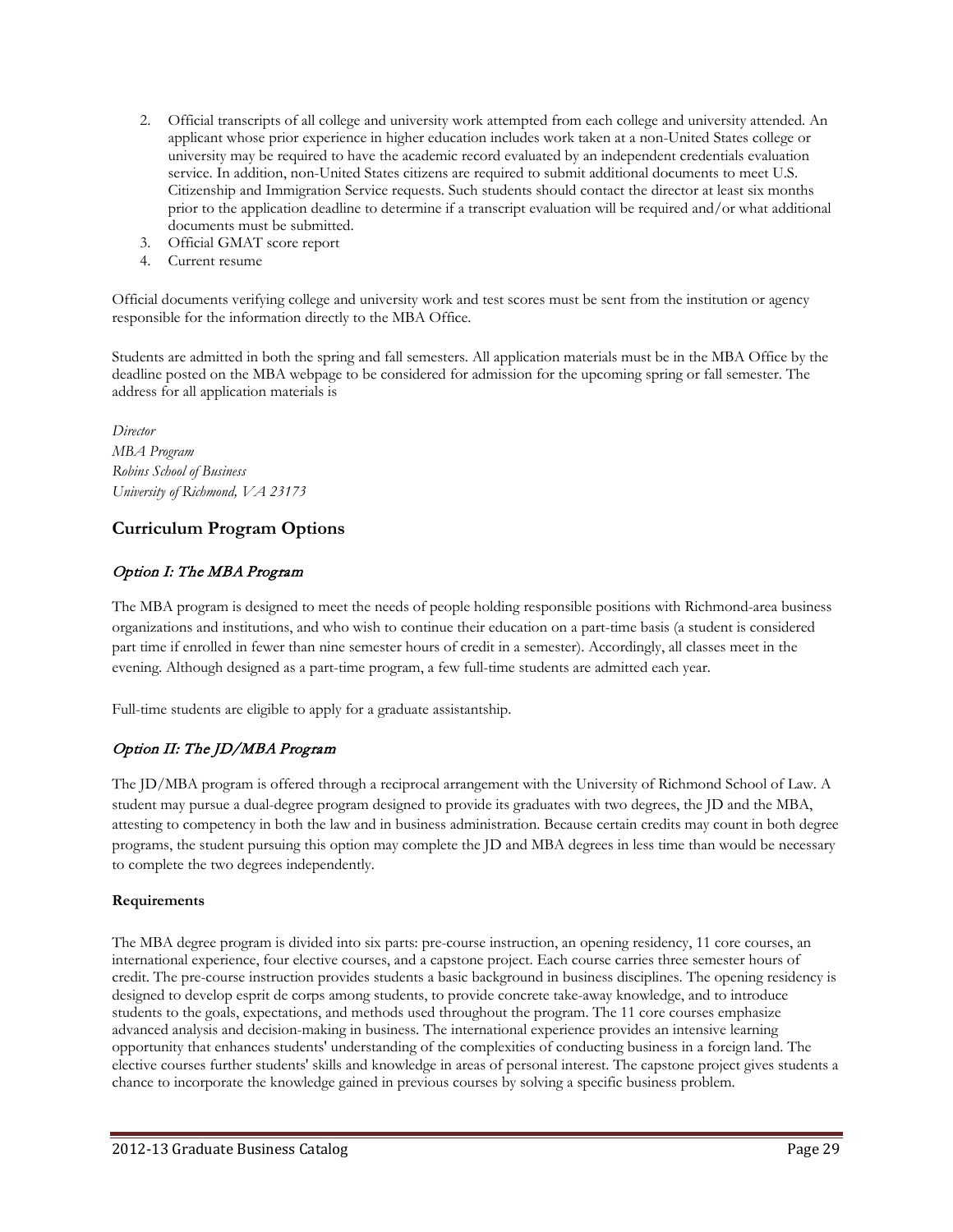2. Official transcripts of all college and university work attempted from each college and university attended. An applicant whose prior experience in higher education includes work taken at a non-United States college or university may be required to have the academic record evaluated by an independent credentials evaluation service. In addition, non-United States citizens are required to submit additional documents to meet U.S. Citizenship and Immigration Service requests. Such students should contact the director at least six months prior to the application deadline to determine if a transcript evaluation will be required and/or what additional documents must be submitted.
3. Official GMAT score report
4. Current resume

Official documents verifying college and university work and test scores must be sent from the institution or agency responsible for the information directly to the MBA Office.

Students are admitted in both the spring and fall semesters. All application materials must be in the MBA Office by the deadline posted on the MBA webpage to be considered for admission for the upcoming spring or fall semester. The address for all application materials is

*Director*
*MBA Program*
*Robins School of Business*
*University of Richmond, VA 23173*

## Curriculum Program Options

### *Option I: The MBA Program*

The MBA program is designed to meet the needs of people holding responsible positions with Richmond-area business organizations and institutions, and who wish to continue their education on a part-time basis (a student is considered part time if enrolled in fewer than nine semester hours of credit in a semester). Accordingly, all classes meet in the evening. Although designed as a part-time program, a few full-time students are admitted each year.

Full-time students are eligible to apply for a graduate assistantship.

### *Option II: The JD/MBA Program*

The JD/MBA program is offered through a reciprocal arrangement with the University of Richmond School of Law. A student may pursue a dual-degree program designed to provide its graduates with two degrees, the JD and the MBA, attesting to competency in both the law and in business administration. Because certain credits may count in both degree programs, the student pursuing this option may complete the JD and MBA degrees in less time than would be necessary to complete the two degrees independently.

**Requirements**

The MBA degree program is divided into six parts: pre-course instruction, an opening residency, 11 core courses, an international experience, four elective courses, and a capstone project. Each course carries three semester hours of credit. The pre-course instruction provides students a basic background in business disciplines. The opening residency is designed to develop esprit de corps among students, to provide concrete take-away knowledge, and to introduce students to the goals, expectations, and methods used throughout the program. The 11 core courses emphasize advanced analysis and decision-making in business. The international experience provides an intensive learning opportunity that enhances students' understanding of the complexities of conducting business in a foreign land. The elective courses further students' skills and knowledge in areas of personal interest. The capstone project gives students a chance to incorporate the knowledge gained in previous courses by solving a specific business problem.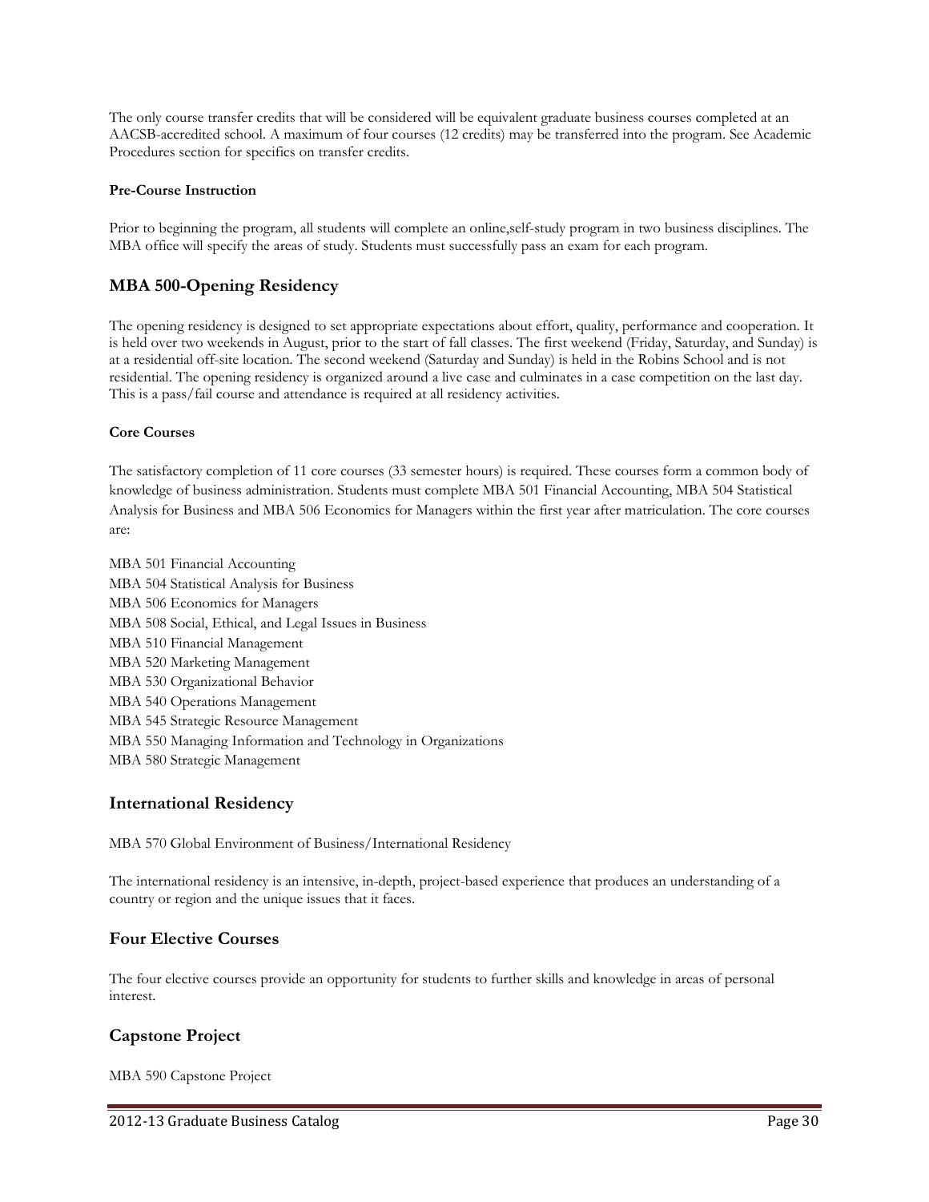The only course transfer credits that will be considered will be equivalent graduate business courses completed at an AACSB-accredited school. A maximum of four courses (12 credits) may be transferred into the program. See Academic Procedures section for specifics on transfer credits.

**Pre-Course Instruction**

Prior to beginning the program, all students will complete an online,self-study program in two business disciplines. The MBA office will specify the areas of study. Students must successfully pass an exam for each program.

## MBA 500-Opening Residency

The opening residency is designed to set appropriate expectations about effort, quality, performance and cooperation. It is held over two weekends in August, prior to the start of fall classes. The first weekend (Friday, Saturday, and Sunday) is at a residential off-site location. The second weekend (Saturday and Sunday) is held in the Robins School and is not residential. The opening residency is organized around a live case and culminates in a case competition on the last day. This is a pass/fail course and attendance is required at all residency activities.

**Core Courses**

The satisfactory completion of 11 core courses (33 semester hours) is required. These courses form a common body of knowledge of business administration. Students must complete MBA 501 Financial Accounting, MBA 504 Statistical Analysis for Business and MBA 506 Economics for Managers within the first year after matriculation. The core courses are:

MBA 501 Financial Accounting
MBA 504 Statistical Analysis for Business
MBA 506 Economics for Managers
MBA 508 Social, Ethical, and Legal Issues in Business
MBA 510 Financial Management
MBA 520 Marketing Management
MBA 530 Organizational Behavior
MBA 540 Operations Management
MBA 545 Strategic Resource Management
MBA 550 Managing Information and Technology in Organizations
MBA 580 Strategic Management

## International Residency

MBA 570 Global Environment of Business/International Residency

The international residency is an intensive, in-depth, project-based experience that produces an understanding of a country or region and the unique issues that it faces.

## Four Elective Courses

The four elective courses provide an opportunity for students to further skills and knowledge in areas of personal interest.

## Capstone Project

MBA 590 Capstone Project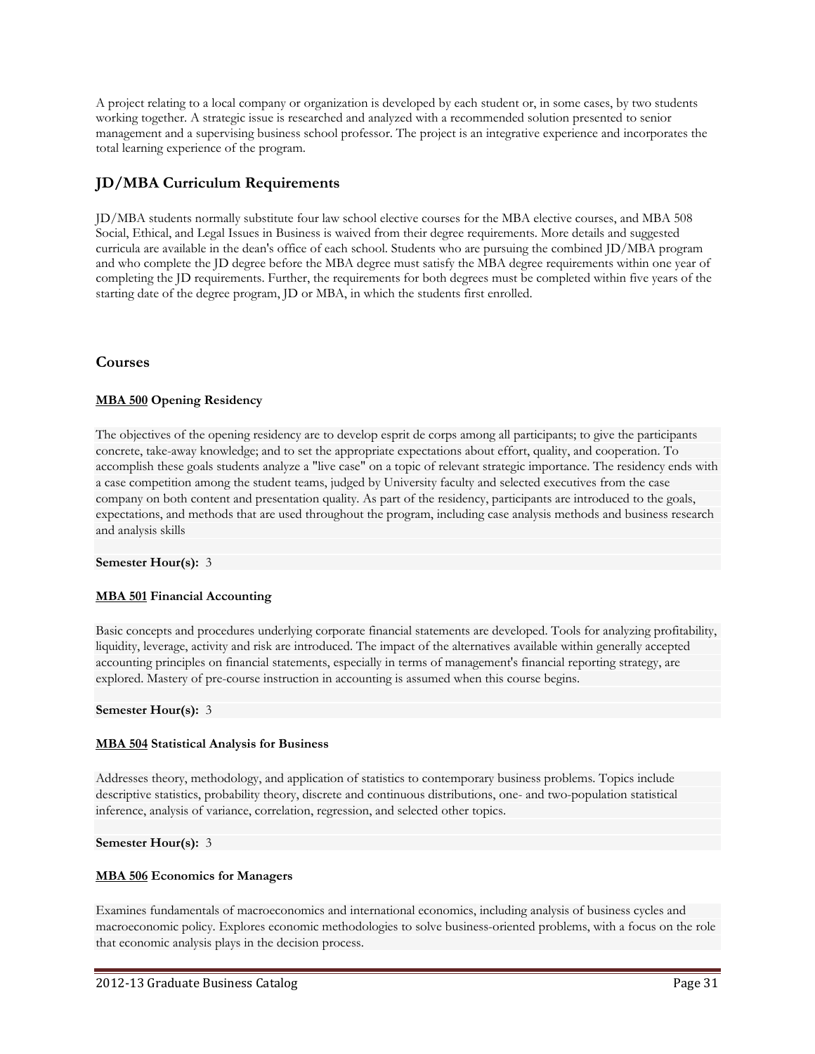A project relating to a local company or organization is developed by each student or, in some cases, by two students working together. A strategic issue is researched and analyzed with a recommended solution presented to senior management and a supervising business school professor. The project is an integrative experience and incorporates the total learning experience of the program.

## JD/MBA Curriculum Requirements

JD/MBA students normally substitute four law school elective courses for the MBA elective courses, and MBA 508 Social, Ethical, and Legal Issues in Business is waived from their degree requirements. More details and suggested curricula are available in the dean's office of each school. Students who are pursuing the combined JD/MBA program and who complete the JD degree before the MBA degree must satisfy the MBA degree requirements within one year of completing the JD requirements. Further, the requirements for both degrees must be completed within five years of the starting date of the degree program, JD or MBA, in which the students first enrolled.

## Courses

**MBA 500 Opening Residency**

The objectives of the opening residency are to develop esprit de corps among all participants; to give the participants concrete, take-away knowledge; and to set the appropriate expectations about effort, quality, and cooperation. To accomplish these goals students analyze a "live case" on a topic of relevant strategic importance. The residency ends with a case competition among the student teams, judged by University faculty and selected executives from the case company on both content and presentation quality. As part of the residency, participants are introduced to the goals, expectations, and methods that are used throughout the program, including case analysis methods and business research and analysis skills

**Semester Hour(s):** 3

**MBA 501 Financial Accounting**

Basic concepts and procedures underlying corporate financial statements are developed. Tools for analyzing profitability, liquidity, leverage, activity and risk are introduced. The impact of the alternatives available within generally accepted accounting principles on financial statements, especially in terms of management's financial reporting strategy, are explored. Mastery of pre-course instruction in accounting is assumed when this course begins.

**Semester Hour(s):** 3

**MBA 504 Statistical Analysis for Business**

Addresses theory, methodology, and application of statistics to contemporary business problems. Topics include descriptive statistics, probability theory, discrete and continuous distributions, one- and two-population statistical inference, analysis of variance, correlation, regression, and selected other topics.

**Semester Hour(s):** 3

**MBA 506 Economics for Managers**

Examines fundamentals of macroeconomics and international economics, including analysis of business cycles and macroeconomic policy. Explores economic methodologies to solve business-oriented problems, with a focus on the role that economic analysis plays in the decision process.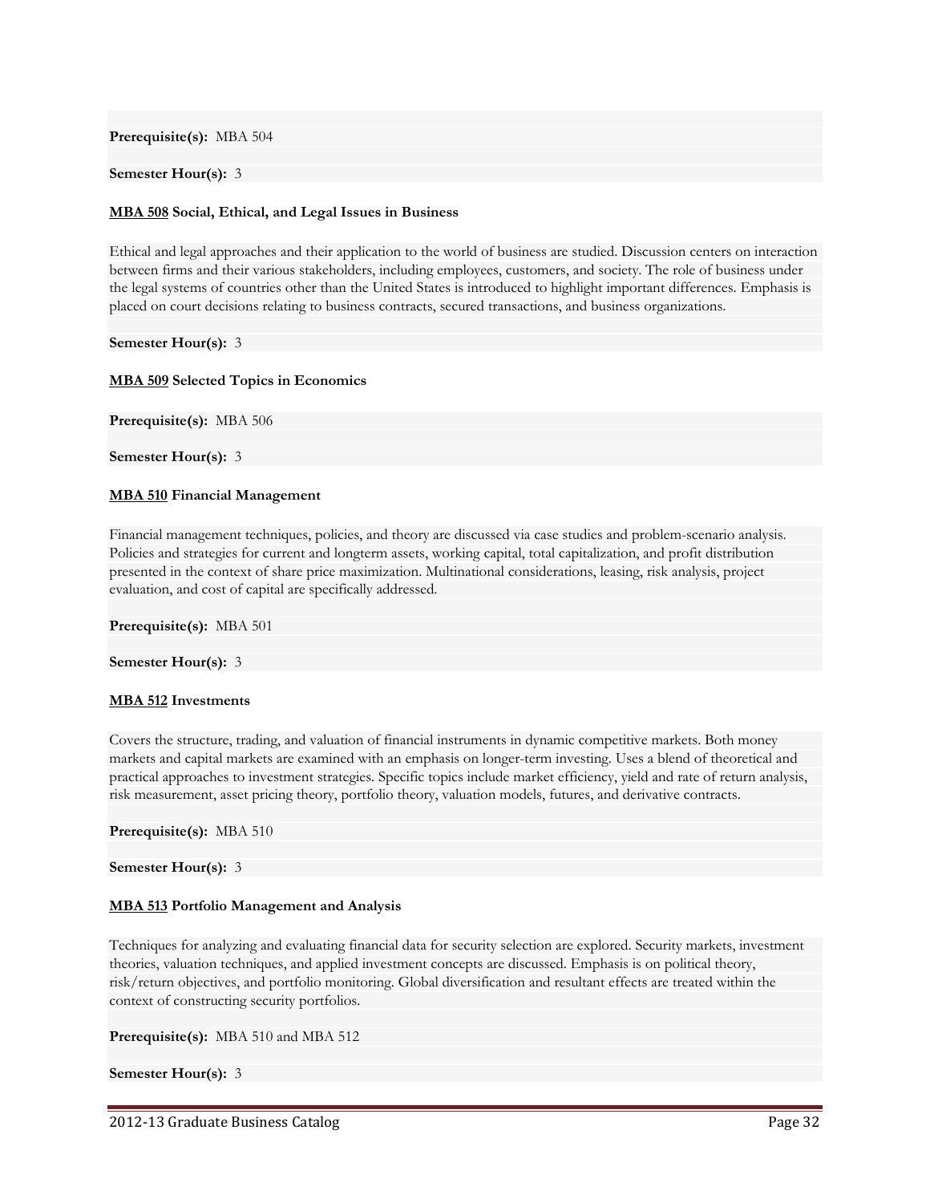**Prerequisite(s):** MBA 504

**Semester Hour(s):** 3

**MBA 508 Social, Ethical, and Legal Issues in Business**

Ethical and legal approaches and their application to the world of business are studied. Discussion centers on interaction between firms and their various stakeholders, including employees, customers, and society. The role of business under the legal systems of countries other than the United States is introduced to highlight important differences. Emphasis is placed on court decisions relating to business contracts, secured transactions, and business organizations.

**Semester Hour(s):** 3

**MBA 509 Selected Topics in Economics**

**Prerequisite(s):** MBA 506

**Semester Hour(s):** 3

**MBA 510 Financial Management**

Financial management techniques, policies, and theory are discussed via case studies and problem-scenario analysis. Policies and strategies for current and longterm assets, working capital, total capitalization, and profit distribution presented in the context of share price maximization. Multinational considerations, leasing, risk analysis, project evaluation, and cost of capital are specifically addressed.

**Prerequisite(s):** MBA 501

**Semester Hour(s):** 3

**MBA 512 Investments**

Covers the structure, trading, and valuation of financial instruments in dynamic competitive markets. Both money markets and capital markets are examined with an emphasis on longer-term investing. Uses a blend of theoretical and practical approaches to investment strategies. Specific topics include market efficiency, yield and rate of return analysis, risk measurement, asset pricing theory, portfolio theory, valuation models, futures, and derivative contracts.

**Prerequisite(s):** MBA 510

**Semester Hour(s):** 3

**MBA 513 Portfolio Management and Analysis**

Techniques for analyzing and evaluating financial data for security selection are explored. Security markets, investment theories, valuation techniques, and applied investment concepts are discussed. Emphasis is on political theory, risk/return objectives, and portfolio monitoring. Global diversification and resultant effects are treated within the context of constructing security portfolios.

**Prerequisite(s):** MBA 510 and MBA 512

**Semester Hour(s):** 3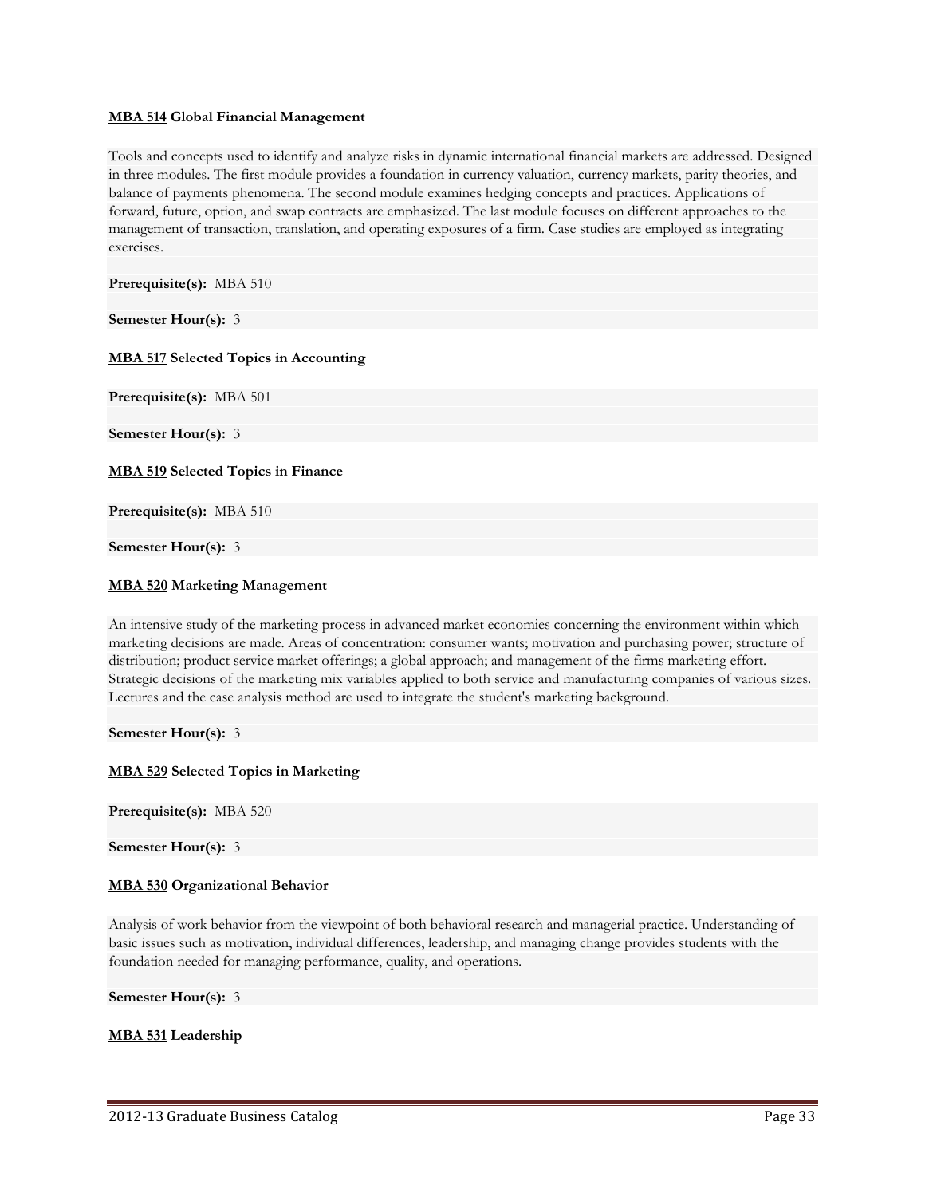**MBA 514 Global Financial Management**

Tools and concepts used to identify and analyze risks in dynamic international financial markets are addressed. Designed in three modules. The first module provides a foundation in currency valuation, currency markets, parity theories, and balance of payments phenomena. The second module examines hedging concepts and practices. Applications of forward, future, option, and swap contracts are emphasized. The last module focuses on different approaches to the management of transaction, translation, and operating exposures of a firm. Case studies are employed as integrating exercises.

**Prerequisite(s):** MBA 510

**Semester Hour(s):** 3

**MBA 517 Selected Topics in Accounting**

**Prerequisite(s):** MBA 501

**Semester Hour(s):** 3

**MBA 519 Selected Topics in Finance**

**Prerequisite(s):** MBA 510

**Semester Hour(s):** 3

**MBA 520 Marketing Management**

An intensive study of the marketing process in advanced market economies concerning the environment within which marketing decisions are made. Areas of concentration: consumer wants; motivation and purchasing power; structure of distribution; product service market offerings; a global approach; and management of the firms marketing effort. Strategic decisions of the marketing mix variables applied to both service and manufacturing companies of various sizes. Lectures and the case analysis method are used to integrate the student's marketing background.

**Semester Hour(s):** 3

**MBA 529 Selected Topics in Marketing**

**Prerequisite(s):** MBA 520

**Semester Hour(s):** 3

**MBA 530 Organizational Behavior**

Analysis of work behavior from the viewpoint of both behavioral research and managerial practice. Understanding of basic issues such as motivation, individual differences, leadership, and managing change provides students with the foundation needed for managing performance, quality, and operations.

**Semester Hour(s):** 3

**MBA 531 Leadership**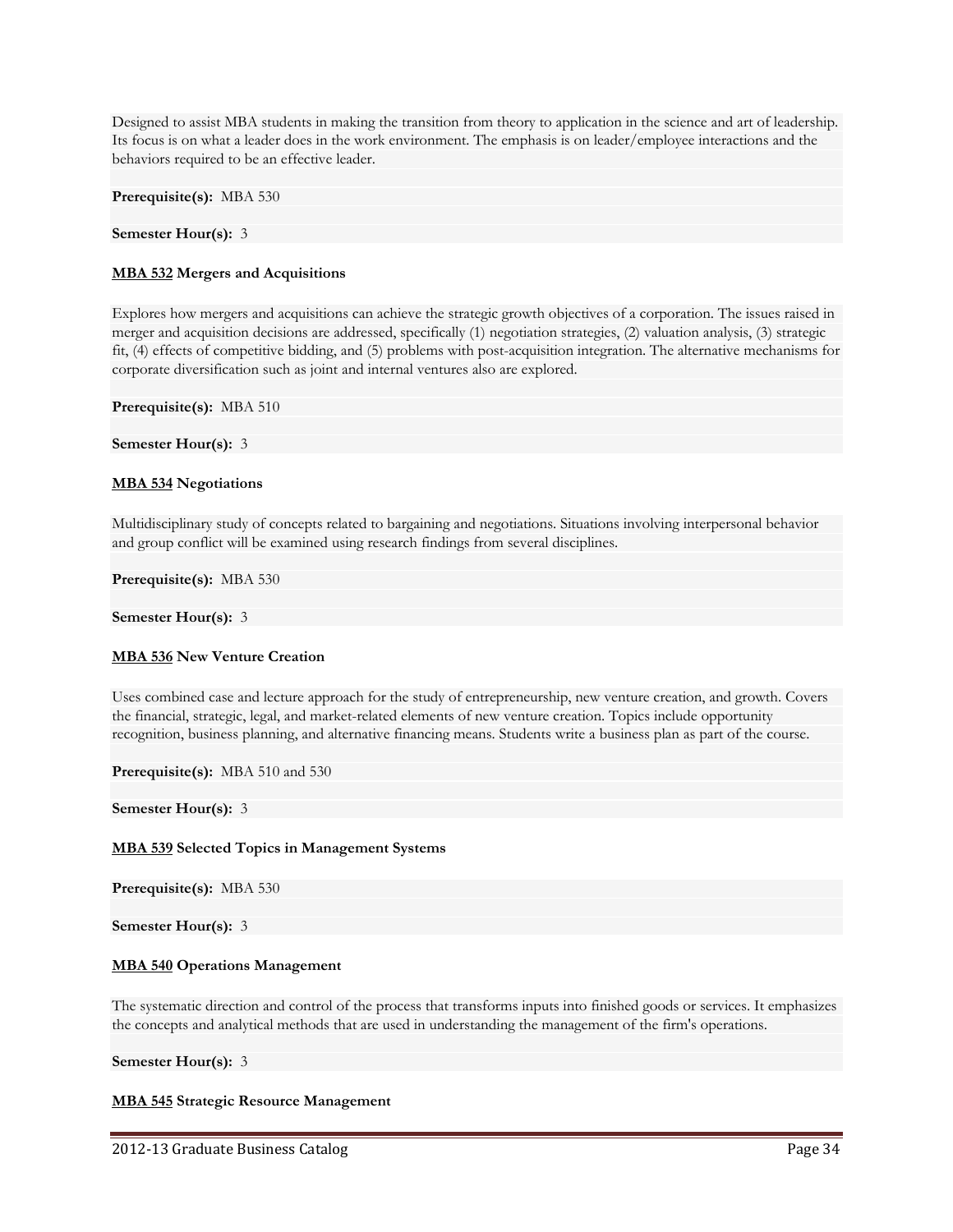Designed to assist MBA students in making the transition from theory to application in the science and art of leadership. Its focus is on what a leader does in the work environment. The emphasis is on leader/employee interactions and the behaviors required to be an effective leader.

**Prerequisite(s):** MBA 530

**Semester Hour(s):** 3

**MBA 532 Mergers and Acquisitions**

Explores how mergers and acquisitions can achieve the strategic growth objectives of a corporation. The issues raised in merger and acquisition decisions are addressed, specifically (1) negotiation strategies, (2) valuation analysis, (3) strategic fit, (4) effects of competitive bidding, and (5) problems with post-acquisition integration. The alternative mechanisms for corporate diversification such as joint and internal ventures also are explored.

**Prerequisite(s):** MBA 510

**Semester Hour(s):** 3

**MBA 534 Negotiations**

Multidisciplinary study of concepts related to bargaining and negotiations. Situations involving interpersonal behavior and group conflict will be examined using research findings from several disciplines.

**Prerequisite(s):** MBA 530

**Semester Hour(s):** 3

**MBA 536 New Venture Creation**

Uses combined case and lecture approach for the study of entrepreneurship, new venture creation, and growth. Covers the financial, strategic, legal, and market-related elements of new venture creation. Topics include opportunity recognition, business planning, and alternative financing means. Students write a business plan as part of the course.

**Prerequisite(s):** MBA 510 and 530

**Semester Hour(s):** 3

**MBA 539 Selected Topics in Management Systems**

**Prerequisite(s):** MBA 530

**Semester Hour(s):** 3

**MBA 540 Operations Management**

The systematic direction and control of the process that transforms inputs into finished goods or services. It emphasizes the concepts and analytical methods that are used in understanding the management of the firm's operations.

**Semester Hour(s):** 3

**MBA 545 Strategic Resource Management**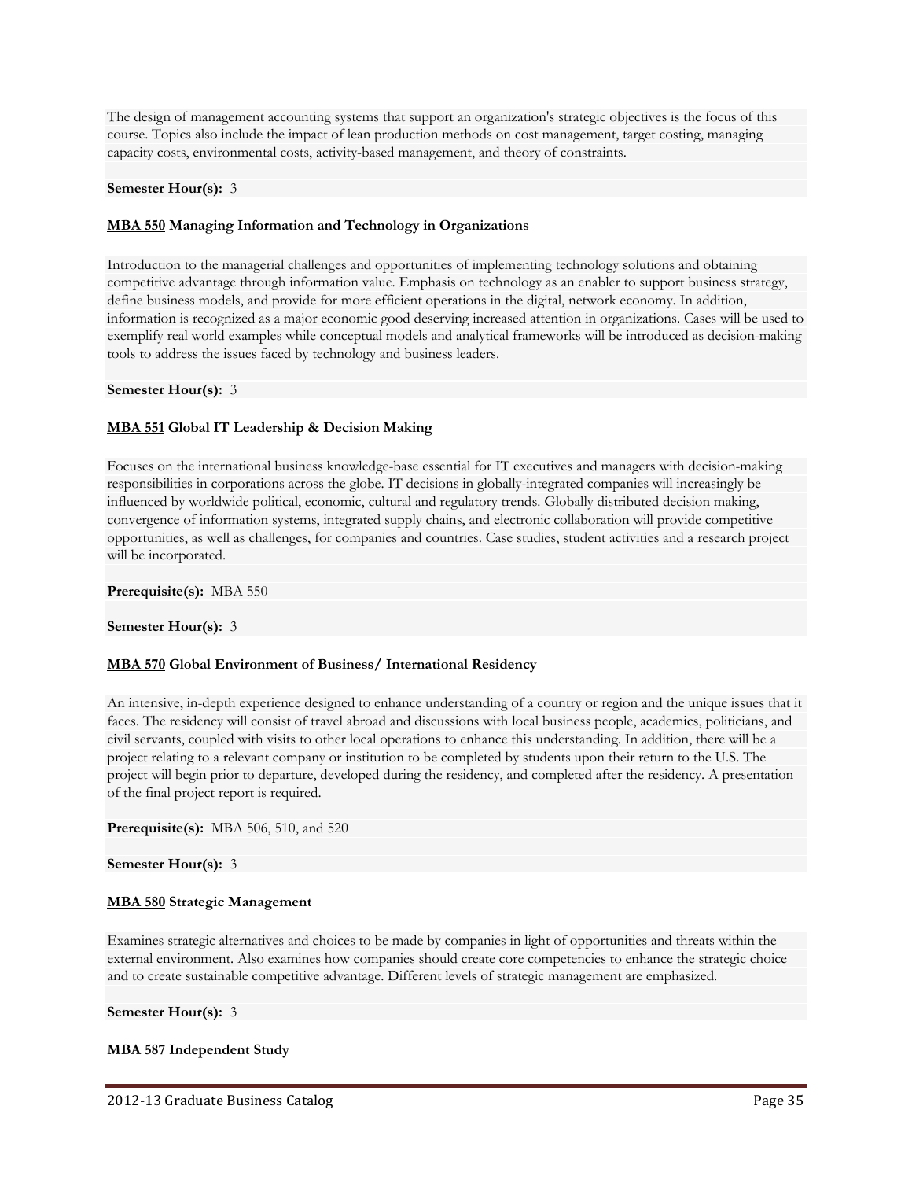The design of management accounting systems that support an organization's strategic objectives is the focus of this course. Topics also include the impact of lean production methods on cost management, target costing, managing capacity costs, environmental costs, activity-based management, and theory of constraints.

**Semester Hour(s):** 3

**MBA 550 Managing Information and Technology in Organizations**

Introduction to the managerial challenges and opportunities of implementing technology solutions and obtaining competitive advantage through information value. Emphasis on technology as an enabler to support business strategy, define business models, and provide for more efficient operations in the digital, network economy. In addition, information is recognized as a major economic good deserving increased attention in organizations. Cases will be used to exemplify real world examples while conceptual models and analytical frameworks will be introduced as decision-making tools to address the issues faced by technology and business leaders.

**Semester Hour(s):** 3

**MBA 551 Global IT Leadership & Decision Making**

Focuses on the international business knowledge-base essential for IT executives and managers with decision-making responsibilities in corporations across the globe. IT decisions in globally-integrated companies will increasingly be influenced by worldwide political, economic, cultural and regulatory trends. Globally distributed decision making, convergence of information systems, integrated supply chains, and electronic collaboration will provide competitive opportunities, as well as challenges, for companies and countries. Case studies, student activities and a research project will be incorporated.

**Prerequisite(s):** MBA 550

**Semester Hour(s):** 3

**MBA 570 Global Environment of Business/ International Residency**

An intensive, in-depth experience designed to enhance understanding of a country or region and the unique issues that it faces. The residency will consist of travel abroad and discussions with local business people, academics, politicians, and civil servants, coupled with visits to other local operations to enhance this understanding. In addition, there will be a project relating to a relevant company or institution to be completed by students upon their return to the U.S. The project will begin prior to departure, developed during the residency, and completed after the residency. A presentation of the final project report is required.

**Prerequisite(s):** MBA 506, 510, and 520

**Semester Hour(s):** 3

**MBA 580 Strategic Management**

Examines strategic alternatives and choices to be made by companies in light of opportunities and threats within the external environment. Also examines how companies should create core competencies to enhance the strategic choice and to create sustainable competitive advantage. Different levels of strategic management are emphasized.

**Semester Hour(s):** 3

**MBA 587 Independent Study**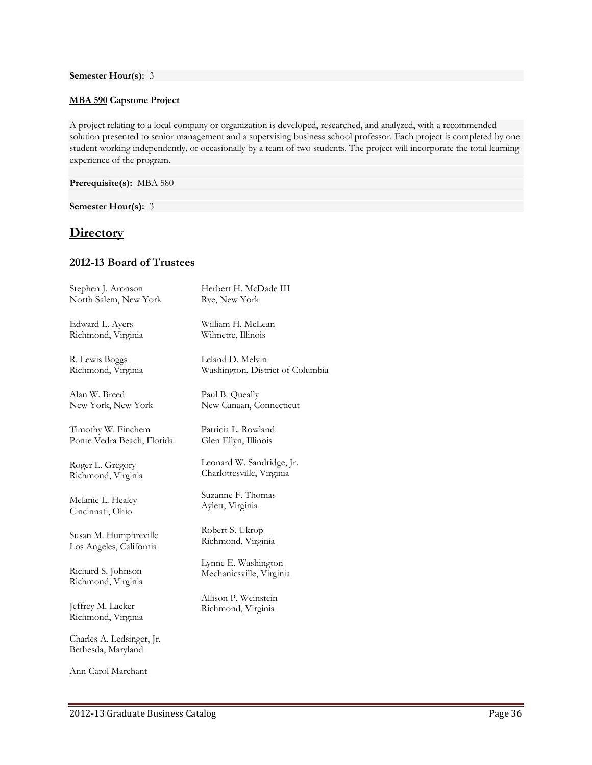**Semester Hour(s):** 3

**MBA 590 Capstone Project**

A project relating to a local company or organization is developed, researched, and analyzed, with a recommended solution presented to senior management and a supervising business school professor. Each project is completed by one student working independently, or occasionally by a team of two students. The project will incorporate the total learning experience of the program.

**Prerequisite(s):** MBA 580

**Semester Hour(s):** 3

# Directory

## 2012-13 Board of Trustees

Stephen J. Aronson
North Salem, New York

Edward L. Ayers
Richmond, Virginia

R. Lewis Boggs
Richmond, Virginia

Alan W. Breed
New York, New York

Timothy W. Finchem
Ponte Vedra Beach, Florida

Roger L. Gregory
Richmond, Virginia

Melanie L. Healey
Cincinnati, Ohio

Susan M. Humphreville
Los Angeles, California

Richard S. Johnson
Richmond, Virginia

Jeffrey M. Lacker
Richmond, Virginia

Charles A. Ledsinger, Jr.
Bethesda, Maryland

Ann Carol Marchant

Herbert H. McDade III
Rye, New York

William H. McLean
Wilmette, Illinois

Leland D. Melvin
Washington, District of Columbia

Paul B. Queally
New Canaan, Connecticut

Patricia L. Rowland
Glen Ellyn, Illinois

Leonard W. Sandridge, Jr.
Charlottesville, Virginia

Suzanne F. Thomas
Aylett, Virginia

Robert S. Ukrop
Richmond, Virginia

Lynne E. Washington
Mechanicsville, Virginia

Allison P. Weinstein
Richmond, Virginia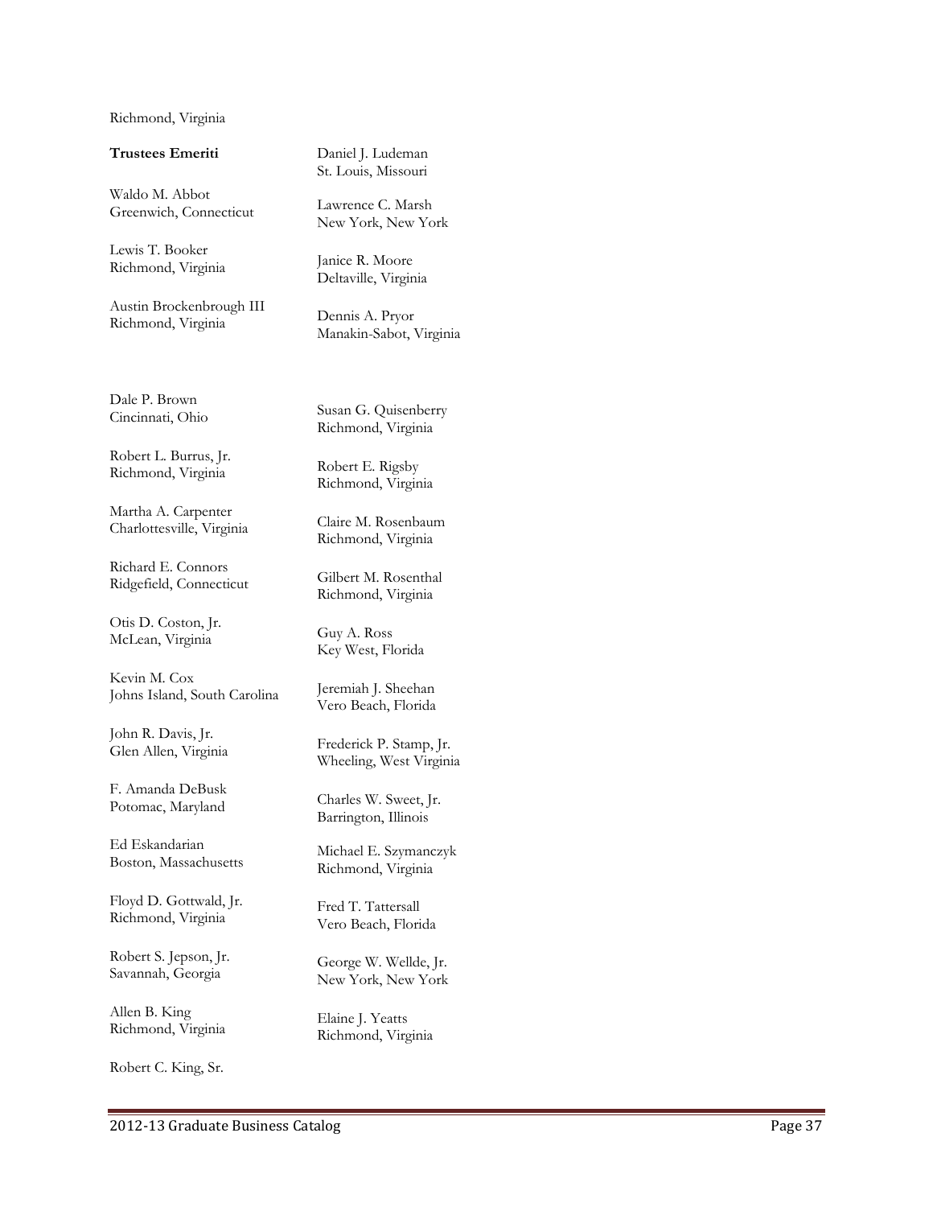Richmond, Virginia

**Trustees Emeriti**

Waldo M. Abbot
Greenwich, Connecticut

Lewis T. Booker
Richmond, Virginia

Austin Brockenbrough III
Richmond, Virginia

Dale P. Brown
Cincinnati, Ohio

Robert L. Burrus, Jr.
Richmond, Virginia

Martha A. Carpenter
Charlottesville, Virginia

Richard E. Connors
Ridgefield, Connecticut

Otis D. Coston, Jr.
McLean, Virginia

Kevin M. Cox
Johns Island, South Carolina

John R. Davis, Jr.
Glen Allen, Virginia

F. Amanda DeBusk
Potomac, Maryland

Ed Eskandarian
Boston, Massachusetts

Floyd D. Gottwald, Jr.
Richmond, Virginia

Robert S. Jepson, Jr.
Savannah, Georgia

Allen B. King
Richmond, Virginia

Robert C. King, Sr.

Daniel J. Ludeman
St. Louis, Missouri

Lawrence C. Marsh
New York, New York

Janice R. Moore
Deltaville, Virginia

Dennis A. Pryor
Manakin-Sabot, Virginia

Susan G. Quisenberry
Richmond, Virginia

Robert E. Rigsby
Richmond, Virginia

Claire M. Rosenbaum
Richmond, Virginia

Gilbert M. Rosenthal
Richmond, Virginia

Guy A. Ross
Key West, Florida

Jeremiah J. Sheehan
Vero Beach, Florida

Frederick P. Stamp, Jr.
Wheeling, West Virginia

Charles W. Sweet, Jr.
Barrington, Illinois

Michael E. Szymanczyk
Richmond, Virginia

Fred T. Tattersall
Vero Beach, Florida

George W. Wellde, Jr.
New York, New York

Elaine J. Yeatts
Richmond, Virginia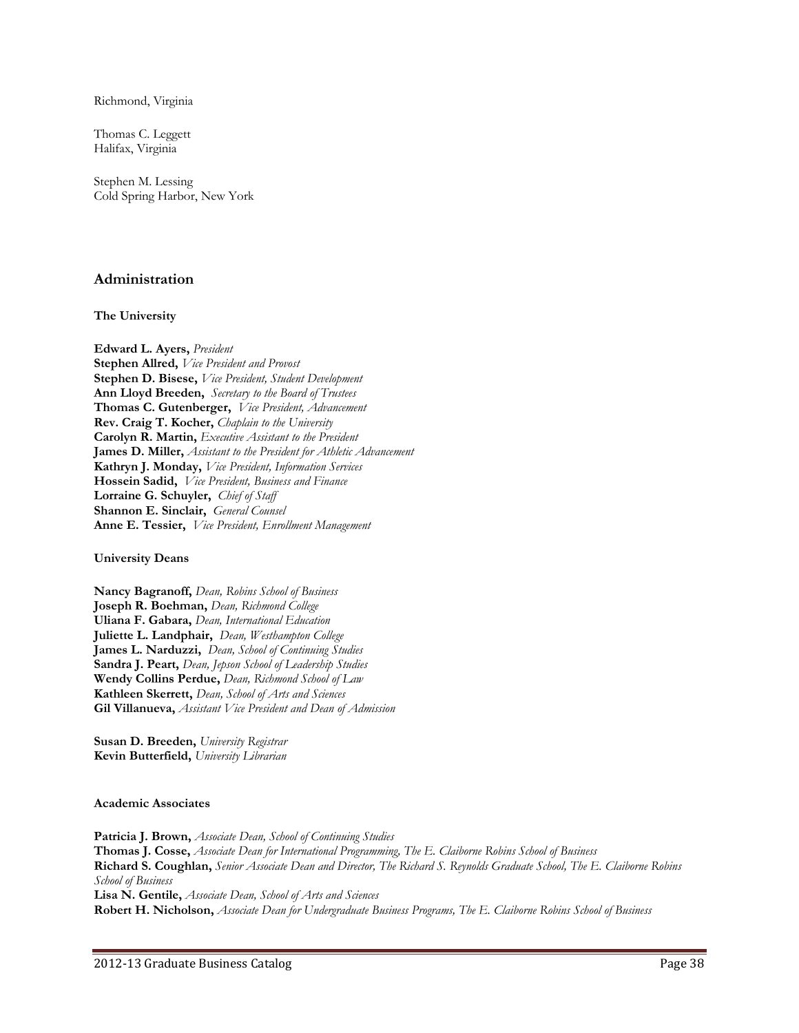Richmond, Virginia

Thomas C. Leggett
Halifax, Virginia

Stephen M. Lessing
Cold Spring Harbor, New York

## Administration

### The University

**Edward L. Ayers,** *President*
**Stephen Allred,** *Vice President and Provost*
**Stephen D. Bisese,** *Vice President, Student Development*
**Ann Lloyd Breeden,** *Secretary to the Board of Trustees*
**Thomas C. Gutenberger,** *Vice President, Advancement*
**Rev. Craig T. Kocher,** *Chaplain to the University*
**Carolyn R. Martin,** *Executive Assistant to the President*
**James D. Miller,** *Assistant to the President for Athletic Advancement*
**Kathryn J. Monday,** *Vice President, Information Services*
**Hossein Sadid,** *Vice President, Business and Finance*
**Lorraine G. Schuyler,** *Chief of Staff*
**Shannon E. Sinclair,** *General Counsel*
**Anne E. Tessier,** *Vice President, Enrollment Management*

### University Deans

**Nancy Bagranoff,** *Dean, Robins School of Business*
**Joseph R. Boehman,** *Dean, Richmond College*
**Uliana F. Gabara,** *Dean, International Education*
**Juliette L. Landphair,** *Dean, Westhampton College*
**James L. Narduzzi,** *Dean, School of Continuing Studies*
**Sandra J. Peart,** *Dean, Jepson School of Leadership Studies*
**Wendy Collins Perdue,** *Dean, Richmond School of Law*
**Kathleen Skerrett,** *Dean, School of Arts and Sciences*
**Gil Villanueva,** *Assistant Vice President and Dean of Admission*

**Susan D. Breeden,** *University Registrar*
**Kevin Butterfield,** *University Librarian*

### Academic Associates

**Patricia J. Brown,** *Associate Dean, School of Continuing Studies*
**Thomas J. Cosse,** *Associate Dean for International Programming, The E. Claiborne Robins School of Business*
**Richard S. Coughlan,** *Senior Associate Dean and Director, The Richard S. Reynolds Graduate School, The E. Claiborne Robins School of Business*
**Lisa N. Gentile,** *Associate Dean, School of Arts and Sciences*
**Robert H. Nicholson,** *Associate Dean for Undergraduate Business Programs, The E. Claiborne Robins School of Business*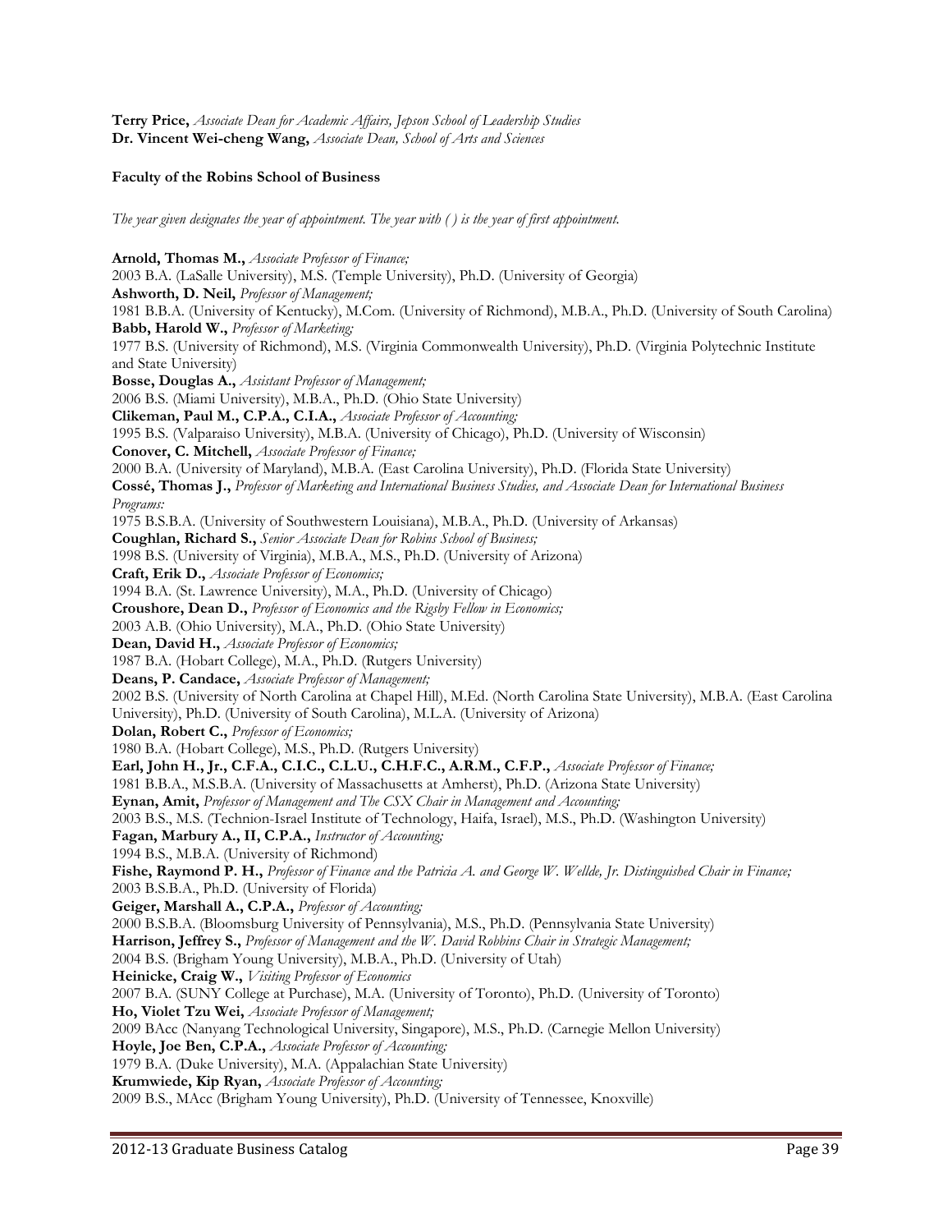**Terry Price,** *Associate Dean for Academic Affairs, Jepson School of Leadership Studies*
**Dr. Vincent Wei-cheng Wang,** *Associate Dean, School of Arts and Sciences*

**Faculty of the Robins School of Business**

*The year given designates the year of appointment. The year with ( ) is the year of first appointment.*

**Arnold, Thomas M.,** *Associate Professor of Finance;*
2003 B.A. (LaSalle University), M.S. (Temple University), Ph.D. (University of Georgia)
**Ashworth, D. Neil,** *Professor of Management;*
1981 B.B.A. (University of Kentucky), M.Com. (University of Richmond), M.B.A., Ph.D. (University of South Carolina)
**Babb, Harold W.,** *Professor of Marketing;*
1977 B.S. (University of Richmond), M.S. (Virginia Commonwealth University), Ph.D. (Virginia Polytechnic Institute and State University)
**Bosse, Douglas A.,** *Assistant Professor of Management;*
2006 B.S. (Miami University), M.B.A., Ph.D. (Ohio State University)
**Clikeman, Paul M., C.P.A., C.I.A.,** *Associate Professor of Accounting;*
1995 B.S. (Valparaiso University), M.B.A. (University of Chicago), Ph.D. (University of Wisconsin)
**Conover, C. Mitchell,** *Associate Professor of Finance;*
2000 B.A. (University of Maryland), M.B.A. (East Carolina University), Ph.D. (Florida State University)
**Cossé, Thomas J.,** *Professor of Marketing and International Business Studies, and Associate Dean for International Business Programs:*
1975 B.S.B.A. (University of Southwestern Louisiana), M.B.A., Ph.D. (University of Arkansas)
**Coughlan, Richard S.,** *Senior Associate Dean for Robins School of Business;*
1998 B.S. (University of Virginia), M.B.A., M.S., Ph.D. (University of Arizona)
**Craft, Erik D.,** *Associate Professor of Economics;*
1994 B.A. (St. Lawrence University), M.A., Ph.D. (University of Chicago)
**Croushore, Dean D.,** *Professor of Economics and the Rigsby Fellow in Economics;*
2003 A.B. (Ohio University), M.A., Ph.D. (Ohio State University)
**Dean, David H.,** *Associate Professor of Economics;*
1987 B.A. (Hobart College), M.A., Ph.D. (Rutgers University)
**Deans, P. Candace,** *Associate Professor of Management;*
2002 B.S. (University of North Carolina at Chapel Hill), M.Ed. (North Carolina State University), M.B.A. (East Carolina University), Ph.D. (University of South Carolina), M.L.A. (University of Arizona)
**Dolan, Robert C.,** *Professor of Economics;*
1980 B.A. (Hobart College), M.S., Ph.D. (Rutgers University)
**Earl, John H., Jr., C.F.A., C.I.C., C.L.U., C.H.F.C., A.R.M., C.F.P.,** *Associate Professor of Finance;*
1981 B.B.A., M.S.B.A. (University of Massachusetts at Amherst), Ph.D. (Arizona State University)
**Eynan, Amit,** *Professor of Management and The CSX Chair in Management and Accounting;*
2003 B.S., M.S. (Technion-Israel Institute of Technology, Haifa, Israel), M.S., Ph.D. (Washington University)
**Fagan, Marbury A., II, C.P.A.,** *Instructor of Accounting;*
1994 B.S., M.B.A. (University of Richmond)
**Fishe, Raymond P. H.,** *Professor of Finance and the Patricia A. and George W. Wellde, Jr. Distinguished Chair in Finance;*
2003 B.S.B.A., Ph.D. (University of Florida)
**Geiger, Marshall A., C.P.A.,** *Professor of Accounting;*
2000 B.S.B.A. (Bloomsburg University of Pennsylvania), M.S., Ph.D. (Pennsylvania State University)
**Harrison, Jeffrey S.,** *Professor of Management and the W. David Robbins Chair in Strategic Management;*
2004 B.S. (Brigham Young University), M.B.A., Ph.D. (University of Utah)
**Heinicke, Craig W.,** *Visiting Professor of Economics*
2007 B.A. (SUNY College at Purchase), M.A. (University of Toronto), Ph.D. (University of Toronto)
**Ho, Violet Tzu Wei,** *Associate Professor of Management;*
2009 BAcc (Nanyang Technological University, Singapore), M.S., Ph.D. (Carnegie Mellon University)
**Hoyle, Joe Ben, C.P.A.,** *Associate Professor of Accounting;*
1979 B.A. (Duke University), M.A. (Appalachian State University)
**Krumwiede, Kip Ryan,** *Associate Professor of Accounting;*
2009 B.S., MAcc (Brigham Young University), Ph.D. (University of Tennessee, Knoxville)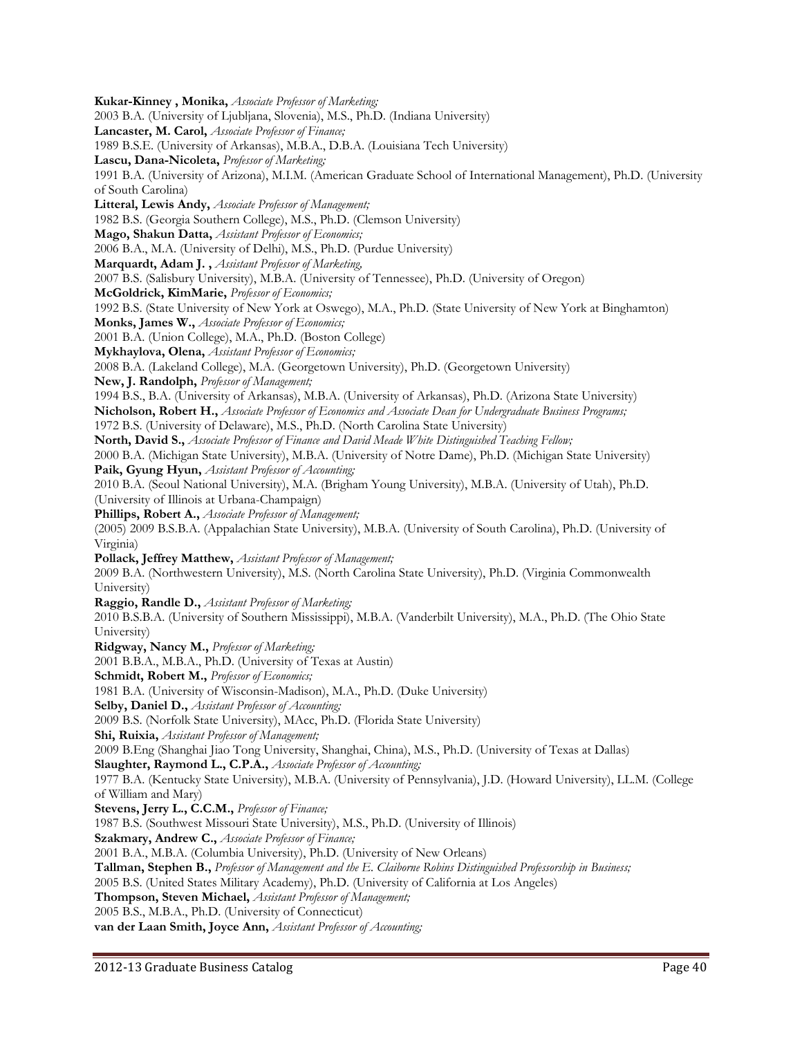**Kukar-Kinney , Monika,** *Associate Professor of Marketing;*
2003 B.A. (University of Ljubljana, Slovenia), M.S., Ph.D. (Indiana University)

**Lancaster, M. Carol,** *Associate Professor of Finance;*
1989 B.S.E. (University of Arkansas), M.B.A., D.B.A. (Louisiana Tech University)

**Lascu, Dana-Nicoleta,** *Professor of Marketing;*
1991 B.A. (University of Arizona), M.I.M. (American Graduate School of International Management), Ph.D. (University of South Carolina)

**Litteral, Lewis Andy,** *Associate Professor of Management;*
1982 B.S. (Georgia Southern College), M.S., Ph.D. (Clemson University)

**Mago, Shakun Datta,** *Assistant Professor of Economics;*
2006 B.A., M.A. (University of Delhi), M.S., Ph.D. (Purdue University)

**Marquardt, Adam J. ,** *Assistant Professor of Marketing,*
2007 B.S. (Salisbury University), M.B.A. (University of Tennessee), Ph.D. (University of Oregon)

**McGoldrick, KimMarie,** *Professor of Economics;*
1992 B.S. (State University of New York at Oswego), M.A., Ph.D. (State University of New York at Binghamton)

**Monks, James W.,** *Associate Professor of Economics;*
2001 B.A. (Union College), M.A., Ph.D. (Boston College)

**Mykhaylova, Olena,** *Assistant Professor of Economics;*
2008 B.A. (Lakeland College), M.A. (Georgetown University), Ph.D. (Georgetown University)

**New, J. Randolph,** *Professor of Management;*
1994 B.S., B.A. (University of Arkansas), M.B.A. (University of Arkansas), Ph.D. (Arizona State University)

**Nicholson, Robert H.,** *Associate Professor of Economics and Associate Dean for Undergraduate Business Programs;*
1972 B.S. (University of Delaware), M.S., Ph.D. (North Carolina State University)

**North, David S.,** *Associate Professor of Finance and David Meade White Distinguished Teaching Fellow;*
2000 B.A. (Michigan State University), M.B.A. (University of Notre Dame), Ph.D. (Michigan State University)

**Paik, Gyung Hyun,** *Assistant Professor of Accounting;*
2010 B.A. (Seoul National University), M.A. (Brigham Young University), M.B.A. (University of Utah), Ph.D. (University of Illinois at Urbana-Champaign)

**Phillips, Robert A.,** *Associate Professor of Management;*
(2005) 2009 B.S.B.A. (Appalachian State University), M.B.A. (University of South Carolina), Ph.D. (University of Virginia)

**Pollack, Jeffrey Matthew,** *Assistant Professor of Management;*
2009 B.A. (Northwestern University), M.S. (North Carolina State University), Ph.D. (Virginia Commonwealth University)

**Raggio, Randle D.,** *Assistant Professor of Marketing;*
2010 B.S.B.A. (University of Southern Mississippi), M.B.A. (Vanderbilt University), M.A., Ph.D. (The Ohio State University)

**Ridgway, Nancy M.,** *Professor of Marketing;*
2001 B.B.A., M.B.A., Ph.D. (University of Texas at Austin)

**Schmidt, Robert M.,** *Professor of Economics;*
1981 B.A. (University of Wisconsin-Madison), M.A., Ph.D. (Duke University)

**Selby, Daniel D.,** *Assistant Professor of Accounting;*
2009 B.S. (Norfolk State University), MAcc, Ph.D. (Florida State University)

**Shi, Ruixia,** *Assistant Professor of Management;*
2009 B.Eng (Shanghai Jiao Tong University, Shanghai, China), M.S., Ph.D. (University of Texas at Dallas)

**Slaughter, Raymond L., C.P.A.,** *Associate Professor of Accounting;*
1977 B.A. (Kentucky State University), M.B.A. (University of Pennsylvania), J.D. (Howard University), LL.M. (College of William and Mary)

**Stevens, Jerry L., C.C.M.,** *Professor of Finance;*
1987 B.S. (Southwest Missouri State University), M.S., Ph.D. (University of Illinois)

**Szakmary, Andrew C.,** *Associate Professor of Finance;*
2001 B.A., M.B.A. (Columbia University), Ph.D. (University of New Orleans)

**Tallman, Stephen B.,** *Professor of Management and the E. Claiborne Robins Distinguished Professorship in Business;*
2005 B.S. (United States Military Academy), Ph.D. (University of California at Los Angeles)

**Thompson, Steven Michael,** *Assistant Professor of Management;*
2005 B.S., M.B.A., Ph.D. (University of Connecticut)

**van der Laan Smith, Joyce Ann,** *Assistant Professor of Accounting;*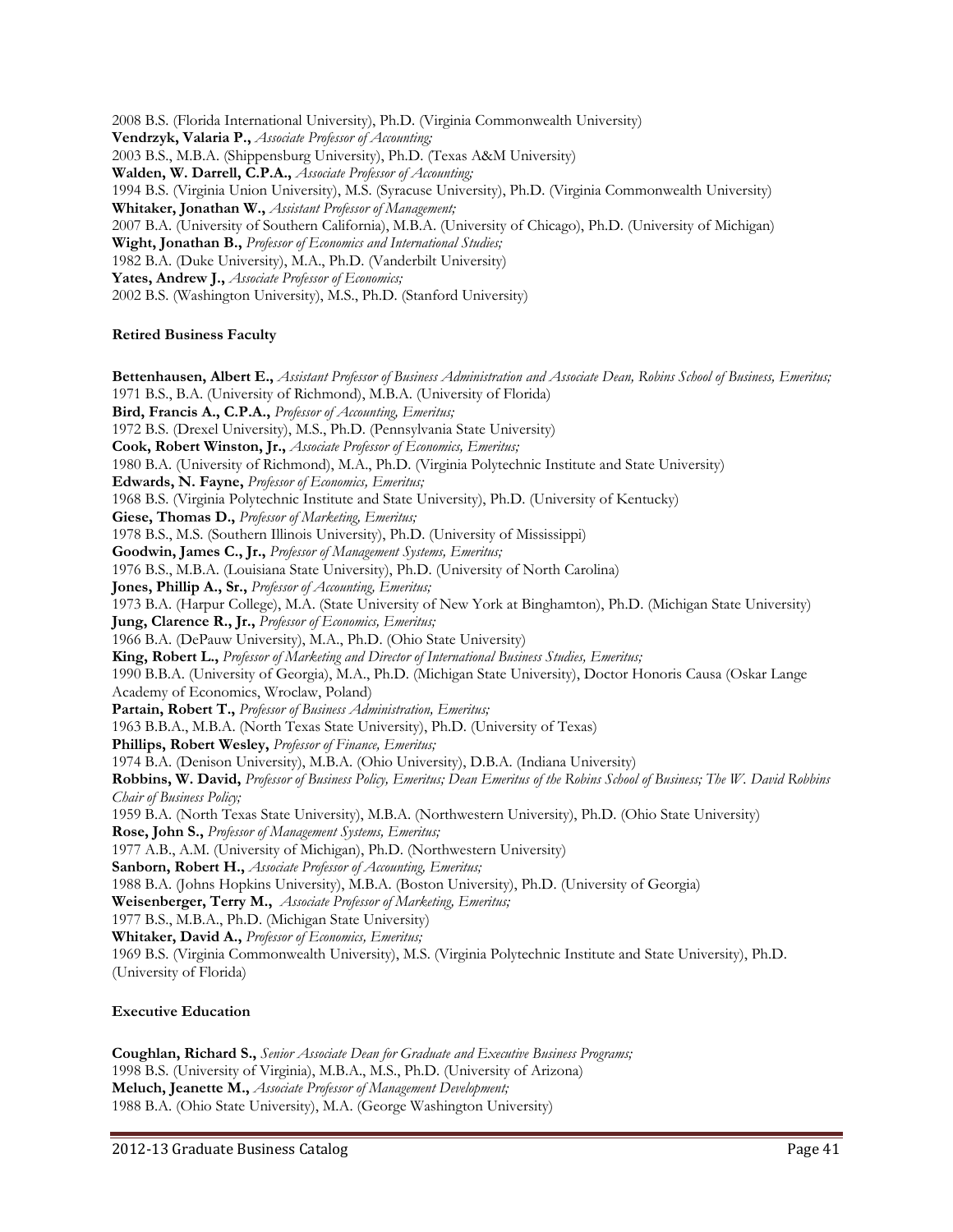2008 B.S. (Florida International University), Ph.D. (Virginia Commonwealth University)
**Vendrzyk, Valaria P.,** *Associate Professor of Accounting;*
2003 B.S., M.B.A. (Shippensburg University), Ph.D. (Texas A&M University)
**Walden, W. Darrell, C.P.A.,** *Associate Professor of Accounting;*
1994 B.S. (Virginia Union University), M.S. (Syracuse University), Ph.D. (Virginia Commonwealth University)
**Whitaker, Jonathan W.,** *Assistant Professor of Management;*
2007 B.A. (University of Southern California), M.B.A. (University of Chicago), Ph.D. (University of Michigan)
**Wight, Jonathan B.,** *Professor of Economics and International Studies;*
1982 B.A. (Duke University), M.A., Ph.D. (Vanderbilt University)
**Yates, Andrew J.,** *Associate Professor of Economics;*
2002 B.S. (Washington University), M.S., Ph.D. (Stanford University)

**Retired Business Faculty**

**Bettenhausen, Albert E.,** *Assistant Professor of Business Administration and Associate Dean, Robins School of Business, Emeritus;*
1971 B.S., B.A. (University of Richmond), M.B.A. (University of Florida)
**Bird, Francis A., C.P.A.,** *Professor of Accounting, Emeritus;*
1972 B.S. (Drexel University), M.S., Ph.D. (Pennsylvania State University)
**Cook, Robert Winston, Jr.,** *Associate Professor of Economics, Emeritus;*
1980 B.A. (University of Richmond), M.A., Ph.D. (Virginia Polytechnic Institute and State University)
**Edwards, N. Fayne,** *Professor of Economics, Emeritus;*
1968 B.S. (Virginia Polytechnic Institute and State University), Ph.D. (University of Kentucky)
**Giese, Thomas D.,** *Professor of Marketing, Emeritus;*
1978 B.S., M.S. (Southern Illinois University), Ph.D. (University of Mississippi)
**Goodwin, James C., Jr.,** *Professor of Management Systems, Emeritus;*
1976 B.S., M.B.A. (Louisiana State University), Ph.D. (University of North Carolina)
**Jones, Phillip A., Sr.,** *Professor of Accounting, Emeritus;*
1973 B.A. (Harpur College), M.A. (State University of New York at Binghamton), Ph.D. (Michigan State University)
**Jung, Clarence R., Jr.,** *Professor of Economics, Emeritus;*
1966 B.A. (DePauw University), M.A., Ph.D. (Ohio State University)
**King, Robert L.,** *Professor of Marketing and Director of International Business Studies, Emeritus;*
1990 B.B.A. (University of Georgia), M.A., Ph.D. (Michigan State University), Doctor Honoris Causa (Oskar Lange Academy of Economics, Wroclaw, Poland)
**Partain, Robert T.,** *Professor of Business Administration, Emeritus;*
1963 B.B.A., M.B.A. (North Texas State University), Ph.D. (University of Texas)
**Phillips, Robert Wesley,** *Professor of Finance, Emeritus;*
1974 B.A. (Denison University), M.B.A. (Ohio University), D.B.A. (Indiana University)
**Robbins, W. David,** *Professor of Business Policy, Emeritus; Dean Emeritus of the Robins School of Business; The W. David Robbins Chair of Business Policy;*
1959 B.A. (North Texas State University), M.B.A. (Northwestern University), Ph.D. (Ohio State University)
**Rose, John S.,** *Professor of Management Systems, Emeritus;*
1977 A.B., A.M. (University of Michigan), Ph.D. (Northwestern University)
**Sanborn, Robert H.,** *Associate Professor of Accounting, Emeritus;*
1988 B.A. (Johns Hopkins University), M.B.A. (Boston University), Ph.D. (University of Georgia)
**Weisenberger, Terry M.,** *Associate Professor of Marketing, Emeritus;*
1977 B.S., M.B.A., Ph.D. (Michigan State University)
**Whitaker, David A.,** *Professor of Economics, Emeritus;*
1969 B.S. (Virginia Commonwealth University), M.S. (Virginia Polytechnic Institute and State University), Ph.D. (University of Florida)

**Executive Education**

**Coughlan, Richard S.,** *Senior Associate Dean for Graduate and Executive Business Programs;*
1998 B.S. (University of Virginia), M.B.A., M.S., Ph.D. (University of Arizona)
**Meluch, Jeanette M.,** *Associate Professor of Management Development;*
1988 B.A. (Ohio State University), M.A. (George Washington University)